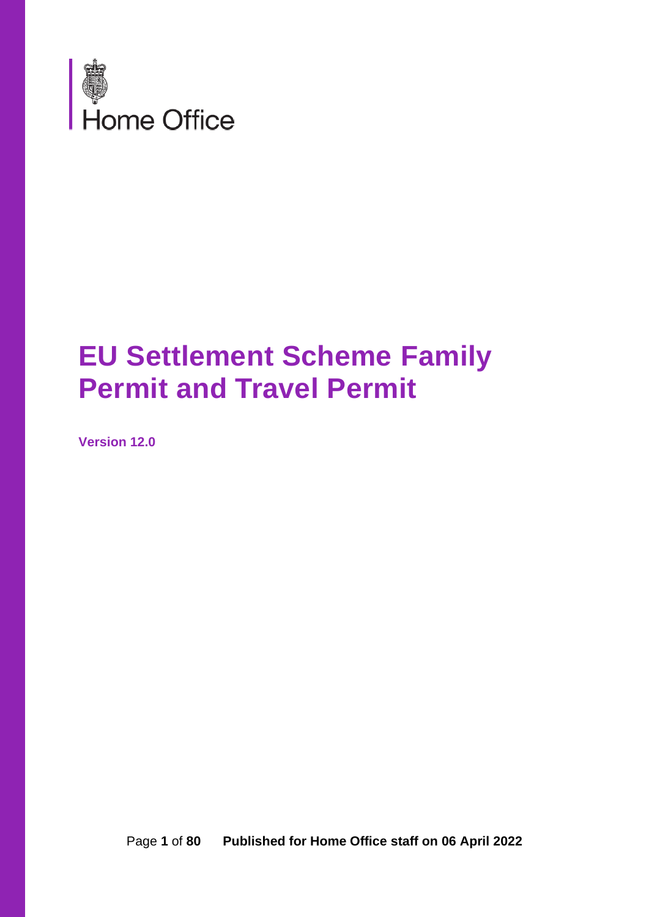Home Office

# EU Settlement Scheme Family Permit and Travel Permit

**Version 12.0**

**Published for Home Office staff on 06 April 2022**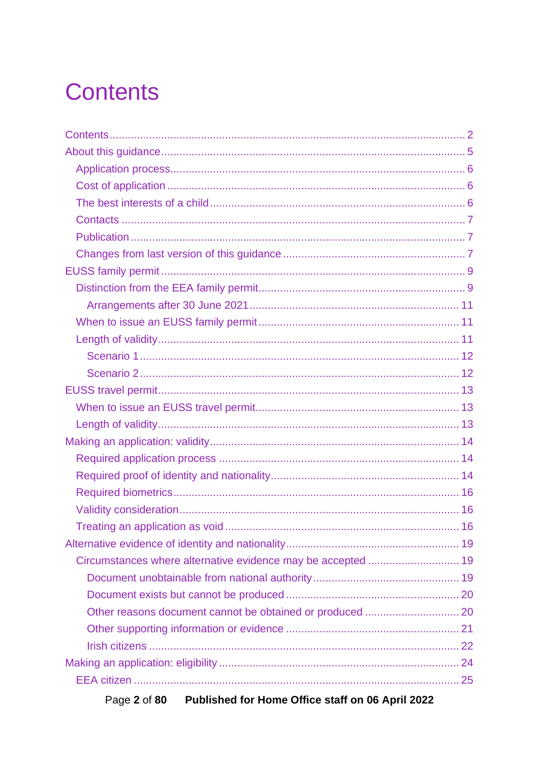# Contents

- Contents ... 2
- About this guidance ... 5
  - Application process ... 6
  - Cost of application ... 6
  - The best interests of a child ... 6
  - Contacts ... 7
  - Publication ... 7
  - Changes from last version of this guidance ... 7
- EUSS family permit ... 9
  - Distinction from the EEA family permit ... 9
    - Arrangements after 30 June 2021 ... 11
  - When to issue an EUSS family permit ... 11
  - Length of validity ... 11
    - Scenario 1 ... 12
    - Scenario 2 ... 12
- EUSS travel permit ... 13
  - When to issue an EUSS travel permit ... 13
  - Length of validity ... 13
- Making an application: validity ... 14
  - Required application process ... 14
  - Required proof of identity and nationality ... 14
  - Required biometrics ... 16
  - Validity consideration ... 16
  - Treating an application as void ... 16
- Alternative evidence of identity and nationality ... 19
  - Circumstances where alternative evidence may be accepted ... 19
    - Document unobtainable from national authority ... 19
    - Document exists but cannot be produced ... 20
    - Other reasons document cannot be obtained or produced ... 20
    - Other supporting information or evidence ... 21
    - Irish citizens ... 22
- Making an application: eligibility ... 24
  - EEA citizen ... 25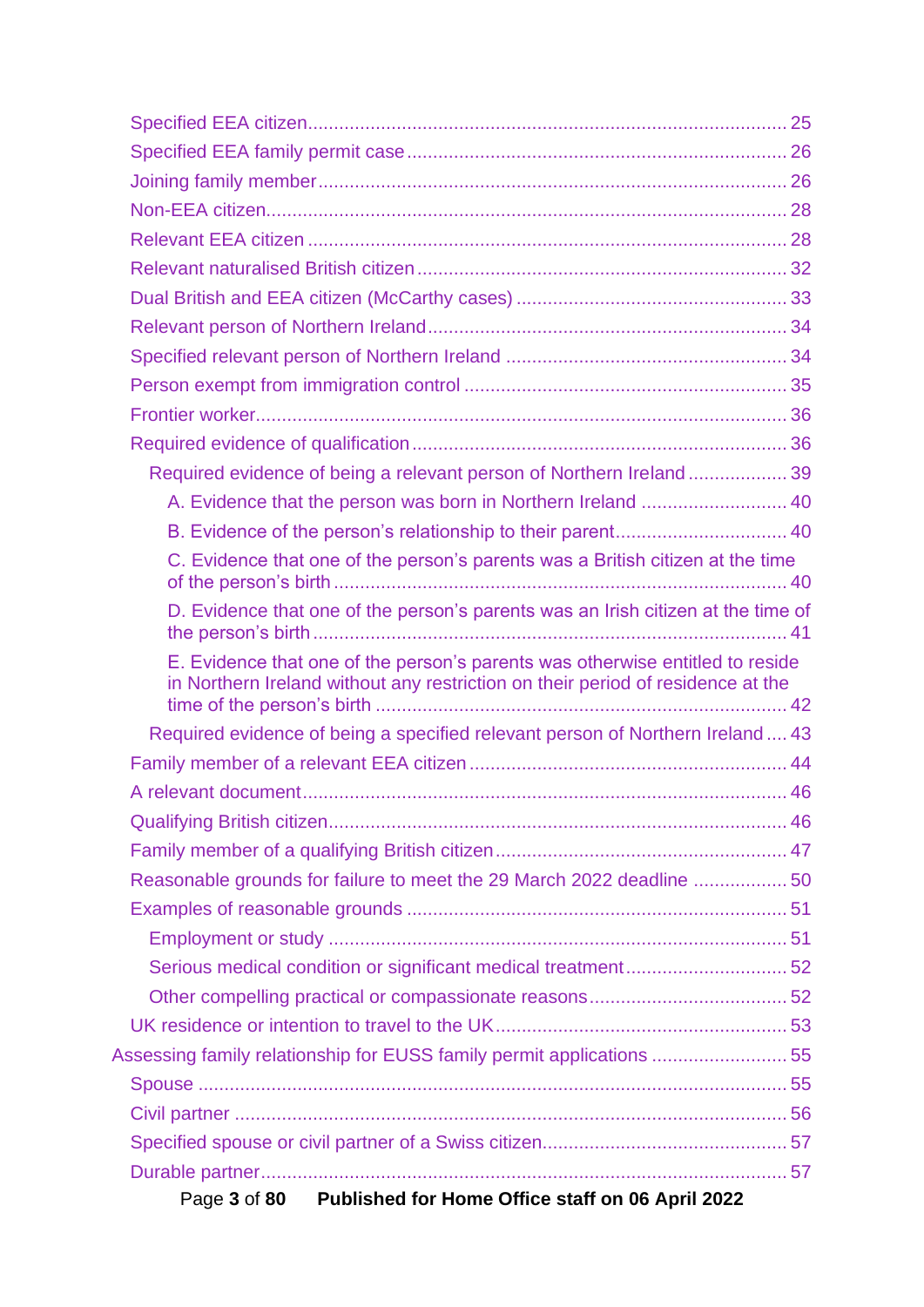- Specified EEA citizen ........................................................................ 25
- Specified EEA family permit case ....................................................... 26
- Joining family member ...................................................................... 26
- Non-EEA citizen ................................................................................ 28
- Relevant EEA citizen ......................................................................... 28
- Relevant naturalised British citizen .................................................... 32
- Dual British and EEA citizen (McCarthy cases) .................................... 33
- Relevant person of Northern Ireland ................................................... 34
- Specified relevant person of Northern Ireland ...................................... 34
- Person exempt from immigration control ............................................. 35
- Frontier worker .................................................................................. 36
- Required evidence of qualification ...................................................... 36
  - Required evidence of being a relevant person of Northern Ireland ................... 39
    - A. Evidence that the person was born in Northern Ireland ............................ 40
    - B. Evidence of the person’s relationship to their parent ................................ 40
    - C. Evidence that one of the person’s parents was a British citizen at the time of the person’s birth ........................................................................ 40
    - D. Evidence that one of the person’s parents was an Irish citizen at the time of the person’s birth ........................................................................ 41
    - E. Evidence that one of the person’s parents was otherwise entitled to reside in Northern Ireland without any restriction on their period of residence at the time of the person’s birth ........................................................................ 42
  - Required evidence of being a specified relevant person of Northern Ireland .... 43
- Family member of a relevant EEA citizen ............................................ 44
- A relevant document .......................................................................... 46
- Qualifying British citizen ..................................................................... 46
- Family member of a qualifying British citizen ........................................ 47
- Reasonable grounds for failure to meet the 29 March 2022 deadline .................. 50
- Examples of reasonable grounds ........................................................ 51
  - Employment or study ...................................................................... 51
  - Serious medical condition or significant medical treatment ............................... 52
  - Other compelling practical or compassionate reasons ..................................... 52
- UK residence or intention to travel to the UK ........................................ 53

Assessing family relationship for EUSS family permit applications .......................... 55

- Spouse ............................................................................................. 55
- Civil partner ...................................................................................... 56
- Specified spouse or civil partner of a Swiss citizen ................................ 57
- Durable partner .................................................................................. 57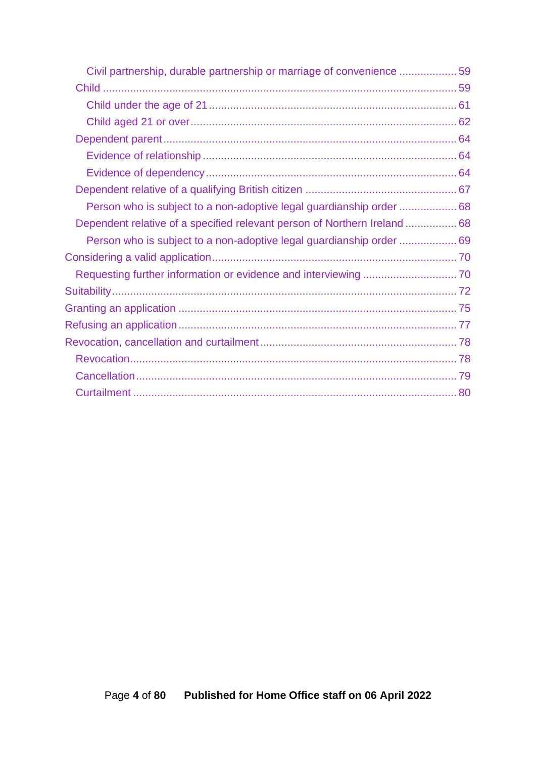- Civil partnership, durable partnership or marriage of convenience ................... 59
- Child ..................................................................................................... 59
  - Child under the age of 21 ................................................................. 61
  - Child aged 21 or over ....................................................................... 62
- Dependent parent ................................................................................. 64
  - Evidence of relationship ................................................................... 64
  - Evidence of dependency ................................................................... 64
- Dependent relative of a qualifying British citizen .................................. 67
  - Person who is subject to a non-adoptive legal guardianship order ................... 68
- Dependent relative of a specified relevant person of Northern Ireland ................. 68
  - Person who is subject to a non-adoptive legal guardianship order ................... 69

Considering a valid application ................................................................. 70
- Requesting further information or evidence and interviewing ............................... 70

Suitability ................................................................................................. 72

Granting an application ............................................................................. 75

Refusing an application ............................................................................. 77

Revocation, cancellation and curtailment ................................................... 78
- Revocation ............................................................................................ 78
- Cancellation .......................................................................................... 79
- Curtailment ........................................................................................... 80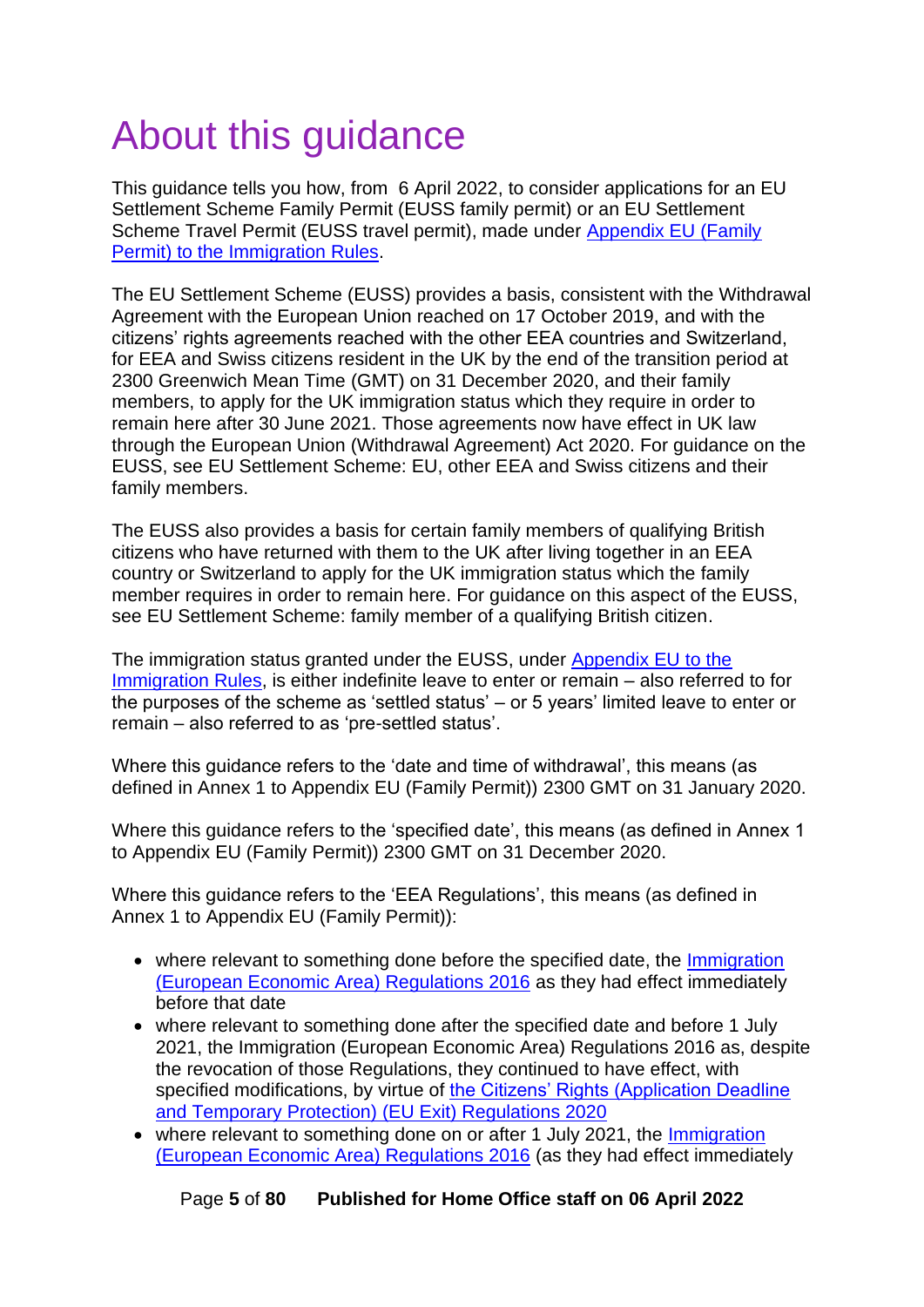# About this guidance

This guidance tells you how, from 6 April 2022, to consider applications for an EU Settlement Scheme Family Permit (EUSS family permit) or an EU Settlement Scheme Travel Permit (EUSS travel permit), made under [Appendix EU (Family Permit) to the Immigration Rules](#).

The EU Settlement Scheme (EUSS) provides a basis, consistent with the Withdrawal Agreement with the European Union reached on 17 October 2019, and with the citizens' rights agreements reached with the other EEA countries and Switzerland, for EEA and Swiss citizens resident in the UK by the end of the transition period at 2300 Greenwich Mean Time (GMT) on 31 December 2020, and their family members, to apply for the UK immigration status which they require in order to remain here after 30 June 2021. Those agreements now have effect in UK law through the European Union (Withdrawal Agreement) Act 2020. For guidance on the EUSS, see EU Settlement Scheme: EU, other EEA and Swiss citizens and their family members.

The EUSS also provides a basis for certain family members of qualifying British citizens who have returned with them to the UK after living together in an EEA country or Switzerland to apply for the UK immigration status which the family member requires in order to remain here. For guidance on this aspect of the EUSS, see EU Settlement Scheme: family member of a qualifying British citizen.

The immigration status granted under the EUSS, under [Appendix EU to the Immigration Rules](#), is either indefinite leave to enter or remain – also referred to for the purposes of the scheme as 'settled status' – or 5 years' limited leave to enter or remain – also referred to as 'pre-settled status'.

Where this guidance refers to the 'date and time of withdrawal', this means (as defined in Annex 1 to Appendix EU (Family Permit)) 2300 GMT on 31 January 2020.

Where this guidance refers to the 'specified date', this means (as defined in Annex 1 to Appendix EU (Family Permit)) 2300 GMT on 31 December 2020.

Where this guidance refers to the 'EEA Regulations', this means (as defined in Annex 1 to Appendix EU (Family Permit)):

- where relevant to something done before the specified date, the [Immigration (European Economic Area) Regulations 2016](#) as they had effect immediately before that date
- where relevant to something done after the specified date and before 1 July 2021, the Immigration (European Economic Area) Regulations 2016 as, despite the revocation of those Regulations, they continued to have effect, with specified modifications, by virtue of [the Citizens' Rights (Application Deadline and Temporary Protection) (EU Exit) Regulations 2020](#)
- where relevant to something done on or after 1 July 2021, the [Immigration (European Economic Area) Regulations 2016](#) (as they had effect immediately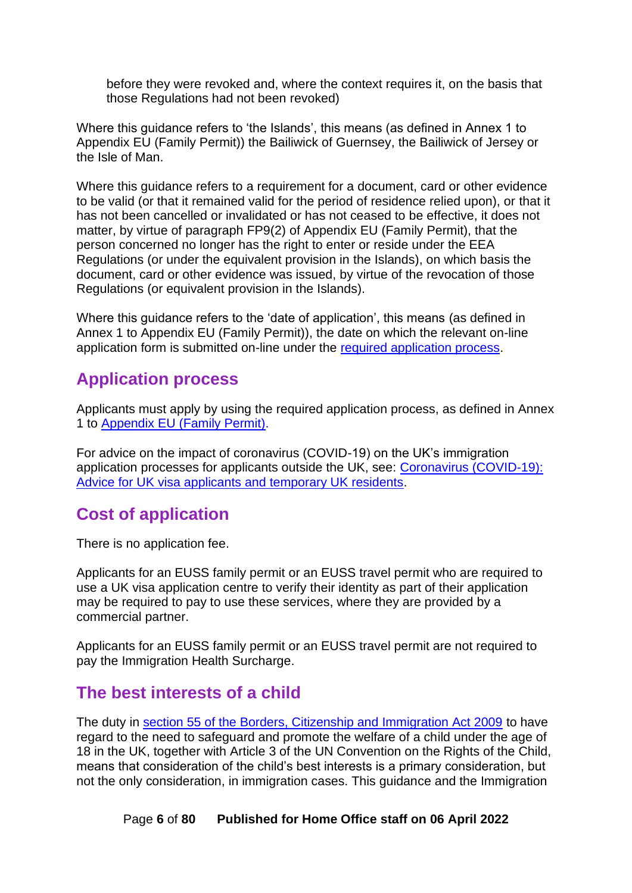before they were revoked and, where the context requires it, on the basis that those Regulations had not been revoked)

Where this guidance refers to 'the Islands', this means (as defined in Annex 1 to Appendix EU (Family Permit)) the Bailiwick of Guernsey, the Bailiwick of Jersey or the Isle of Man.

Where this guidance refers to a requirement for a document, card or other evidence to be valid (or that it remained valid for the period of residence relied upon), or that it has not been cancelled or invalidated or has not ceased to be effective, it does not matter, by virtue of paragraph FP9(2) of Appendix EU (Family Permit), that the person concerned no longer has the right to enter or reside under the EEA Regulations (or under the equivalent provision in the Islands), on which basis the document, card or other evidence was issued, by virtue of the revocation of those Regulations (or equivalent provision in the Islands).

Where this guidance refers to the 'date of application', this means (as defined in Annex 1 to Appendix EU (Family Permit)), the date on which the relevant on-line application form is submitted on-line under the [required application process](#).

## Application process

Applicants must apply by using the required application process, as defined in Annex 1 to [Appendix EU (Family Permit)](#).

For advice on the impact of coronavirus (COVID-19) on the UK's immigration application processes for applicants outside the UK, see: [Coronavirus (COVID-19): Advice for UK visa applicants and temporary UK residents](#).

## Cost of application

There is no application fee.

Applicants for an EUSS family permit or an EUSS travel permit who are required to use a UK visa application centre to verify their identity as part of their application may be required to pay to use these services, where they are provided by a commercial partner.

Applicants for an EUSS family permit or an EUSS travel permit are not required to pay the Immigration Health Surcharge.

## The best interests of a child

The duty in [section 55 of the Borders, Citizenship and Immigration Act 2009](#) to have regard to the need to safeguard and promote the welfare of a child under the age of 18 in the UK, together with Article 3 of the UN Convention on the Rights of the Child, means that consideration of the child's best interests is a primary consideration, but not the only consideration, in immigration cases. This guidance and the Immigration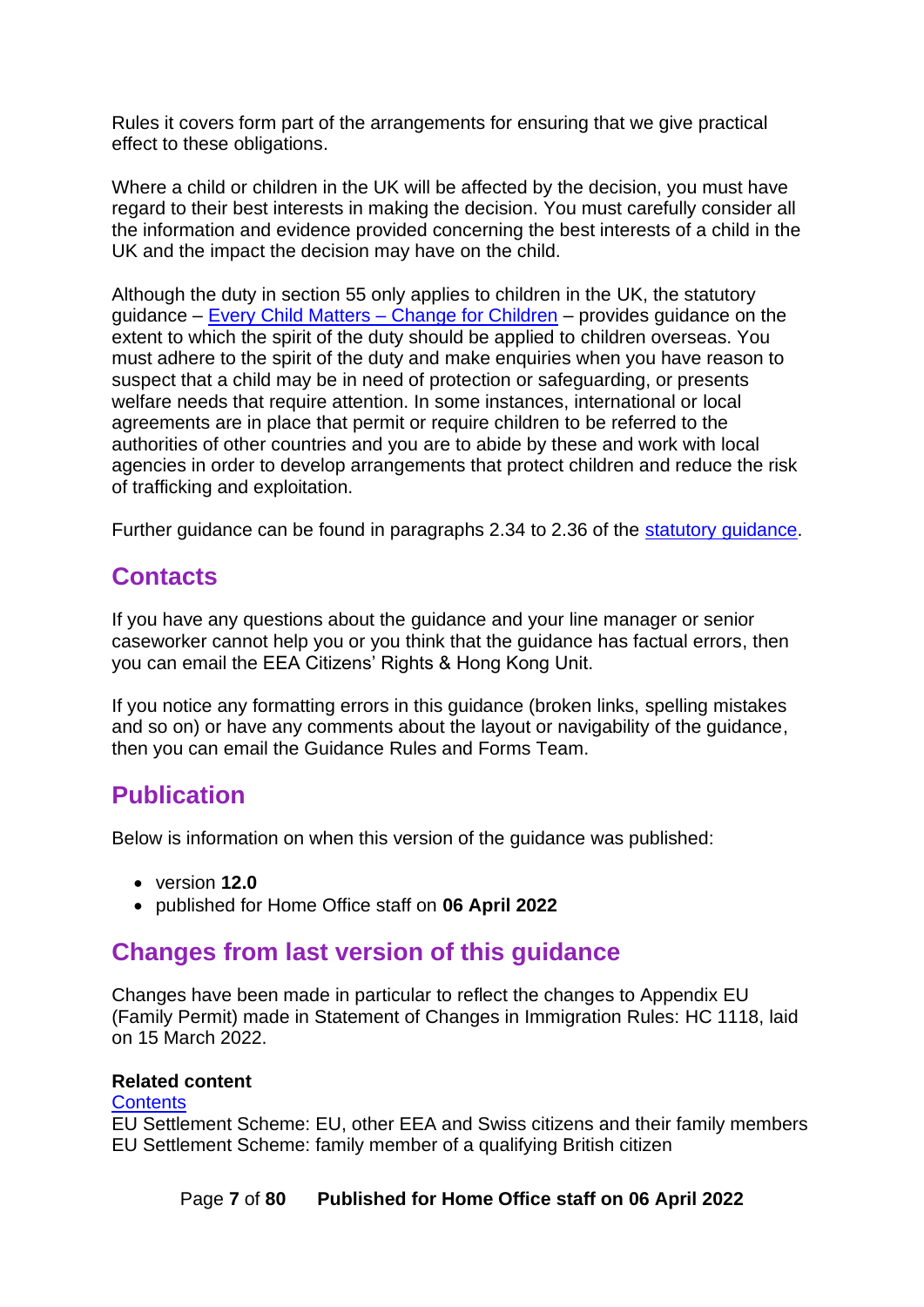Rules it covers form part of the arrangements for ensuring that we give practical effect to these obligations.

Where a child or children in the UK will be affected by the decision, you must have regard to their best interests in making the decision. You must carefully consider all the information and evidence provided concerning the best interests of a child in the UK and the impact the decision may have on the child.

Although the duty in section 55 only applies to children in the UK, the statutory guidance – [Every Child Matters – Change for Children]() – provides guidance on the extent to which the spirit of the duty should be applied to children overseas. You must adhere to the spirit of the duty and make enquiries when you have reason to suspect that a child may be in need of protection or safeguarding, or presents welfare needs that require attention. In some instances, international or local agreements are in place that permit or require children to be referred to the authorities of other countries and you are to abide by these and work with local agencies in order to develop arrangements that protect children and reduce the risk of trafficking and exploitation.

Further guidance can be found in paragraphs 2.34 to 2.36 of the [statutory guidance]().

## Contacts

If you have any questions about the guidance and your line manager or senior caseworker cannot help you or you think that the guidance has factual errors, then you can email the EEA Citizens' Rights & Hong Kong Unit.

If you notice any formatting errors in this guidance (broken links, spelling mistakes and so on) or have any comments about the layout or navigability of the guidance, then you can email the Guidance Rules and Forms Team.

## Publication

Below is information on when this version of the guidance was published:

- version **12.0**
- published for Home Office staff on **06 April 2022**

## Changes from last version of this guidance

Changes have been made in particular to reflect the changes to Appendix EU (Family Permit) made in Statement of Changes in Immigration Rules: HC 1118, laid on 15 March 2022.

**Related content**
[Contents]()
EU Settlement Scheme: EU, other EEA and Swiss citizens and their family members
EU Settlement Scheme: family member of a qualifying British citizen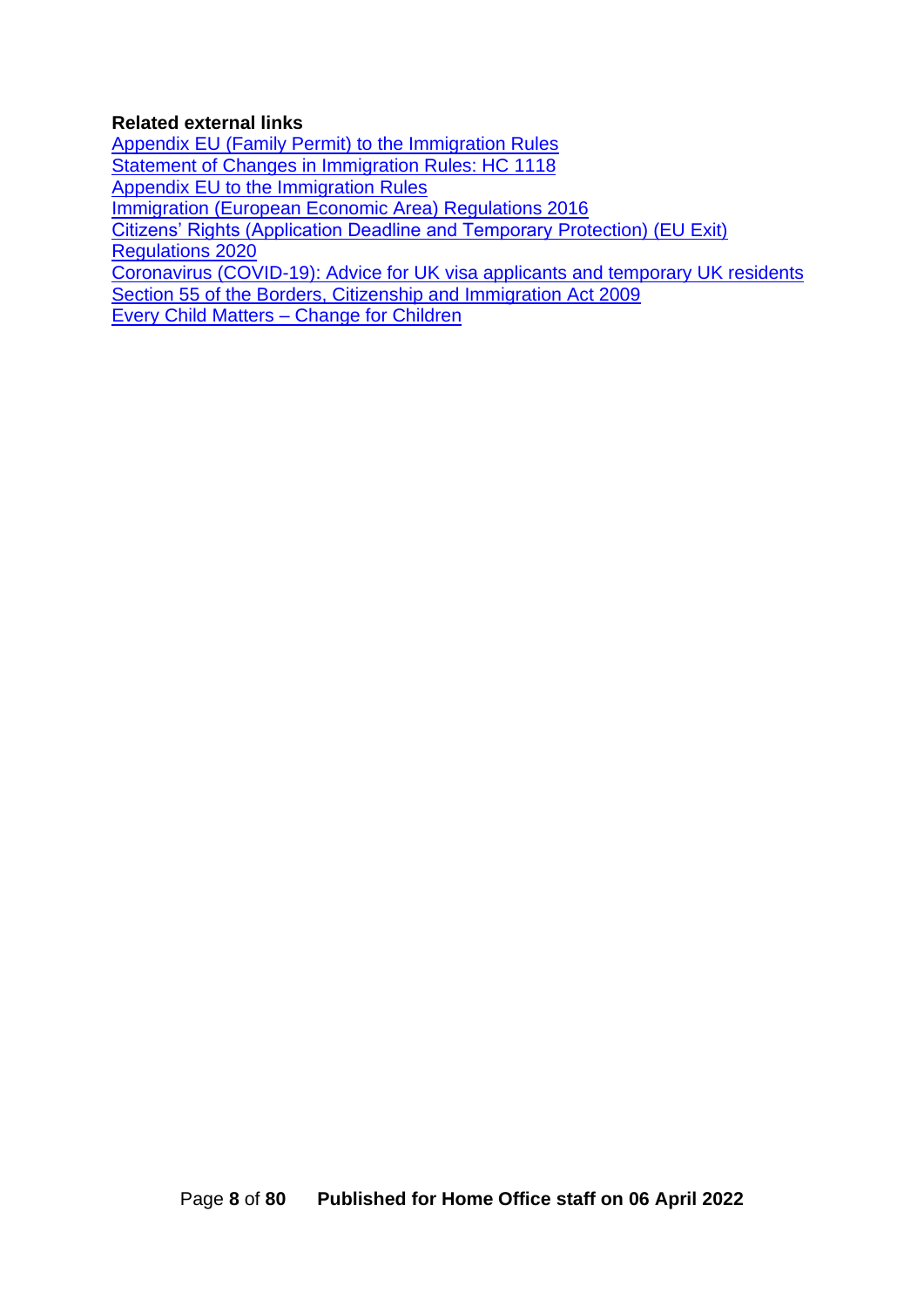**Related external links**

Appendix EU (Family Permit) to the Immigration Rules
Statement of Changes in Immigration Rules: HC 1118
Appendix EU to the Immigration Rules
Immigration (European Economic Area) Regulations 2016
Citizens' Rights (Application Deadline and Temporary Protection) (EU Exit) Regulations 2020
Coronavirus (COVID-19): Advice for UK visa applicants and temporary UK residents
Section 55 of the Borders, Citizenship and Immigration Act 2009
Every Child Matters – Change for Children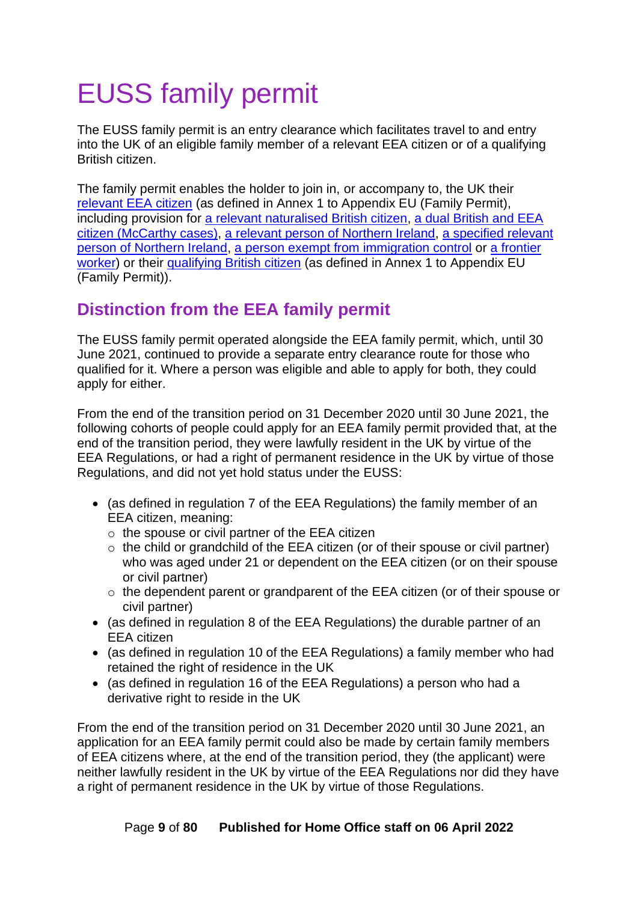# EUSS family permit

The EUSS family permit is an entry clearance which facilitates travel to and entry into the UK of an eligible family member of a relevant EEA citizen or of a qualifying British citizen.

The family permit enables the holder to join in, or accompany to, the UK their relevant EEA citizen (as defined in Annex 1 to Appendix EU (Family Permit), including provision for a relevant naturalised British citizen, a dual British and EEA citizen (McCarthy cases), a relevant person of Northern Ireland, a specified relevant person of Northern Ireland, a person exempt from immigration control or a frontier worker) or their qualifying British citizen (as defined in Annex 1 to Appendix EU (Family Permit)).

## Distinction from the EEA family permit

The EUSS family permit operated alongside the EEA family permit, which, until 30 June 2021, continued to provide a separate entry clearance route for those who qualified for it. Where a person was eligible and able to apply for both, they could apply for either.

From the end of the transition period on 31 December 2020 until 30 June 2021, the following cohorts of people could apply for an EEA family permit provided that, at the end of the transition period, they were lawfully resident in the UK by virtue of the EEA Regulations, or had a right of permanent residence in the UK by virtue of those Regulations, and did not yet hold status under the EUSS:

- (as defined in regulation 7 of the EEA Regulations) the family member of an EEA citizen, meaning:
  - the spouse or civil partner of the EEA citizen
  - the child or grandchild of the EEA citizen (or of their spouse or civil partner) who was aged under 21 or dependent on the EEA citizen (or on their spouse or civil partner)
  - the dependent parent or grandparent of the EEA citizen (or of their spouse or civil partner)
- (as defined in regulation 8 of the EEA Regulations) the durable partner of an EEA citizen
- (as defined in regulation 10 of the EEA Regulations) a family member who had retained the right of residence in the UK
- (as defined in regulation 16 of the EEA Regulations) a person who had a derivative right to reside in the UK

From the end of the transition period on 31 December 2020 until 30 June 2021, an application for an EEA family permit could also be made by certain family members of EEA citizens where, at the end of the transition period, they (the applicant) were neither lawfully resident in the UK by virtue of the EEA Regulations nor did they have a right of permanent residence in the UK by virtue of those Regulations.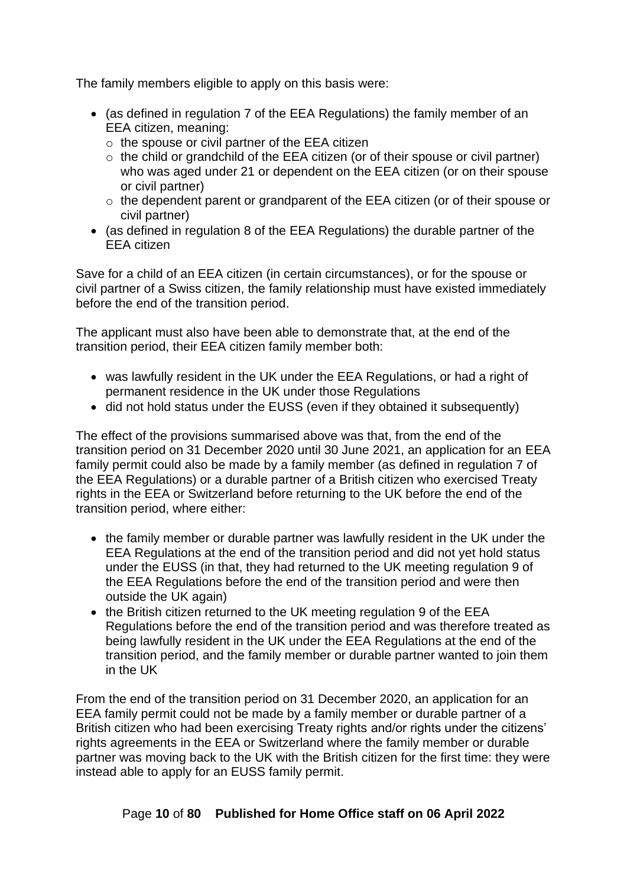The family members eligible to apply on this basis were:

- (as defined in regulation 7 of the EEA Regulations) the family member of an EEA citizen, meaning:
  - the spouse or civil partner of the EEA citizen
  - the child or grandchild of the EEA citizen (or of their spouse or civil partner) who was aged under 21 or dependent on the EEA citizen (or on their spouse or civil partner)
  - the dependent parent or grandparent of the EEA citizen (or of their spouse or civil partner)
- (as defined in regulation 8 of the EEA Regulations) the durable partner of the EEA citizen

Save for a child of an EEA citizen (in certain circumstances), or for the spouse or civil partner of a Swiss citizen, the family relationship must have existed immediately before the end of the transition period.

The applicant must also have been able to demonstrate that, at the end of the transition period, their EEA citizen family member both:

- was lawfully resident in the UK under the EEA Regulations, or had a right of permanent residence in the UK under those Regulations
- did not hold status under the EUSS (even if they obtained it subsequently)

The effect of the provisions summarised above was that, from the end of the transition period on 31 December 2020 until 30 June 2021, an application for an EEA family permit could also be made by a family member (as defined in regulation 7 of the EEA Regulations) or a durable partner of a British citizen who exercised Treaty rights in the EEA or Switzerland before returning to the UK before the end of the transition period, where either:

- the family member or durable partner was lawfully resident in the UK under the EEA Regulations at the end of the transition period and did not yet hold status under the EUSS (in that, they had returned to the UK meeting regulation 9 of the EEA Regulations before the end of the transition period and were then outside the UK again)
- the British citizen returned to the UK meeting regulation 9 of the EEA Regulations before the end of the transition period and was therefore treated as being lawfully resident in the UK under the EEA Regulations at the end of the transition period, and the family member or durable partner wanted to join them in the UK

From the end of the transition period on 31 December 2020, an application for an EEA family permit could not be made by a family member or durable partner of a British citizen who had been exercising Treaty rights and/or rights under the citizens' rights agreements in the EEA or Switzerland where the family member or durable partner was moving back to the UK with the British citizen for the first time: they were instead able to apply for an EUSS family permit.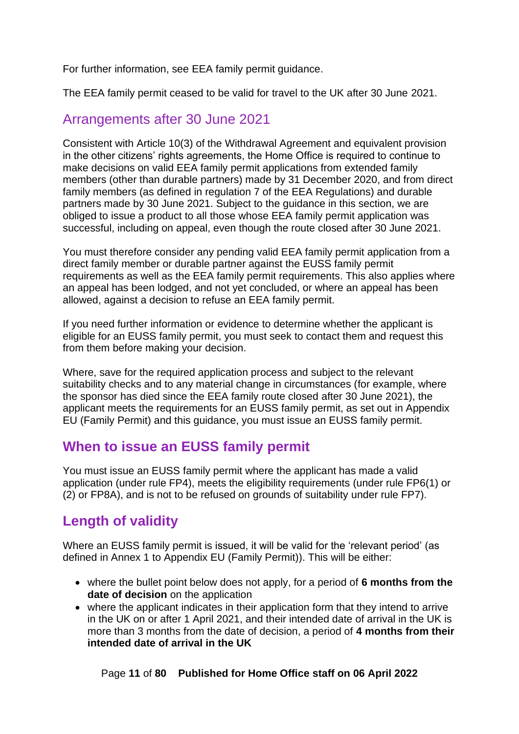For further information, see EEA family permit guidance.

The EEA family permit ceased to be valid for travel to the UK after 30 June 2021.

## Arrangements after 30 June 2021

Consistent with Article 10(3) of the Withdrawal Agreement and equivalent provision in the other citizens' rights agreements, the Home Office is required to continue to make decisions on valid EEA family permit applications from extended family members (other than durable partners) made by 31 December 2020, and from direct family members (as defined in regulation 7 of the EEA Regulations) and durable partners made by 30 June 2021. Subject to the guidance in this section, we are obliged to issue a product to all those whose EEA family permit application was successful, including on appeal, even though the route closed after 30 June 2021.

You must therefore consider any pending valid EEA family permit application from a direct family member or durable partner against the EUSS family permit requirements as well as the EEA family permit requirements. This also applies where an appeal has been lodged, and not yet concluded, or where an appeal has been allowed, against a decision to refuse an EEA family permit.

If you need further information or evidence to determine whether the applicant is eligible for an EUSS family permit, you must seek to contact them and request this from them before making your decision.

Where, save for the required application process and subject to the relevant suitability checks and to any material change in circumstances (for example, where the sponsor has died since the EEA family route closed after 30 June 2021), the applicant meets the requirements for an EUSS family permit, as set out in Appendix EU (Family Permit) and this guidance, you must issue an EUSS family permit.

## When to issue an EUSS family permit

You must issue an EUSS family permit where the applicant has made a valid application (under rule FP4), meets the eligibility requirements (under rule FP6(1) or (2) or FP8A), and is not to be refused on grounds of suitability under rule FP7).

## Length of validity

Where an EUSS family permit is issued, it will be valid for the 'relevant period' (as defined in Annex 1 to Appendix EU (Family Permit)). This will be either:

- where the bullet point below does not apply, for a period of **6 months from the date of decision** on the application
- where the applicant indicates in their application form that they intend to arrive in the UK on or after 1 April 2021, and their intended date of arrival in the UK is more than 3 months from the date of decision, a period of **4 months from their intended date of arrival in the UK**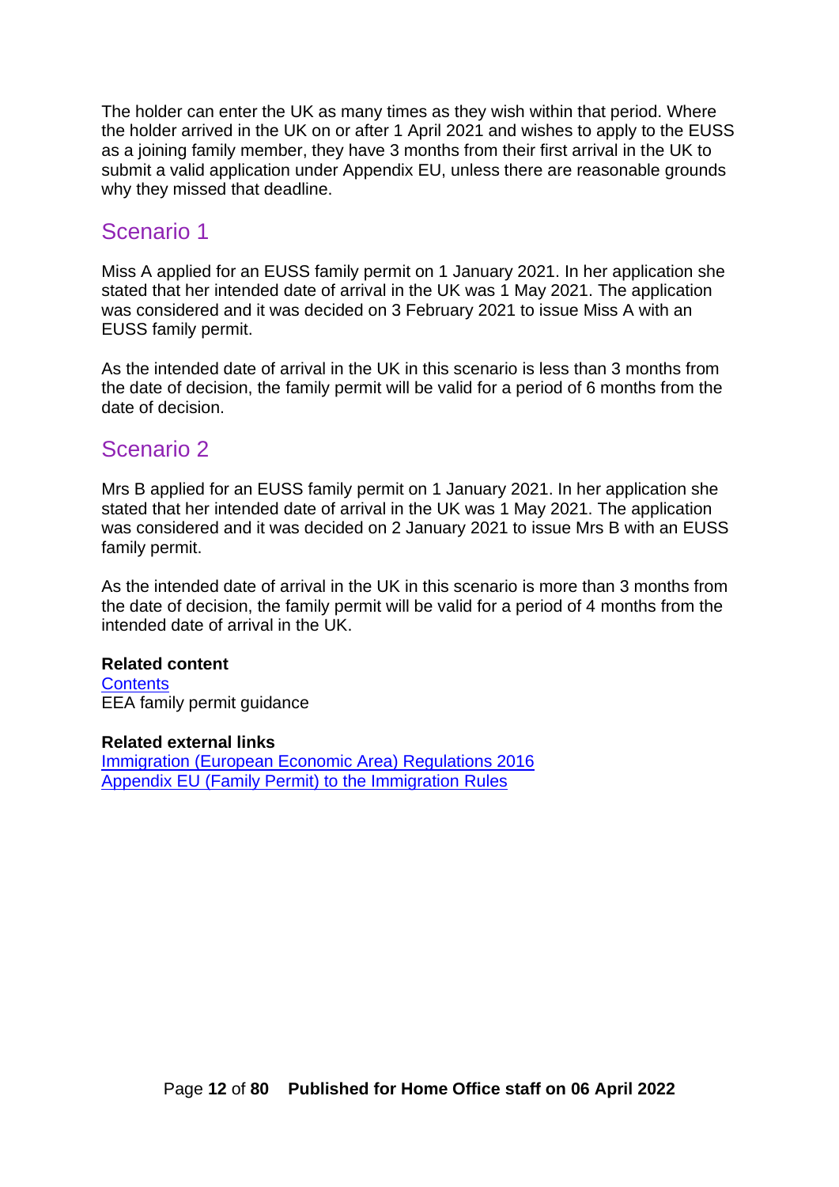The holder can enter the UK as many times as they wish within that period. Where the holder arrived in the UK on or after 1 April 2021 and wishes to apply to the EUSS as a joining family member, they have 3 months from their first arrival in the UK to submit a valid application under Appendix EU, unless there are reasonable grounds why they missed that deadline.

## Scenario 1

Miss A applied for an EUSS family permit on 1 January 2021. In her application she stated that her intended date of arrival in the UK was 1 May 2021. The application was considered and it was decided on 3 February 2021 to issue Miss A with an EUSS family permit.

As the intended date of arrival in the UK in this scenario is less than 3 months from the date of decision, the family permit will be valid for a period of 6 months from the date of decision.

## Scenario 2

Mrs B applied for an EUSS family permit on 1 January 2021. In her application she stated that her intended date of arrival in the UK was 1 May 2021. The application was considered and it was decided on 2 January 2021 to issue Mrs B with an EUSS family permit.

As the intended date of arrival in the UK in this scenario is more than 3 months from the date of decision, the family permit will be valid for a period of 4 months from the intended date of arrival in the UK.

**Related content**
Contents
EEA family permit guidance

**Related external links**
Immigration (European Economic Area) Regulations 2016
Appendix EU (Family Permit) to the Immigration Rules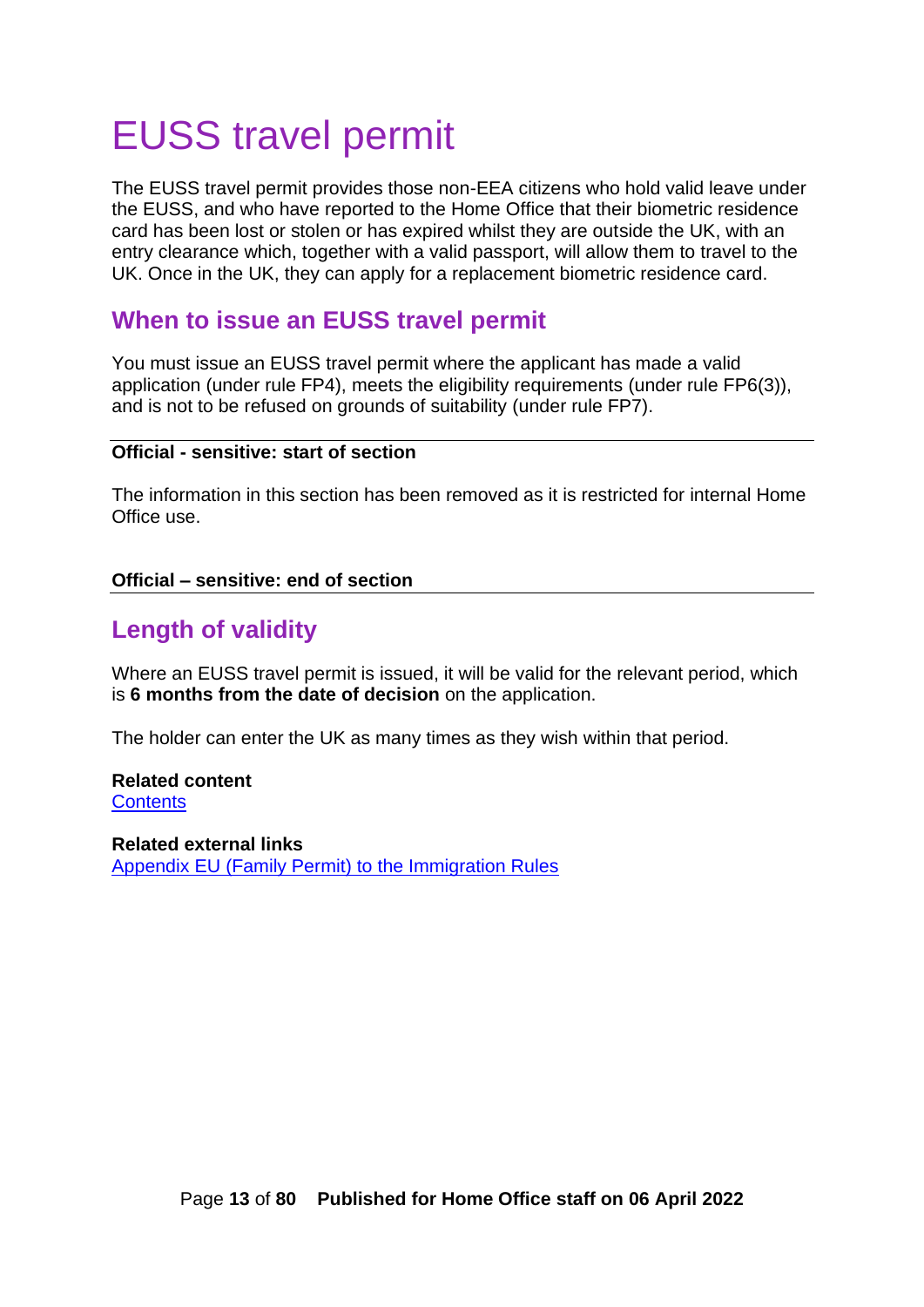# EUSS travel permit

The EUSS travel permit provides those non-EEA citizens who hold valid leave under the EUSS, and who have reported to the Home Office that their biometric residence card has been lost or stolen or has expired whilst they are outside the UK, with an entry clearance which, together with a valid passport, will allow them to travel to the UK. Once in the UK, they can apply for a replacement biometric residence card.

## When to issue an EUSS travel permit

You must issue an EUSS travel permit where the applicant has made a valid application (under rule FP4), meets the eligibility requirements (under rule FP6(3)), and is not to be refused on grounds of suitability (under rule FP7).

---

**Official - sensitive: start of section**

The information in this section has been removed as it is restricted for internal Home Office use.

**Official – sensitive: end of section**

---

## Length of validity

Where an EUSS travel permit is issued, it will be valid for the relevant period, which is **6 months from the date of decision** on the application.

The holder can enter the UK as many times as they wish within that period.

**Related content**
Contents

**Related external links**
Appendix EU (Family Permit) to the Immigration Rules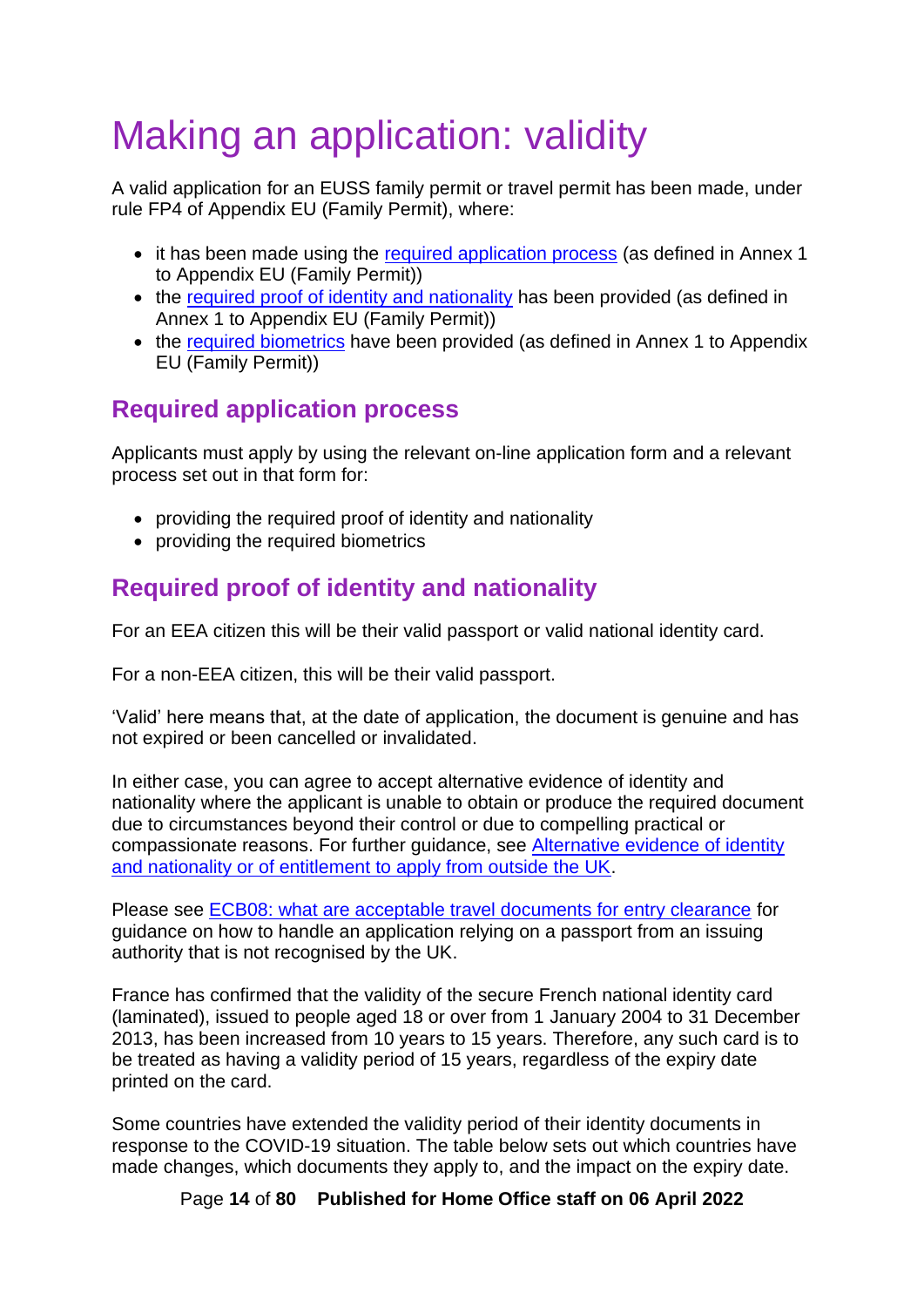# Making an application: validity

A valid application for an EUSS family permit or travel permit has been made, under rule FP4 of Appendix EU (Family Permit), where:

- it has been made using the required application process (as defined in Annex 1 to Appendix EU (Family Permit))
- the required proof of identity and nationality has been provided (as defined in Annex 1 to Appendix EU (Family Permit))
- the required biometrics have been provided (as defined in Annex 1 to Appendix EU (Family Permit))

## Required application process

Applicants must apply by using the relevant on-line application form and a relevant process set out in that form for:

- providing the required proof of identity and nationality
- providing the required biometrics

## Required proof of identity and nationality

For an EEA citizen this will be their valid passport or valid national identity card.

For a non-EEA citizen, this will be their valid passport.

'Valid' here means that, at the date of application, the document is genuine and has not expired or been cancelled or invalidated.

In either case, you can agree to accept alternative evidence of identity and nationality where the applicant is unable to obtain or produce the required document due to circumstances beyond their control or due to compelling practical or compassionate reasons. For further guidance, see Alternative evidence of identity and nationality or of entitlement to apply from outside the UK.

Please see ECB08: what are acceptable travel documents for entry clearance for guidance on how to handle an application relying on a passport from an issuing authority that is not recognised by the UK.

France has confirmed that the validity of the secure French national identity card (laminated), issued to people aged 18 or over from 1 January 2004 to 31 December 2013, has been increased from 10 years to 15 years. Therefore, any such card is to be treated as having a validity period of 15 years, regardless of the expiry date printed on the card.

Some countries have extended the validity period of their identity documents in response to the COVID-19 situation. The table below sets out which countries have made changes, which documents they apply to, and the impact on the expiry date.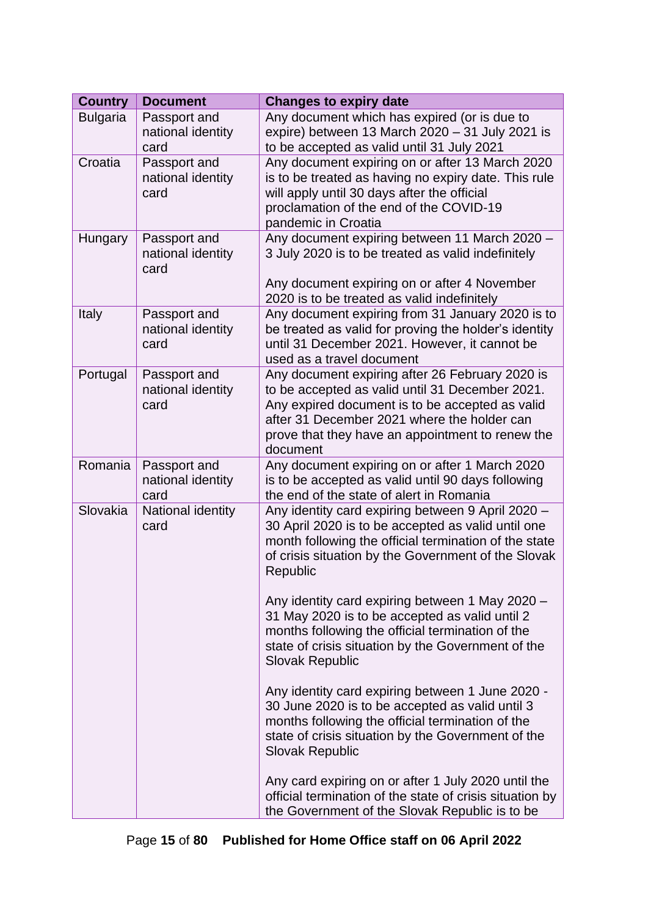| Country | Document | Changes to expiry date |
|---|---|---|
| Bulgaria | Passport and national identity card | Any document which has expired (or is due to expire) between 13 March 2020 – 31 July 2021 is to be accepted as valid until 31 July 2021 |
| Croatia | Passport and national identity card | Any document expiring on or after 13 March 2020 is to be treated as having no expiry date. This rule will apply until 30 days after the official proclamation of the end of the COVID-19 pandemic in Croatia |
| Hungary | Passport and national identity card | Any document expiring between 11 March 2020 – 3 July 2020 is to be treated as valid indefinitely<br><br>Any document expiring on or after 4 November 2020 is to be treated as valid indefinitely |
| Italy | Passport and national identity card | Any document expiring from 31 January 2020 is to be treated as valid for proving the holder's identity until 31 December 2021. However, it cannot be used as a travel document |
| Portugal | Passport and national identity card | Any document expiring after 26 February 2020 is to be accepted as valid until 31 December 2021. Any expired document is to be accepted as valid after 31 December 2021 where the holder can prove that they have an appointment to renew the document |
| Romania | Passport and national identity card | Any document expiring on or after 1 March 2020 is to be accepted as valid until 90 days following the end of the state of alert in Romania |
| Slovakia | National identity card | Any identity card expiring between 9 April 2020 – 30 April 2020 is to be accepted as valid until one month following the official termination of the state of crisis situation by the Government of the Slovak Republic<br><br>Any identity card expiring between 1 May 2020 – 31 May 2020 is to be accepted as valid until 2 months following the official termination of the state of crisis situation by the Government of the Slovak Republic<br><br>Any identity card expiring between 1 June 2020 - 30 June 2020 is to be accepted as valid until 3 months following the official termination of the state of crisis situation by the Government of the Slovak Republic<br><br>Any card expiring on or after 1 July 2020 until the official termination of the state of crisis situation by the Government of the Slovak Republic is to be |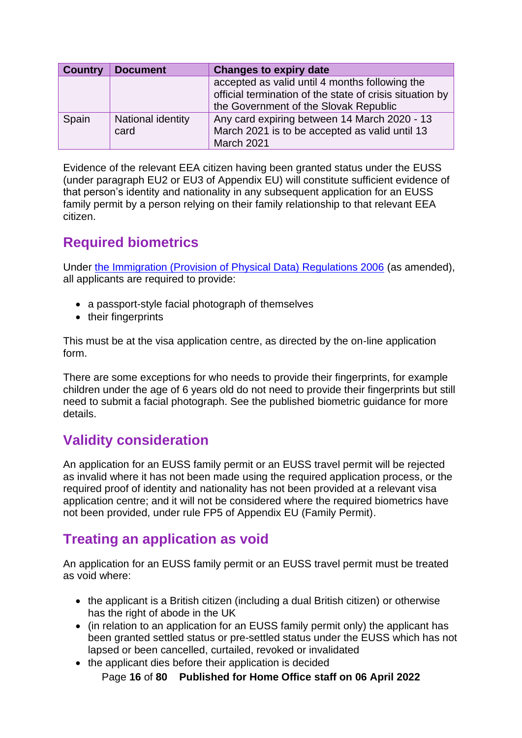| Country | Document | Changes to expiry date |
|---|---|---|
| | | accepted as valid until 4 months following the official termination of the state of crisis situation by the Government of the Slovak Republic |
| Spain | National identity card | Any card expiring between 14 March 2020 - 13 March 2021 is to be accepted as valid until 13 March 2021 |

Evidence of the relevant EEA citizen having been granted status under the EUSS (under paragraph EU2 or EU3 of Appendix EU) will constitute sufficient evidence of that person's identity and nationality in any subsequent application for an EUSS family permit by a person relying on their family relationship to that relevant EEA citizen.

## Required biometrics

Under the Immigration (Provision of Physical Data) Regulations 2006 (as amended), all applicants are required to provide:

- a passport-style facial photograph of themselves
- their fingerprints

This must be at the visa application centre, as directed by the on-line application form.

There are some exceptions for who needs to provide their fingerprints, for example children under the age of 6 years old do not need to provide their fingerprints but still need to submit a facial photograph. See the published biometric guidance for more details.

## Validity consideration

An application for an EUSS family permit or an EUSS travel permit will be rejected as invalid where it has not been made using the required application process, or the required proof of identity and nationality has not been provided at a relevant visa application centre; and it will not be considered where the required biometrics have not been provided, under rule FP5 of Appendix EU (Family Permit).

## Treating an application as void

An application for an EUSS family permit or an EUSS travel permit must be treated as void where:

- the applicant is a British citizen (including a dual British citizen) or otherwise has the right of abode in the UK
- (in relation to an application for an EUSS family permit only) the applicant has been granted settled status or pre-settled status under the EUSS which has not lapsed or been cancelled, curtailed, revoked or invalidated
- the applicant dies before their application is decided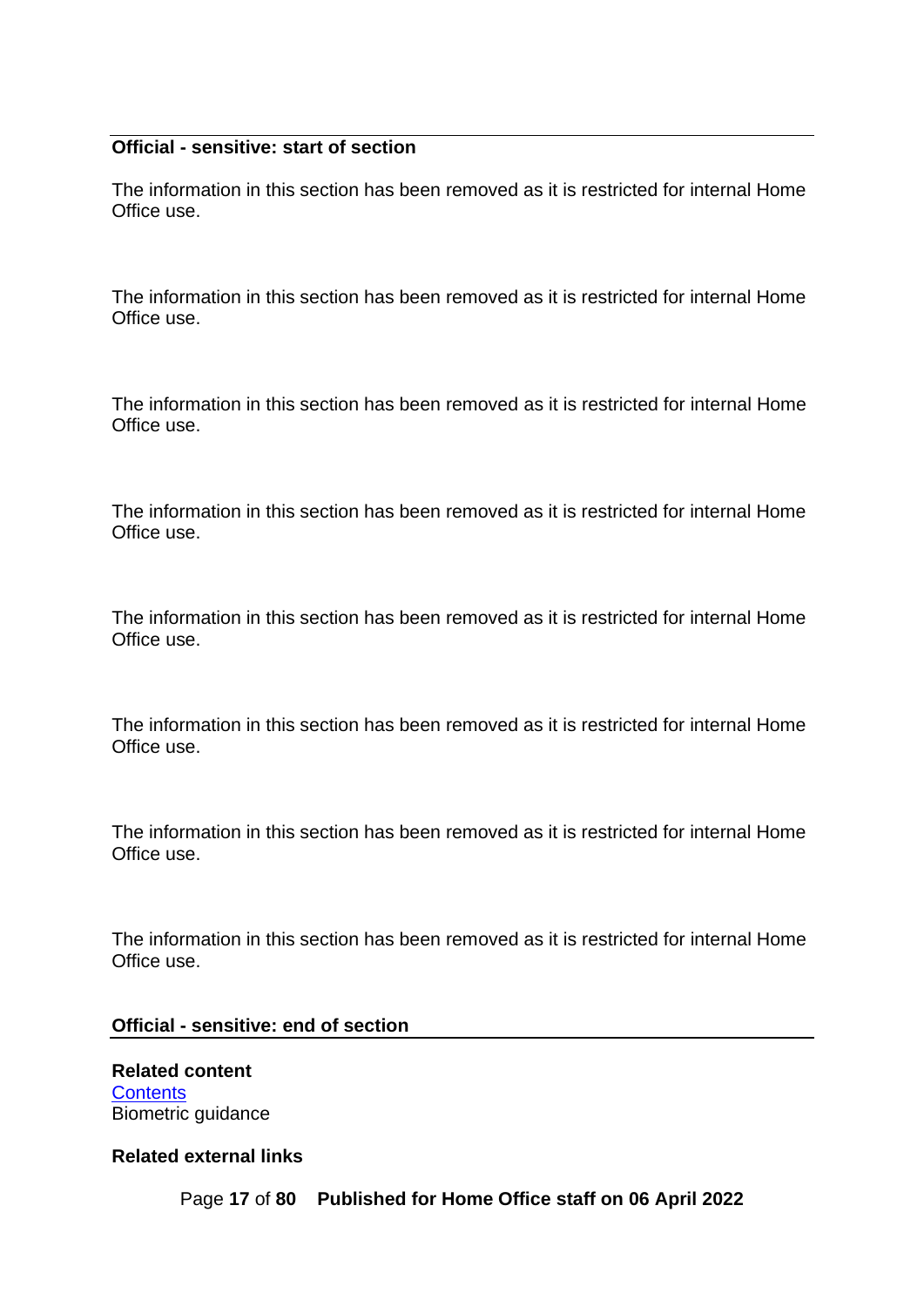**Official - sensitive: start of section**

The information in this section has been removed as it is restricted for internal Home Office use.

The information in this section has been removed as it is restricted for internal Home Office use.

The information in this section has been removed as it is restricted for internal Home Office use.

The information in this section has been removed as it is restricted for internal Home Office use.

The information in this section has been removed as it is restricted for internal Home Office use.

The information in this section has been removed as it is restricted for internal Home Office use.

The information in this section has been removed as it is restricted for internal Home Office use.

The information in this section has been removed as it is restricted for internal Home Office use.

**Official - sensitive: end of section**

**Related content**
[Contents]()
Biometric guidance

**Related external links**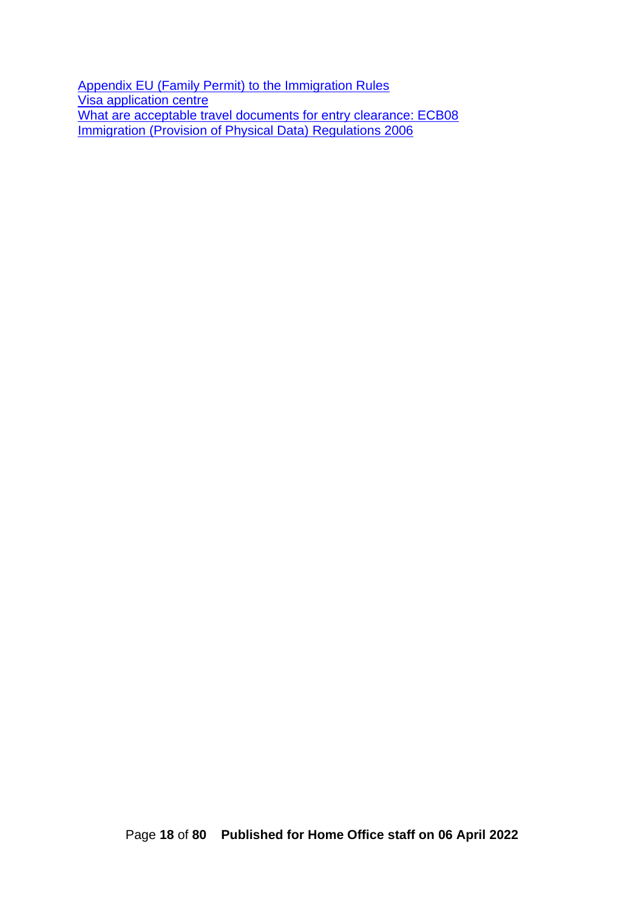Appendix EU (Family Permit) to the Immigration Rules
Visa application centre
What are acceptable travel documents for entry clearance: ECB08
Immigration (Provision of Physical Data) Regulations 2006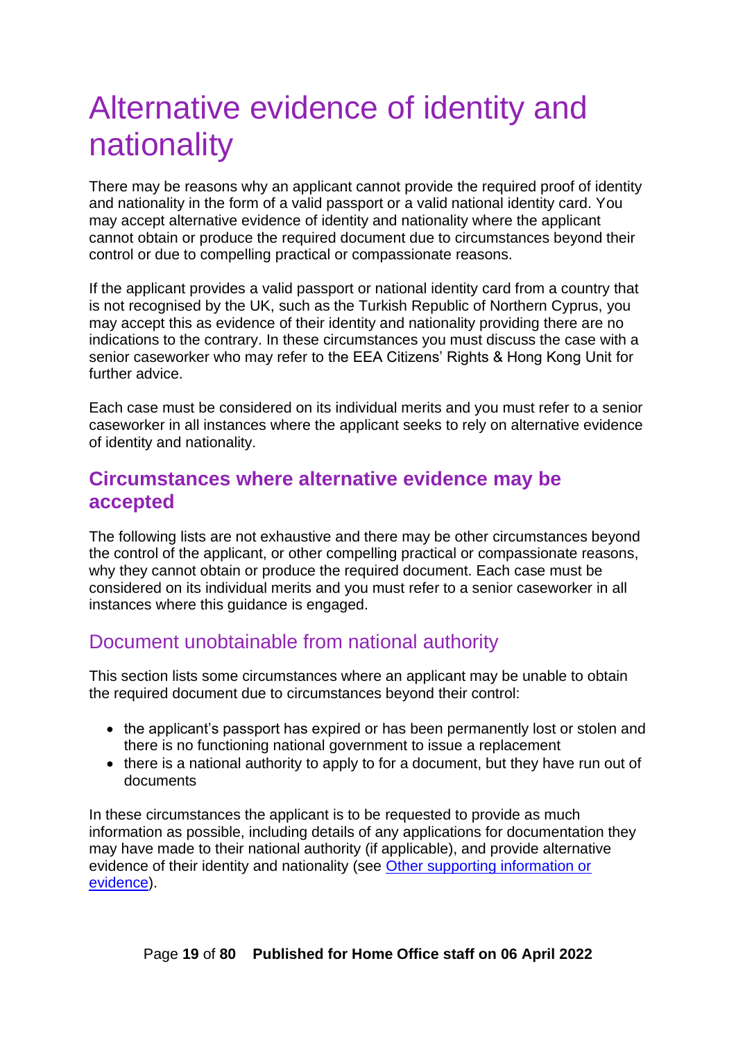# Alternative evidence of identity and nationality

There may be reasons why an applicant cannot provide the required proof of identity and nationality in the form of a valid passport or a valid national identity card. You may accept alternative evidence of identity and nationality where the applicant cannot obtain or produce the required document due to circumstances beyond their control or due to compelling practical or compassionate reasons.

If the applicant provides a valid passport or national identity card from a country that is not recognised by the UK, such as the Turkish Republic of Northern Cyprus, you may accept this as evidence of their identity and nationality providing there are no indications to the contrary. In these circumstances you must discuss the case with a senior caseworker who may refer to the EEA Citizens' Rights & Hong Kong Unit for further advice.

Each case must be considered on its individual merits and you must refer to a senior caseworker in all instances where the applicant seeks to rely on alternative evidence of identity and nationality.

## Circumstances where alternative evidence may be accepted

The following lists are not exhaustive and there may be other circumstances beyond the control of the applicant, or other compelling practical or compassionate reasons, why they cannot obtain or produce the required document. Each case must be considered on its individual merits and you must refer to a senior caseworker in all instances where this guidance is engaged.

### Document unobtainable from national authority

This section lists some circumstances where an applicant may be unable to obtain the required document due to circumstances beyond their control:

- the applicant's passport has expired or has been permanently lost or stolen and there is no functioning national government to issue a replacement
- there is a national authority to apply to for a document, but they have run out of documents

In these circumstances the applicant is to be requested to provide as much information as possible, including details of any applications for documentation they may have made to their national authority (if applicable), and provide alternative evidence of their identity and nationality (see Other supporting information or evidence).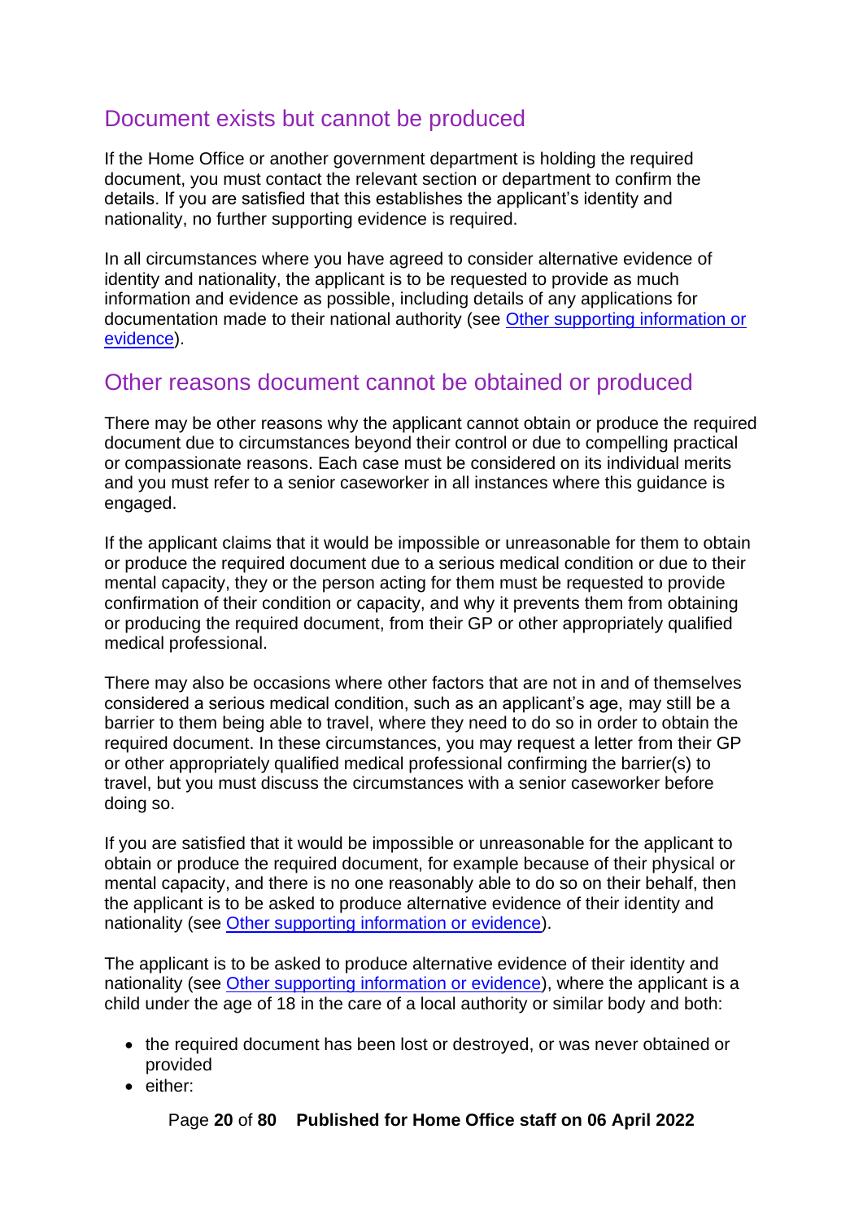## Document exists but cannot be produced

If the Home Office or another government department is holding the required document, you must contact the relevant section or department to confirm the details. If you are satisfied that this establishes the applicant's identity and nationality, no further supporting evidence is required.

In all circumstances where you have agreed to consider alternative evidence of identity and nationality, the applicant is to be requested to provide as much information and evidence as possible, including details of any applications for documentation made to their national authority (see Other supporting information or evidence).

## Other reasons document cannot be obtained or produced

There may be other reasons why the applicant cannot obtain or produce the required document due to circumstances beyond their control or due to compelling practical or compassionate reasons. Each case must be considered on its individual merits and you must refer to a senior caseworker in all instances where this guidance is engaged.

If the applicant claims that it would be impossible or unreasonable for them to obtain or produce the required document due to a serious medical condition or due to their mental capacity, they or the person acting for them must be requested to provide confirmation of their condition or capacity, and why it prevents them from obtaining or producing the required document, from their GP or other appropriately qualified medical professional.

There may also be occasions where other factors that are not in and of themselves considered a serious medical condition, such as an applicant's age, may still be a barrier to them being able to travel, where they need to do so in order to obtain the required document. In these circumstances, you may request a letter from their GP or other appropriately qualified medical professional confirming the barrier(s) to travel, but you must discuss the circumstances with a senior caseworker before doing so.

If you are satisfied that it would be impossible or unreasonable for the applicant to obtain or produce the required document, for example because of their physical or mental capacity, and there is no one reasonably able to do so on their behalf, then the applicant is to be asked to produce alternative evidence of their identity and nationality (see Other supporting information or evidence).

The applicant is to be asked to produce alternative evidence of their identity and nationality (see Other supporting information or evidence), where the applicant is a child under the age of 18 in the care of a local authority or similar body and both:

- the required document has been lost or destroyed, or was never obtained or provided
- either: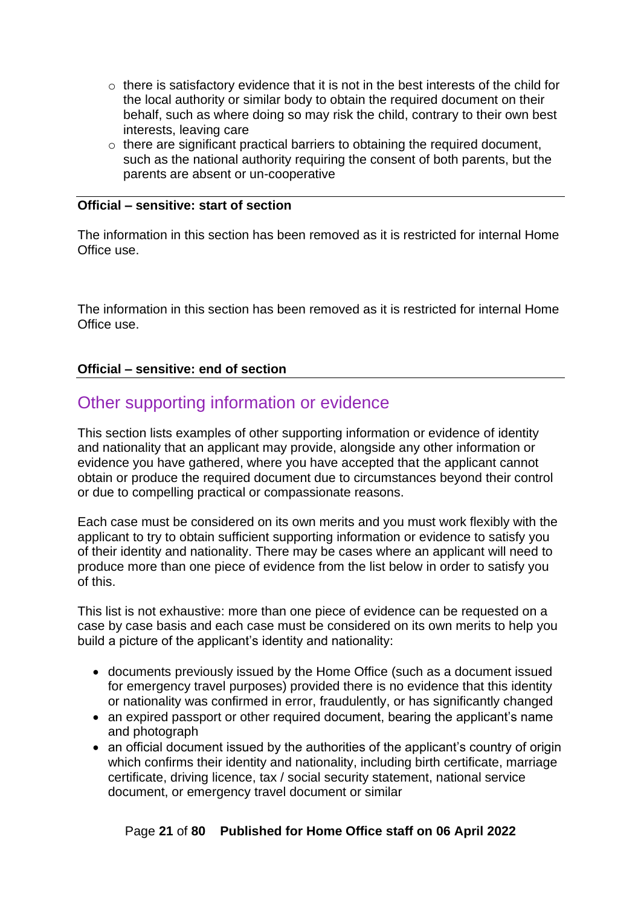- there is satisfactory evidence that it is not in the best interests of the child for the local authority or similar body to obtain the required document on their behalf, such as where doing so may risk the child, contrary to their own best interests, leaving care
- there are significant practical barriers to obtaining the required document, such as the national authority requiring the consent of both parents, but the parents are absent or un-cooperative

**Official – sensitive: start of section**

The information in this section has been removed as it is restricted for internal Home Office use.

The information in this section has been removed as it is restricted for internal Home Office use.

**Official – sensitive: end of section**

## Other supporting information or evidence

This section lists examples of other supporting information or evidence of identity and nationality that an applicant may provide, alongside any other information or evidence you have gathered, where you have accepted that the applicant cannot obtain or produce the required document due to circumstances beyond their control or due to compelling practical or compassionate reasons.

Each case must be considered on its own merits and you must work flexibly with the applicant to try to obtain sufficient supporting information or evidence to satisfy you of their identity and nationality. There may be cases where an applicant will need to produce more than one piece of evidence from the list below in order to satisfy you of this.

This list is not exhaustive: more than one piece of evidence can be requested on a case by case basis and each case must be considered on its own merits to help you build a picture of the applicant's identity and nationality:

- documents previously issued by the Home Office (such as a document issued for emergency travel purposes) provided there is no evidence that this identity or nationality was confirmed in error, fraudulently, or has significantly changed
- an expired passport or other required document, bearing the applicant's name and photograph
- an official document issued by the authorities of the applicant's country of origin which confirms their identity and nationality, including birth certificate, marriage certificate, driving licence, tax / social security statement, national service document, or emergency travel document or similar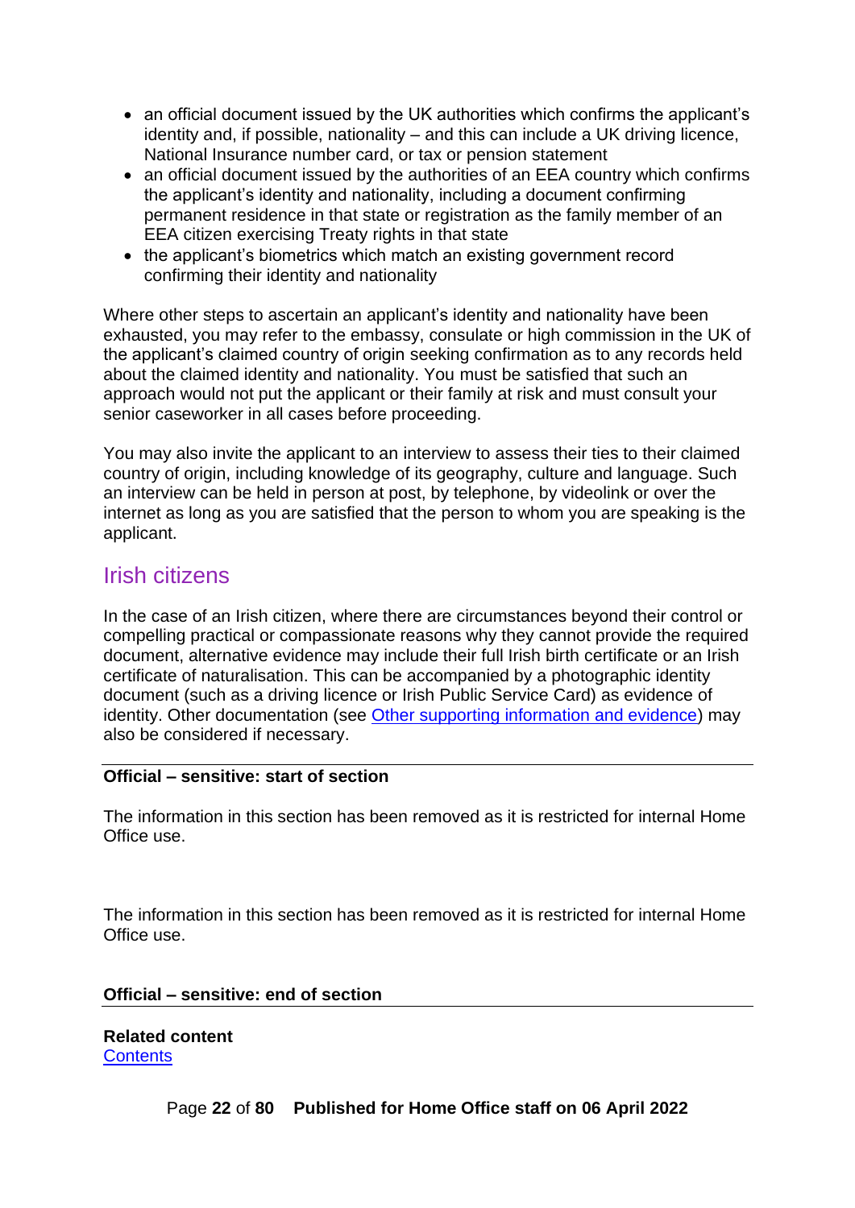- an official document issued by the UK authorities which confirms the applicant's identity and, if possible, nationality – and this can include a UK driving licence, National Insurance number card, or tax or pension statement
- an official document issued by the authorities of an EEA country which confirms the applicant's identity and nationality, including a document confirming permanent residence in that state or registration as the family member of an EEA citizen exercising Treaty rights in that state
- the applicant's biometrics which match an existing government record confirming their identity and nationality

Where other steps to ascertain an applicant's identity and nationality have been exhausted, you may refer to the embassy, consulate or high commission in the UK of the applicant's claimed country of origin seeking confirmation as to any records held about the claimed identity and nationality. You must be satisfied that such an approach would not put the applicant or their family at risk and must consult your senior caseworker in all cases before proceeding.

You may also invite the applicant to an interview to assess their ties to their claimed country of origin, including knowledge of its geography, culture and language. Such an interview can be held in person at post, by telephone, by videolink or over the internet as long as you are satisfied that the person to whom you are speaking is the applicant.

## Irish citizens

In the case of an Irish citizen, where there are circumstances beyond their control or compelling practical or compassionate reasons why they cannot provide the required document, alternative evidence may include their full Irish birth certificate or an Irish certificate of naturalisation. This can be accompanied by a photographic identity document (such as a driving licence or Irish Public Service Card) as evidence of identity. Other documentation (see [Other supporting information and evidence]) may also be considered if necessary.

---

**Official – sensitive: start of section**

The information in this section has been removed as it is restricted for internal Home Office use.

The information in this section has been removed as it is restricted for internal Home Office use.

**Official – sensitive: end of section**

---

**Related content**
[Contents]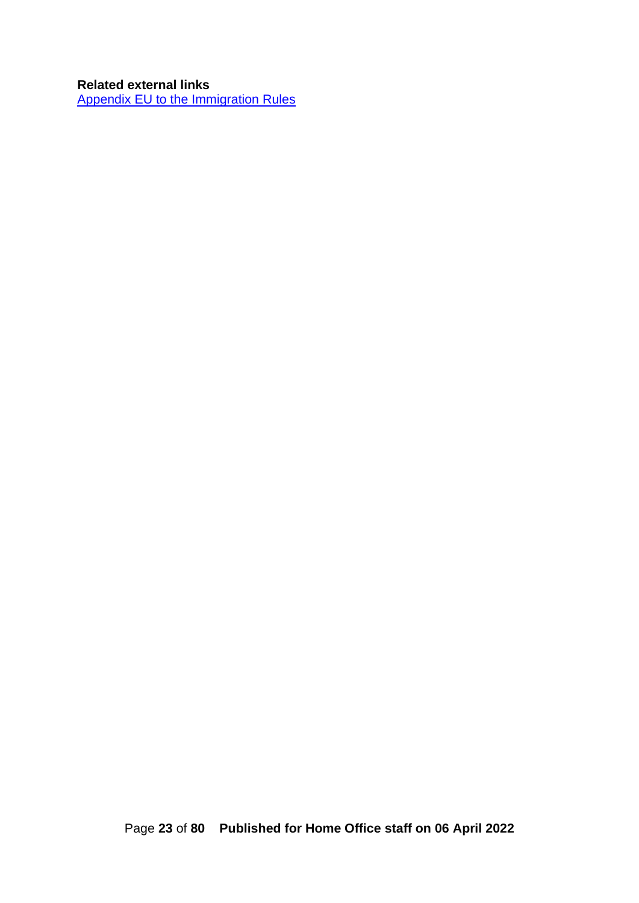**Related external links**
[Appendix EU to the Immigration Rules]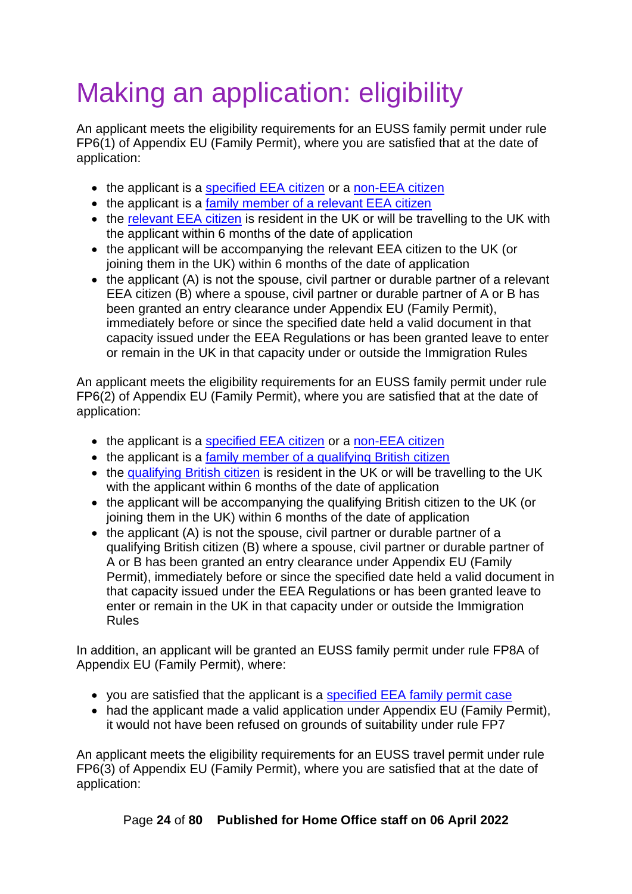# Making an application: eligibility

An applicant meets the eligibility requirements for an EUSS family permit under rule FP6(1) of Appendix EU (Family Permit), where you are satisfied that at the date of application:

- the applicant is a specified EEA citizen or a non-EEA citizen
- the applicant is a family member of a relevant EEA citizen
- the relevant EEA citizen is resident in the UK or will be travelling to the UK with the applicant within 6 months of the date of application
- the applicant will be accompanying the relevant EEA citizen to the UK (or joining them in the UK) within 6 months of the date of application
- the applicant (A) is not the spouse, civil partner or durable partner of a relevant EEA citizen (B) where a spouse, civil partner or durable partner of A or B has been granted an entry clearance under Appendix EU (Family Permit), immediately before or since the specified date held a valid document in that capacity issued under the EEA Regulations or has been granted leave to enter or remain in the UK in that capacity under or outside the Immigration Rules

An applicant meets the eligibility requirements for an EUSS family permit under rule FP6(2) of Appendix EU (Family Permit), where you are satisfied that at the date of application:

- the applicant is a specified EEA citizen or a non-EEA citizen
- the applicant is a family member of a qualifying British citizen
- the qualifying British citizen is resident in the UK or will be travelling to the UK with the applicant within 6 months of the date of application
- the applicant will be accompanying the qualifying British citizen to the UK (or joining them in the UK) within 6 months of the date of application
- the applicant (A) is not the spouse, civil partner or durable partner of a qualifying British citizen (B) where a spouse, civil partner or durable partner of A or B has been granted an entry clearance under Appendix EU (Family Permit), immediately before or since the specified date held a valid document in that capacity issued under the EEA Regulations or has been granted leave to enter or remain in the UK in that capacity under or outside the Immigration Rules

In addition, an applicant will be granted an EUSS family permit under rule FP8A of Appendix EU (Family Permit), where:

- you are satisfied that the applicant is a specified EEA family permit case
- had the applicant made a valid application under Appendix EU (Family Permit), it would not have been refused on grounds of suitability under rule FP7

An applicant meets the eligibility requirements for an EUSS travel permit under rule FP6(3) of Appendix EU (Family Permit), where you are satisfied that at the date of application: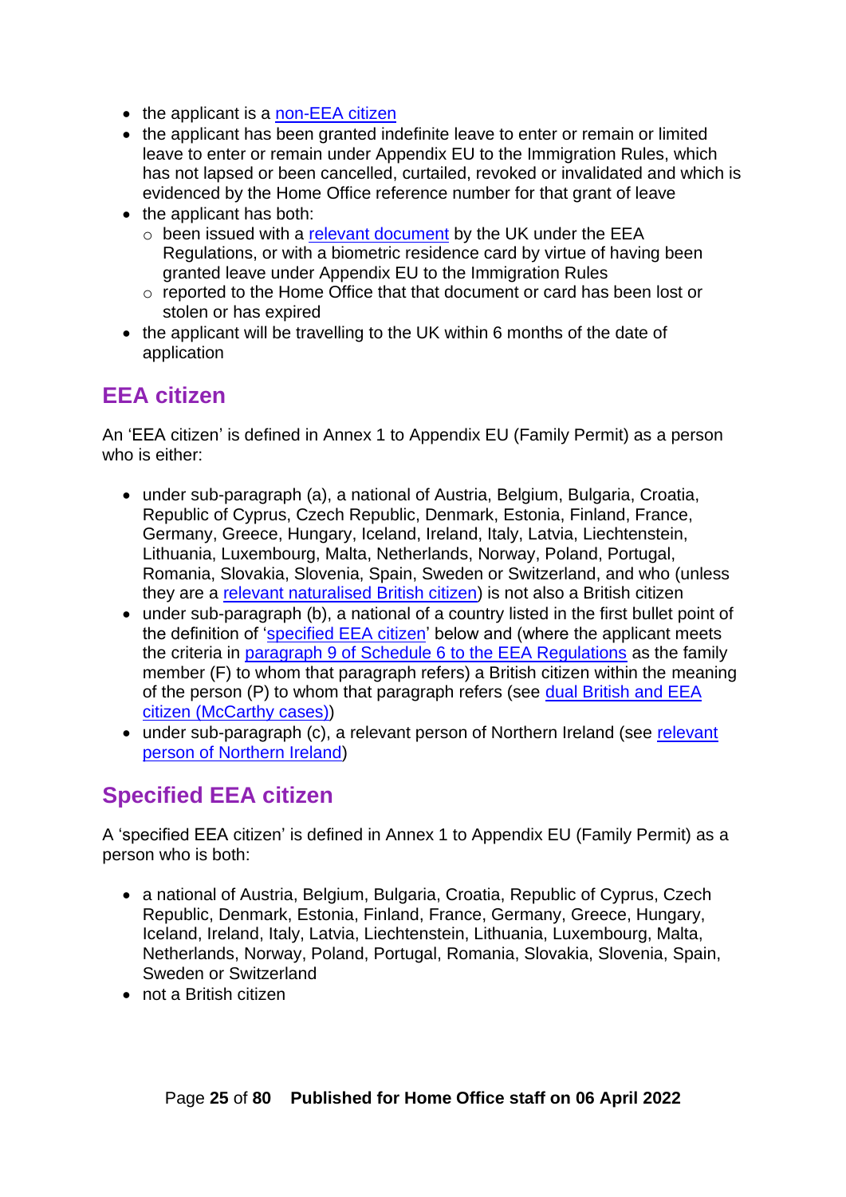- the applicant is a non-EEA citizen
- the applicant has been granted indefinite leave to enter or remain or limited leave to enter or remain under Appendix EU to the Immigration Rules, which has not lapsed or been cancelled, curtailed, revoked or invalidated and which is evidenced by the Home Office reference number for that grant of leave
- the applicant has both:
  - been issued with a relevant document by the UK under the EEA Regulations, or with a biometric residence card by virtue of having been granted leave under Appendix EU to the Immigration Rules
  - reported to the Home Office that that document or card has been lost or stolen or has expired
- the applicant will be travelling to the UK within 6 months of the date of application

## EEA citizen

An 'EEA citizen' is defined in Annex 1 to Appendix EU (Family Permit) as a person who is either:

- under sub-paragraph (a), a national of Austria, Belgium, Bulgaria, Croatia, Republic of Cyprus, Czech Republic, Denmark, Estonia, Finland, France, Germany, Greece, Hungary, Iceland, Ireland, Italy, Latvia, Liechtenstein, Lithuania, Luxembourg, Malta, Netherlands, Norway, Poland, Portugal, Romania, Slovakia, Slovenia, Spain, Sweden or Switzerland, and who (unless they are a relevant naturalised British citizen) is not also a British citizen
- under sub-paragraph (b), a national of a country listed in the first bullet point of the definition of 'specified EEA citizen' below and (where the applicant meets the criteria in paragraph 9 of Schedule 6 to the EEA Regulations as the family member (F) to whom that paragraph refers) a British citizen within the meaning of the person (P) to whom that paragraph refers (see dual British and EEA citizen (McCarthy cases))
- under sub-paragraph (c), a relevant person of Northern Ireland (see relevant person of Northern Ireland)

## Specified EEA citizen

A 'specified EEA citizen' is defined in Annex 1 to Appendix EU (Family Permit) as a person who is both:

- a national of Austria, Belgium, Bulgaria, Croatia, Republic of Cyprus, Czech Republic, Denmark, Estonia, Finland, France, Germany, Greece, Hungary, Iceland, Ireland, Italy, Latvia, Liechtenstein, Lithuania, Luxembourg, Malta, Netherlands, Norway, Poland, Portugal, Romania, Slovakia, Slovenia, Spain, Sweden or Switzerland
- not a British citizen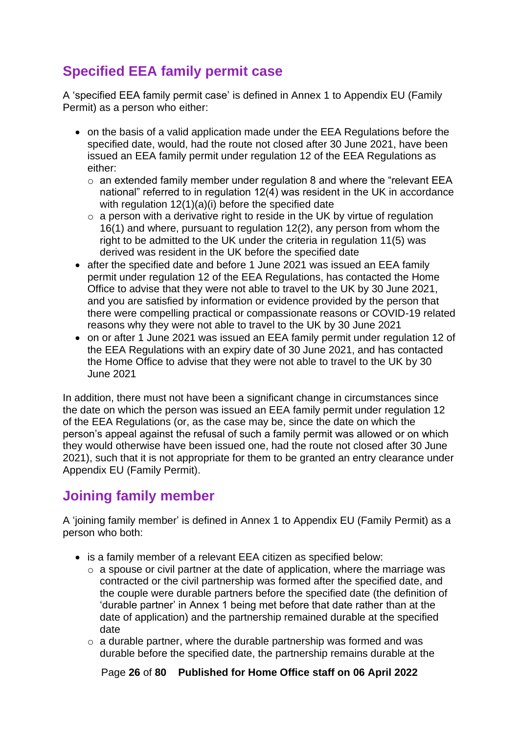## Specified EEA family permit case

A 'specified EEA family permit case' is defined in Annex 1 to Appendix EU (Family Permit) as a person who either:

- on the basis of a valid application made under the EEA Regulations before the specified date, would, had the route not closed after 30 June 2021, have been issued an EEA family permit under regulation 12 of the EEA Regulations as either:
  - an extended family member under regulation 8 and where the "relevant EEA national" referred to in regulation 12(4) was resident in the UK in accordance with regulation 12(1)(a)(i) before the specified date
  - a person with a derivative right to reside in the UK by virtue of regulation 16(1) and where, pursuant to regulation 12(2), any person from whom the right to be admitted to the UK under the criteria in regulation 11(5) was derived was resident in the UK before the specified date
- after the specified date and before 1 June 2021 was issued an EEA family permit under regulation 12 of the EEA Regulations, has contacted the Home Office to advise that they were not able to travel to the UK by 30 June 2021, and you are satisfied by information or evidence provided by the person that there were compelling practical or compassionate reasons or COVID-19 related reasons why they were not able to travel to the UK by 30 June 2021
- on or after 1 June 2021 was issued an EEA family permit under regulation 12 of the EEA Regulations with an expiry date of 30 June 2021, and has contacted the Home Office to advise that they were not able to travel to the UK by 30 June 2021

In addition, there must not have been a significant change in circumstances since the date on which the person was issued an EEA family permit under regulation 12 of the EEA Regulations (or, as the case may be, since the date on which the person's appeal against the refusal of such a family permit was allowed or on which they would otherwise have been issued one, had the route not closed after 30 June 2021), such that it is not appropriate for them to be granted an entry clearance under Appendix EU (Family Permit).

## Joining family member

A 'joining family member' is defined in Annex 1 to Appendix EU (Family Permit) as a person who both:

- is a family member of a relevant EEA citizen as specified below:
  - a spouse or civil partner at the date of application, where the marriage was contracted or the civil partnership was formed after the specified date, and the couple were durable partners before the specified date (the definition of 'durable partner' in Annex 1 being met before that date rather than at the date of application) and the partnership remained durable at the specified date
  - a durable partner, where the durable partnership was formed and was durable before the specified date, the partnership remains durable at the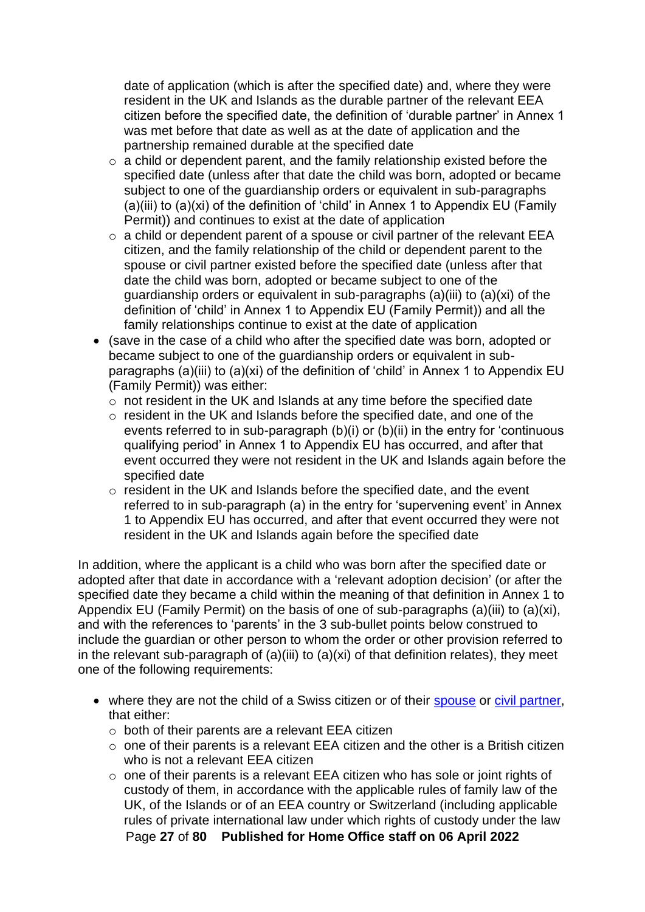date of application (which is after the specified date) and, where they were resident in the UK and Islands as the durable partner of the relevant EEA citizen before the specified date, the definition of 'durable partner' in Annex 1 was met before that date as well as at the date of application and the partnership remained durable at the specified date
    - a child or dependent parent, and the family relationship existed before the specified date (unless after that date the child was born, adopted or became subject to one of the guardianship orders or equivalent in sub-paragraphs (a)(iii) to (a)(xi) of the definition of 'child' in Annex 1 to Appendix EU (Family Permit)) and continues to exist at the date of application
    - a child or dependent parent of a spouse or civil partner of the relevant EEA citizen, and the family relationship of the child or dependent parent to the spouse or civil partner existed before the specified date (unless after that date the child was born, adopted or became subject to one of the guardianship orders or equivalent in sub-paragraphs (a)(iii) to (a)(xi) of the definition of 'child' in Annex 1 to Appendix EU (Family Permit)) and all the family relationships continue to exist at the date of application
- (save in the case of a child who after the specified date was born, adopted or became subject to one of the guardianship orders or equivalent in sub-paragraphs (a)(iii) to (a)(xi) of the definition of 'child' in Annex 1 to Appendix EU (Family Permit)) was either:
    - not resident in the UK and Islands at any time before the specified date
    - resident in the UK and Islands before the specified date, and one of the events referred to in sub-paragraph (b)(i) or (b)(ii) in the entry for 'continuous qualifying period' in Annex 1 to Appendix EU has occurred, and after that event occurred they were not resident in the UK and Islands again before the specified date
    - resident in the UK and Islands before the specified date, and the event referred to in sub-paragraph (a) in the entry for 'supervening event' in Annex 1 to Appendix EU has occurred, and after that event occurred they were not resident in the UK and Islands again before the specified date

In addition, where the applicant is a child who was born after the specified date or adopted after that date in accordance with a 'relevant adoption decision' (or after the specified date they became a child within the meaning of that definition in Annex 1 to Appendix EU (Family Permit) on the basis of one of sub-paragraphs (a)(iii) to (a)(xi), and with the references to 'parents' in the 3 sub-bullet points below construed to include the guardian or other person to whom the order or other provision referred to in the relevant sub-paragraph of (a)(iii) to (a)(xi) of that definition relates), they meet one of the following requirements:

- where they are not the child of a Swiss citizen or of their spouse or civil partner, that either:
    - both of their parents are a relevant EEA citizen
    - one of their parents is a relevant EEA citizen and the other is a British citizen who is not a relevant EEA citizen
    - one of their parents is a relevant EEA citizen who has sole or joint rights of custody of them, in accordance with the applicable rules of family law of the UK, of the Islands or of an EEA country or Switzerland (including applicable rules of private international law under which rights of custody under the law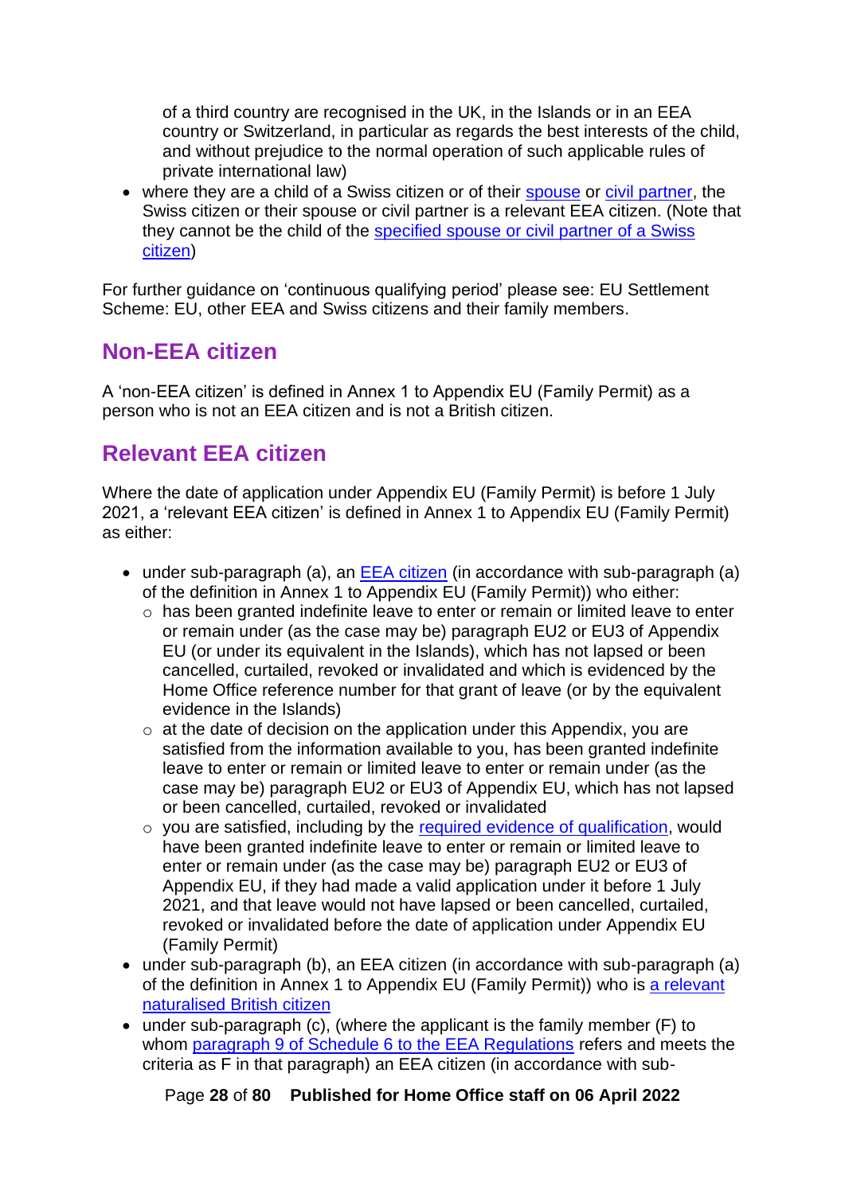of a third country are recognised in the UK, in the Islands or in an EEA country or Switzerland, in particular as regards the best interests of the child, and without prejudice to the normal operation of such applicable rules of private international law)

- where they are a child of a Swiss citizen or of their spouse or civil partner, the Swiss citizen or their spouse or civil partner is a relevant EEA citizen. (Note that they cannot be the child of the specified spouse or civil partner of a Swiss citizen)

For further guidance on 'continuous qualifying period' please see: EU Settlement Scheme: EU, other EEA and Swiss citizens and their family members.

## Non-EEA citizen

A 'non-EEA citizen' is defined in Annex 1 to Appendix EU (Family Permit) as a person who is not an EEA citizen and is not a British citizen.

## Relevant EEA citizen

Where the date of application under Appendix EU (Family Permit) is before 1 July 2021, a 'relevant EEA citizen' is defined in Annex 1 to Appendix EU (Family Permit) as either:

- under sub-paragraph (a), an EEA citizen (in accordance with sub-paragraph (a) of the definition in Annex 1 to Appendix EU (Family Permit)) who either:
  - has been granted indefinite leave to enter or remain or limited leave to enter or remain under (as the case may be) paragraph EU2 or EU3 of Appendix EU (or under its equivalent in the Islands), which has not lapsed or been cancelled, curtailed, revoked or invalidated and which is evidenced by the Home Office reference number for that grant of leave (or by the equivalent evidence in the Islands)
  - at the date of decision on the application under this Appendix, you are satisfied from the information available to you, has been granted indefinite leave to enter or remain or limited leave to enter or remain under (as the case may be) paragraph EU2 or EU3 of Appendix EU, which has not lapsed or been cancelled, curtailed, revoked or invalidated
  - you are satisfied, including by the required evidence of qualification, would have been granted indefinite leave to enter or remain or limited leave to enter or remain under (as the case may be) paragraph EU2 or EU3 of Appendix EU, if they had made a valid application under it before 1 July 2021, and that leave would not have lapsed or been cancelled, curtailed, revoked or invalidated before the date of application under Appendix EU (Family Permit)
- under sub-paragraph (b), an EEA citizen (in accordance with sub-paragraph (a) of the definition in Annex 1 to Appendix EU (Family Permit)) who is a relevant naturalised British citizen
- under sub-paragraph (c), (where the applicant is the family member (F) to whom paragraph 9 of Schedule 6 to the EEA Regulations refers and meets the criteria as F in that paragraph) an EEA citizen (in accordance with sub-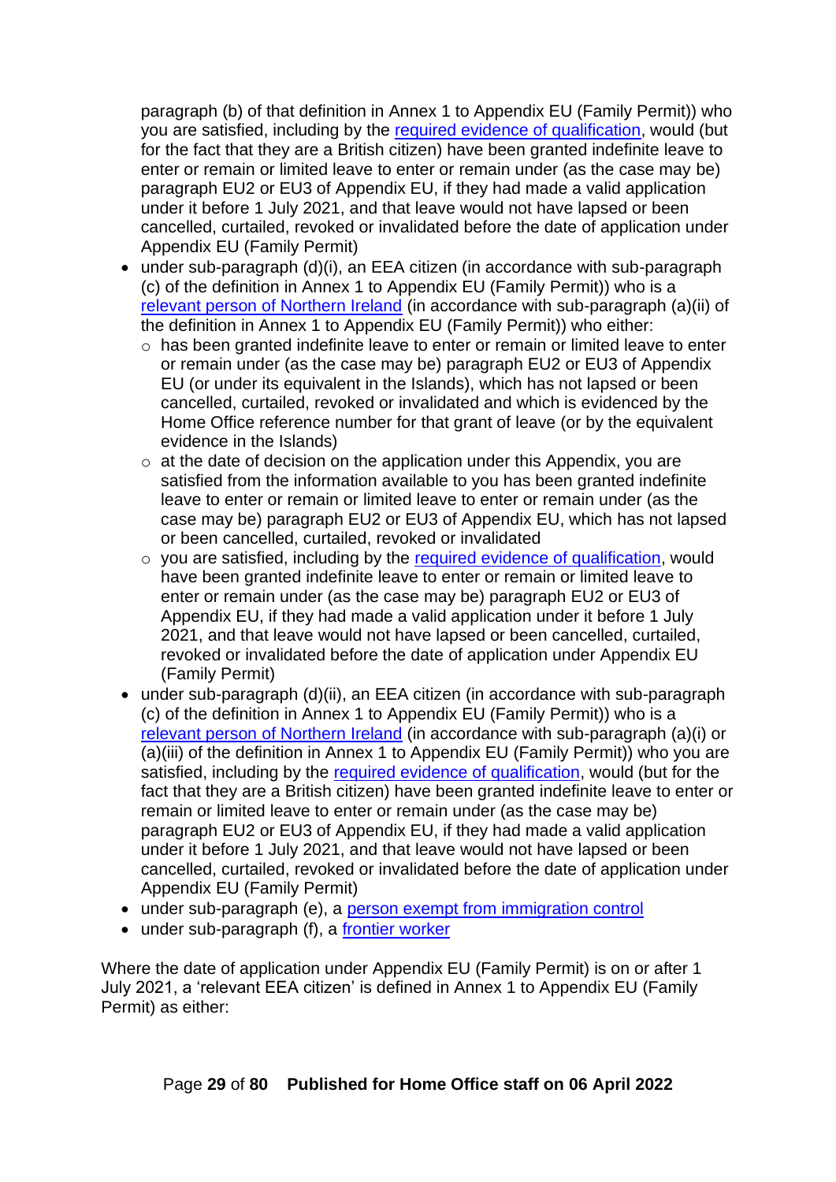paragraph (b) of that definition in Annex 1 to Appendix EU (Family Permit)) who you are satisfied, including by the [required evidence of qualification](), would (but for the fact that they are a British citizen) have been granted indefinite leave to enter or remain or limited leave to enter or remain under (as the case may be) paragraph EU2 or EU3 of Appendix EU, if they had made a valid application under it before 1 July 2021, and that leave would not have lapsed or been cancelled, curtailed, revoked or invalidated before the date of application under Appendix EU (Family Permit)

- under sub-paragraph (d)(i), an EEA citizen (in accordance with sub-paragraph (c) of the definition in Annex 1 to Appendix EU (Family Permit)) who is a [relevant person of Northern Ireland]() (in accordance with sub-paragraph (a)(ii) of the definition in Annex 1 to Appendix EU (Family Permit)) who either:
  - has been granted indefinite leave to enter or remain or limited leave to enter or remain under (as the case may be) paragraph EU2 or EU3 of Appendix EU (or under its equivalent in the Islands), which has not lapsed or been cancelled, curtailed, revoked or invalidated and which is evidenced by the Home Office reference number for that grant of leave (or by the equivalent evidence in the Islands)
  - at the date of decision on the application under this Appendix, you are satisfied from the information available to you has been granted indefinite leave to enter or remain or limited leave to enter or remain under (as the case may be) paragraph EU2 or EU3 of Appendix EU, which has not lapsed or been cancelled, curtailed, revoked or invalidated
  - you are satisfied, including by the [required evidence of qualification](), would have been granted indefinite leave to enter or remain or limited leave to enter or remain under (as the case may be) paragraph EU2 or EU3 of Appendix EU, if they had made a valid application under it before 1 July 2021, and that leave would not have lapsed or been cancelled, curtailed, revoked or invalidated before the date of application under Appendix EU (Family Permit)
- under sub-paragraph (d)(ii), an EEA citizen (in accordance with sub-paragraph (c) of the definition in Annex 1 to Appendix EU (Family Permit)) who is a [relevant person of Northern Ireland]() (in accordance with sub-paragraph (a)(i) or (a)(iii) of the definition in Annex 1 to Appendix EU (Family Permit)) who you are satisfied, including by the [required evidence of qualification](), would (but for the fact that they are a British citizen) have been granted indefinite leave to enter or remain or limited leave to enter or remain under (as the case may be) paragraph EU2 or EU3 of Appendix EU, if they had made a valid application under it before 1 July 2021, and that leave would not have lapsed or been cancelled, curtailed, revoked or invalidated before the date of application under Appendix EU (Family Permit)
- under sub-paragraph (e), a [person exempt from immigration control]()
- under sub-paragraph (f), a [frontier worker]()

Where the date of application under Appendix EU (Family Permit) is on or after 1 July 2021, a 'relevant EEA citizen' is defined in Annex 1 to Appendix EU (Family Permit) as either: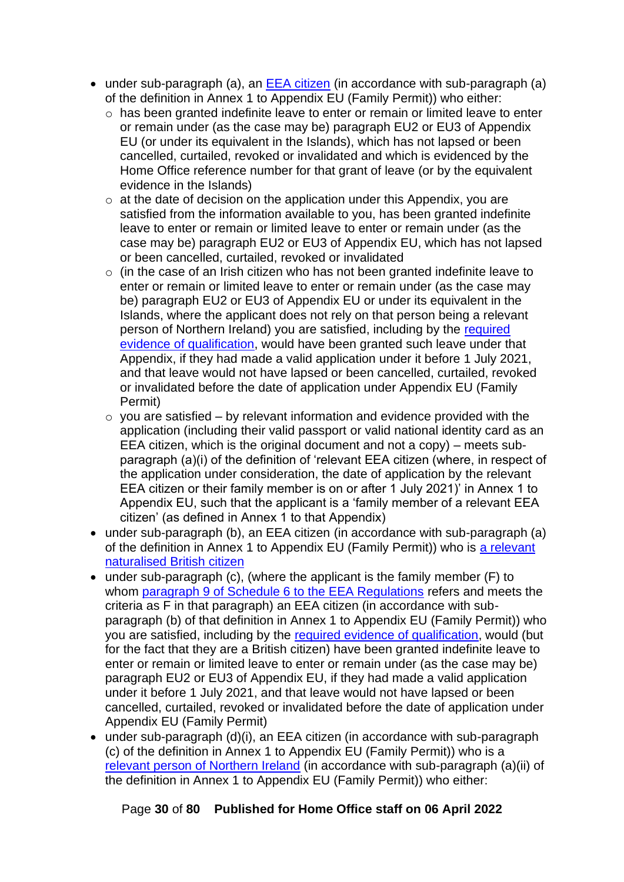- under sub-paragraph (a), an [EEA citizen](#) (in accordance with sub-paragraph (a) of the definition in Annex 1 to Appendix EU (Family Permit)) who either:
  - has been granted indefinite leave to enter or remain or limited leave to enter or remain under (as the case may be) paragraph EU2 or EU3 of Appendix EU (or under its equivalent in the Islands), which has not lapsed or been cancelled, curtailed, revoked or invalidated and which is evidenced by the Home Office reference number for that grant of leave (or by the equivalent evidence in the Islands)
  - at the date of decision on the application under this Appendix, you are satisfied from the information available to you, has been granted indefinite leave to enter or remain or limited leave to enter or remain under (as the case may be) paragraph EU2 or EU3 of Appendix EU, which has not lapsed or been cancelled, curtailed, revoked or invalidated
  - (in the case of an Irish citizen who has not been granted indefinite leave to enter or remain or limited leave to enter or remain under (as the case may be) paragraph EU2 or EU3 of Appendix EU or under its equivalent in the Islands, where the applicant does not rely on that person being a relevant person of Northern Ireland) you are satisfied, including by the [required evidence of qualification](#), would have been granted such leave under that Appendix, if they had made a valid application under it before 1 July 2021, and that leave would not have lapsed or been cancelled, curtailed, revoked or invalidated before the date of application under Appendix EU (Family Permit)
  - you are satisfied – by relevant information and evidence provided with the application (including their valid passport or valid national identity card as an EEA citizen, which is the original document and not a copy) – meets sub-paragraph (a)(i) of the definition of 'relevant EEA citizen (where, in respect of the application under consideration, the date of application by the relevant EEA citizen or their family member is on or after 1 July 2021)' in Annex 1 to Appendix EU, such that the applicant is a 'family member of a relevant EEA citizen' (as defined in Annex 1 to that Appendix)
- under sub-paragraph (b), an EEA citizen (in accordance with sub-paragraph (a) of the definition in Annex 1 to Appendix EU (Family Permit)) who is [a relevant naturalised British citizen](#)
- under sub-paragraph (c), (where the applicant is the family member (F) to whom [paragraph 9 of Schedule 6 to the EEA Regulations](#) refers and meets the criteria as F in that paragraph) an EEA citizen (in accordance with sub-paragraph (b) of that definition in Annex 1 to Appendix EU (Family Permit)) who you are satisfied, including by the [required evidence of qualification](#), would (but for the fact that they are a British citizen) have been granted indefinite leave to enter or remain or limited leave to enter or remain under (as the case may be) paragraph EU2 or EU3 of Appendix EU, if they had made a valid application under it before 1 July 2021, and that leave would not have lapsed or been cancelled, curtailed, revoked or invalidated before the date of application under Appendix EU (Family Permit)
- under sub-paragraph (d)(i), an EEA citizen (in accordance with sub-paragraph (c) of the definition in Annex 1 to Appendix EU (Family Permit)) who is a [relevant person of Northern Ireland](#) (in accordance with sub-paragraph (a)(ii) of the definition in Annex 1 to Appendix EU (Family Permit)) who either: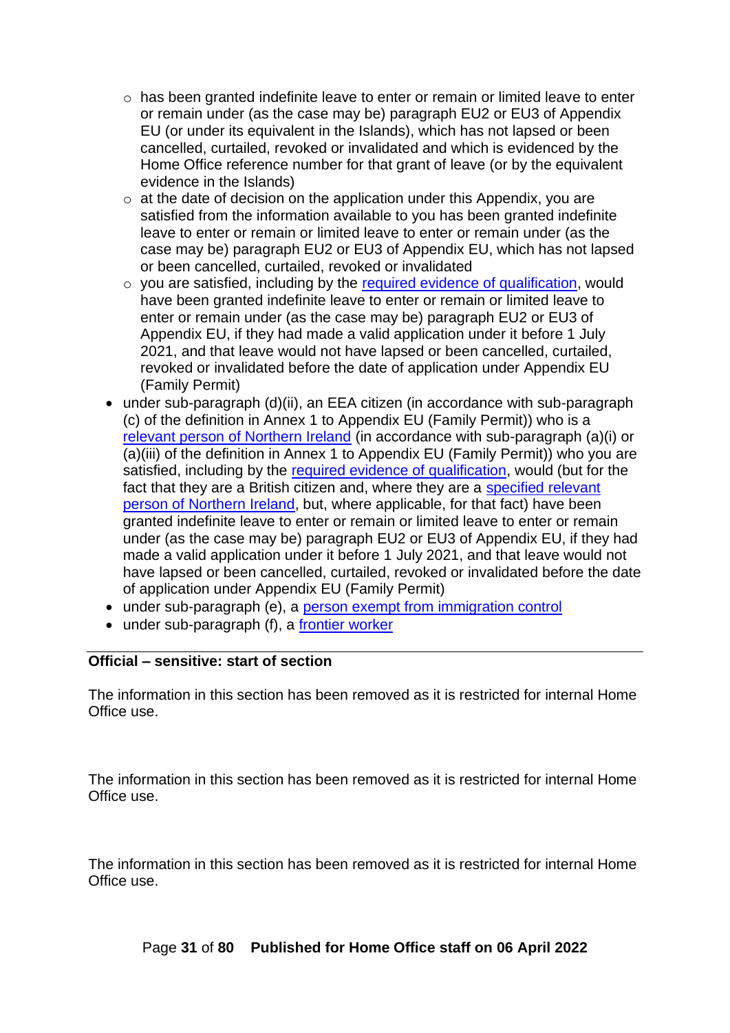- has been granted indefinite leave to enter or remain or limited leave to enter or remain under (as the case may be) paragraph EU2 or EU3 of Appendix EU (or under its equivalent in the Islands), which has not lapsed or been cancelled, curtailed, revoked or invalidated and which is evidenced by the Home Office reference number for that grant of leave (or by the equivalent evidence in the Islands)
    - at the date of decision on the application under this Appendix, you are satisfied from the information available to you has been granted indefinite leave to enter or remain or limited leave to enter or remain under (as the case may be) paragraph EU2 or EU3 of Appendix EU, which has not lapsed or been cancelled, curtailed, revoked or invalidated
    - you are satisfied, including by the [required evidence of qualification](), would have been granted indefinite leave to enter or remain or limited leave to enter or remain under (as the case may be) paragraph EU2 or EU3 of Appendix EU, if they had made a valid application under it before 1 July 2021, and that leave would not have lapsed or been cancelled, curtailed, revoked or invalidated before the date of application under Appendix EU (Family Permit)
- under sub-paragraph (d)(ii), an EEA citizen (in accordance with sub-paragraph (c) of the definition in Annex 1 to Appendix EU (Family Permit)) who is a [relevant person of Northern Ireland]() (in accordance with sub-paragraph (a)(i) or (a)(iii) of the definition in Annex 1 to Appendix EU (Family Permit)) who you are satisfied, including by the [required evidence of qualification](), would (but for the fact that they are a British citizen and, where they are a [specified relevant person of Northern Ireland](), but, where applicable, for that fact) have been granted indefinite leave to enter or remain or limited leave to enter or remain under (as the case may be) paragraph EU2 or EU3 of Appendix EU, if they had made a valid application under it before 1 July 2021, and that leave would not have lapsed or been cancelled, curtailed, revoked or invalidated before the date of application under Appendix EU (Family Permit)
- under sub-paragraph (e), a [person exempt from immigration control]()
- under sub-paragraph (f), a [frontier worker]()

**Official – sensitive: start of section**

The information in this section has been removed as it is restricted for internal Home Office use.

The information in this section has been removed as it is restricted for internal Home Office use.

The information in this section has been removed as it is restricted for internal Home Office use.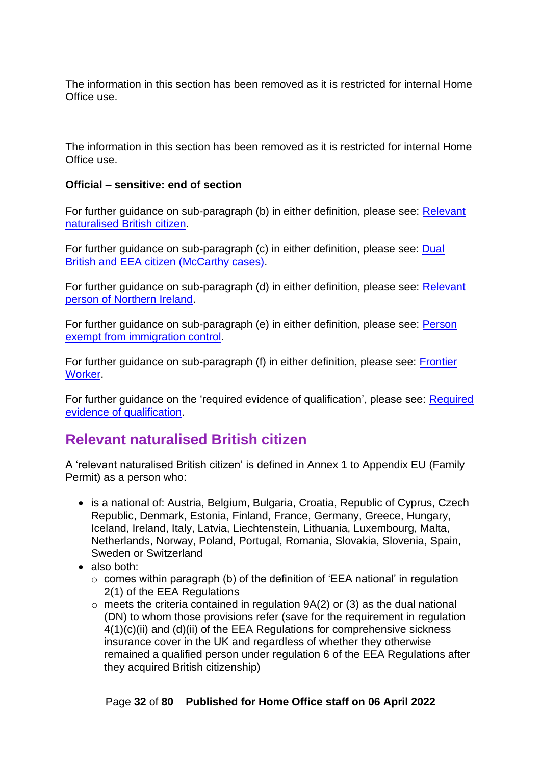The information in this section has been removed as it is restricted for internal Home Office use.

The information in this section has been removed as it is restricted for internal Home Office use.

**Official – sensitive: end of section**

---

For further guidance on sub-paragraph (b) in either definition, please see: Relevant naturalised British citizen.

For further guidance on sub-paragraph (c) in either definition, please see: Dual British and EEA citizen (McCarthy cases).

For further guidance on sub-paragraph (d) in either definition, please see: Relevant person of Northern Ireland.

For further guidance on sub-paragraph (e) in either definition, please see: Person exempt from immigration control.

For further guidance on sub-paragraph (f) in either definition, please see: Frontier Worker.

For further guidance on the 'required evidence of qualification', please see: Required evidence of qualification.

## Relevant naturalised British citizen

A 'relevant naturalised British citizen' is defined in Annex 1 to Appendix EU (Family Permit) as a person who:

- is a national of: Austria, Belgium, Bulgaria, Croatia, Republic of Cyprus, Czech Republic, Denmark, Estonia, Finland, France, Germany, Greece, Hungary, Iceland, Ireland, Italy, Latvia, Liechtenstein, Lithuania, Luxembourg, Malta, Netherlands, Norway, Poland, Portugal, Romania, Slovakia, Slovenia, Spain, Sweden or Switzerland
- also both:
  - comes within paragraph (b) of the definition of 'EEA national' in regulation 2(1) of the EEA Regulations
  - meets the criteria contained in regulation 9A(2) or (3) as the dual national (DN) to whom those provisions refer (save for the requirement in regulation 4(1)(c)(ii) and (d)(ii) of the EEA Regulations for comprehensive sickness insurance cover in the UK and regardless of whether they otherwise remained a qualified person under regulation 6 of the EEA Regulations after they acquired British citizenship)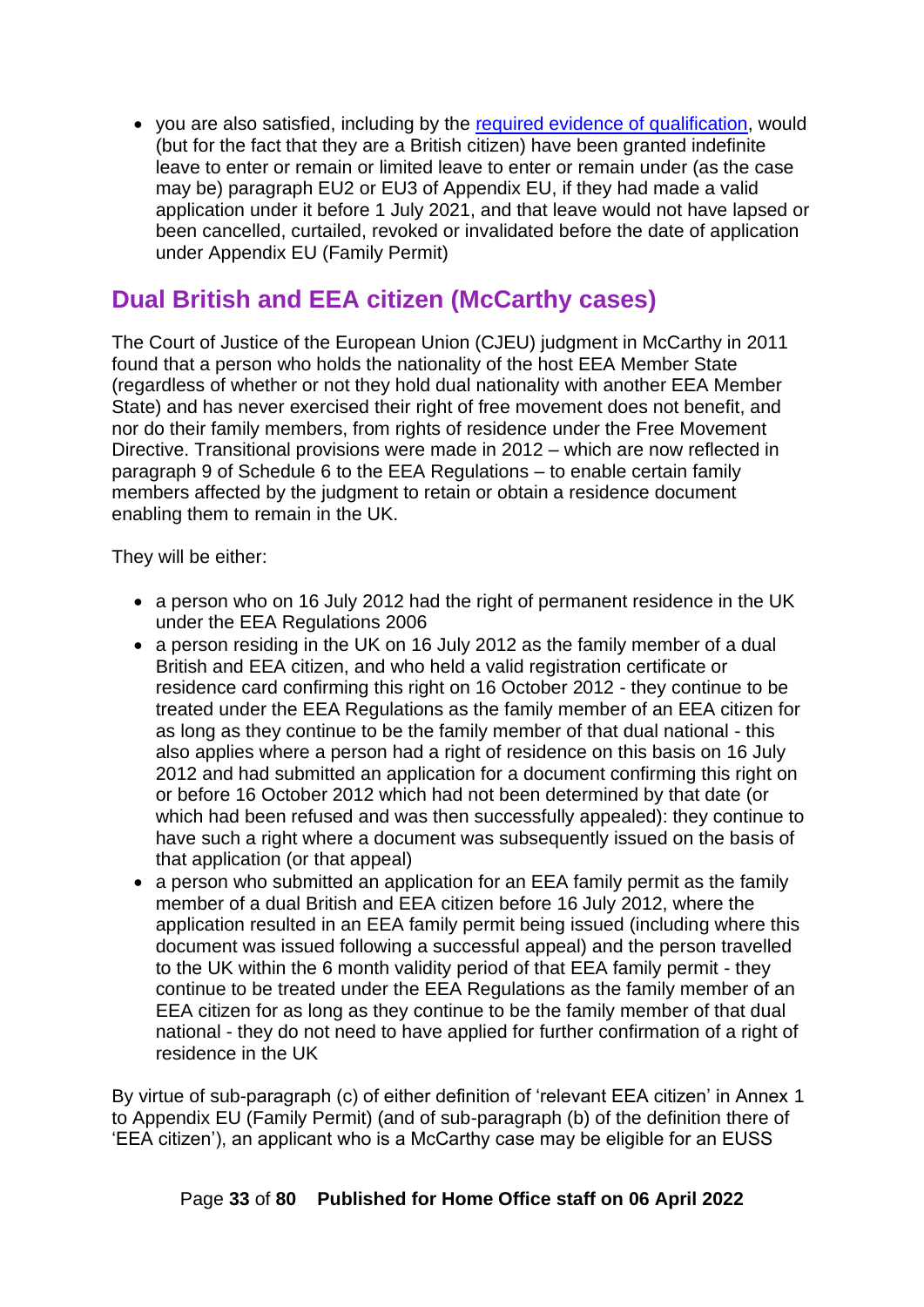- you are also satisfied, including by the [required evidence of qualification](#), would (but for the fact that they are a British citizen) have been granted indefinite leave to enter or remain or limited leave to enter or remain under (as the case may be) paragraph EU2 or EU3 of Appendix EU, if they had made a valid application under it before 1 July 2021, and that leave would not have lapsed or been cancelled, curtailed, revoked or invalidated before the date of application under Appendix EU (Family Permit)

## Dual British and EEA citizen (McCarthy cases)

The Court of Justice of the European Union (CJEU) judgment in McCarthy in 2011 found that a person who holds the nationality of the host EEA Member State (regardless of whether or not they hold dual nationality with another EEA Member State) and has never exercised their right of free movement does not benefit, and nor do their family members, from rights of residence under the Free Movement Directive. Transitional provisions were made in 2012 – which are now reflected in paragraph 9 of Schedule 6 to the EEA Regulations – to enable certain family members affected by the judgment to retain or obtain a residence document enabling them to remain in the UK.

They will be either:

- a person who on 16 July 2012 had the right of permanent residence in the UK under the EEA Regulations 2006
- a person residing in the UK on 16 July 2012 as the family member of a dual British and EEA citizen, and who held a valid registration certificate or residence card confirming this right on 16 October 2012 - they continue to be treated under the EEA Regulations as the family member of an EEA citizen for as long as they continue to be the family member of that dual national - this also applies where a person had a right of residence on this basis on 16 July 2012 and had submitted an application for a document confirming this right on or before 16 October 2012 which had not been determined by that date (or which had been refused and was then successfully appealed): they continue to have such a right where a document was subsequently issued on the basis of that application (or that appeal)
- a person who submitted an application for an EEA family permit as the family member of a dual British and EEA citizen before 16 July 2012, where the application resulted in an EEA family permit being issued (including where this document was issued following a successful appeal) and the person travelled to the UK within the 6 month validity period of that EEA family permit - they continue to be treated under the EEA Regulations as the family member of an EEA citizen for as long as they continue to be the family member of that dual national - they do not need to have applied for further confirmation of a right of residence in the UK

By virtue of sub-paragraph (c) of either definition of 'relevant EEA citizen' in Annex 1 to Appendix EU (Family Permit) (and of sub-paragraph (b) of the definition there of 'EEA citizen'), an applicant who is a McCarthy case may be eligible for an EUSS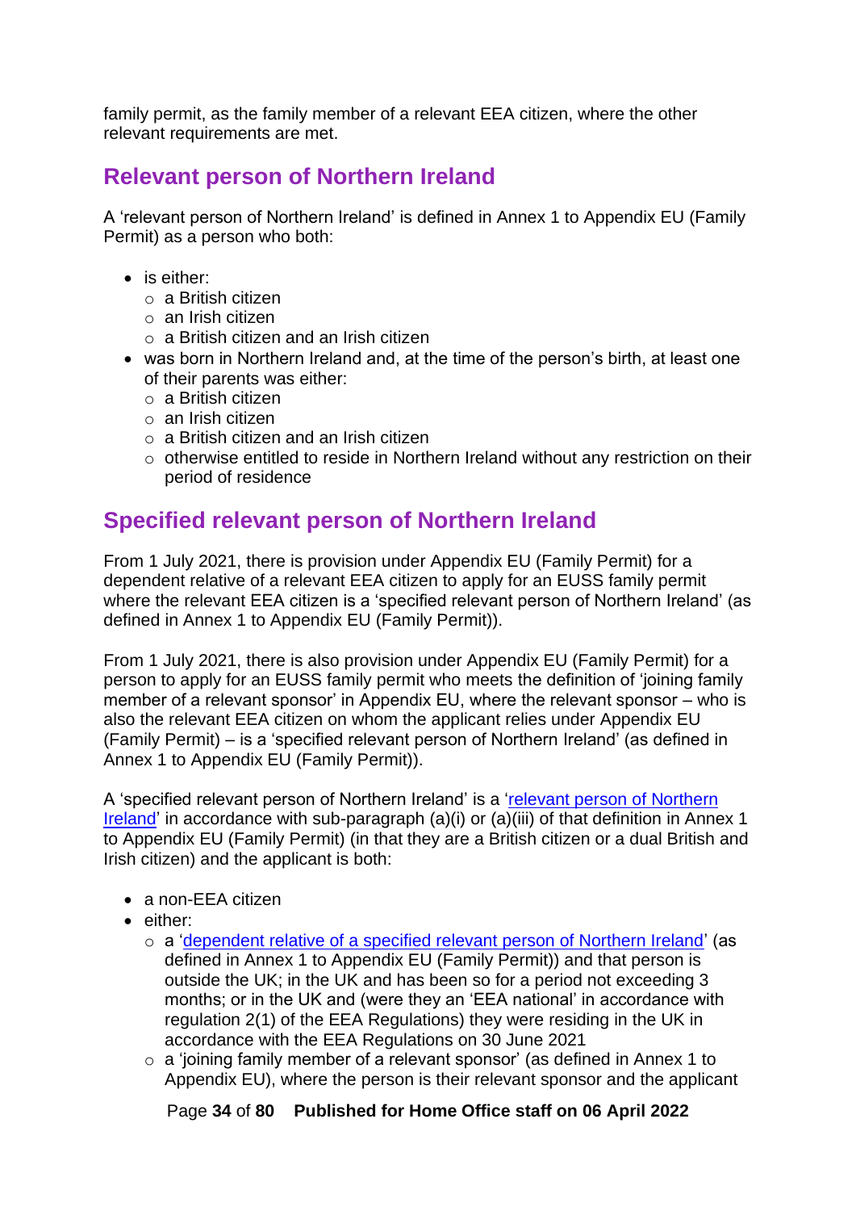family permit, as the family member of a relevant EEA citizen, where the other relevant requirements are met.

## Relevant person of Northern Ireland

A 'relevant person of Northern Ireland' is defined in Annex 1 to Appendix EU (Family Permit) as a person who both:

- is either:
  - a British citizen
  - an Irish citizen
  - a British citizen and an Irish citizen
- was born in Northern Ireland and, at the time of the person's birth, at least one of their parents was either:
  - a British citizen
  - an Irish citizen
  - a British citizen and an Irish citizen
  - otherwise entitled to reside in Northern Ireland without any restriction on their period of residence

## Specified relevant person of Northern Ireland

From 1 July 2021, there is provision under Appendix EU (Family Permit) for a dependent relative of a relevant EEA citizen to apply for an EUSS family permit where the relevant EEA citizen is a 'specified relevant person of Northern Ireland' (as defined in Annex 1 to Appendix EU (Family Permit)).

From 1 July 2021, there is also provision under Appendix EU (Family Permit) for a person to apply for an EUSS family permit who meets the definition of 'joining family member of a relevant sponsor' in Appendix EU, where the relevant sponsor – who is also the relevant EEA citizen on whom the applicant relies under Appendix EU (Family Permit) – is a 'specified relevant person of Northern Ireland' (as defined in Annex 1 to Appendix EU (Family Permit)).

A 'specified relevant person of Northern Ireland' is a 'relevant person of Northern Ireland' in accordance with sub-paragraph (a)(i) or (a)(iii) of that definition in Annex 1 to Appendix EU (Family Permit) (in that they are a British citizen or a dual British and Irish citizen) and the applicant is both:

- a non-EEA citizen
- either:
  - a 'dependent relative of a specified relevant person of Northern Ireland' (as defined in Annex 1 to Appendix EU (Family Permit)) and that person is outside the UK; in the UK and has been so for a period not exceeding 3 months; or in the UK and (were they an 'EEA national' in accordance with regulation 2(1) of the EEA Regulations) they were residing in the UK in accordance with the EEA Regulations on 30 June 2021
  - a 'joining family member of a relevant sponsor' (as defined in Annex 1 to Appendix EU), where the person is their relevant sponsor and the applicant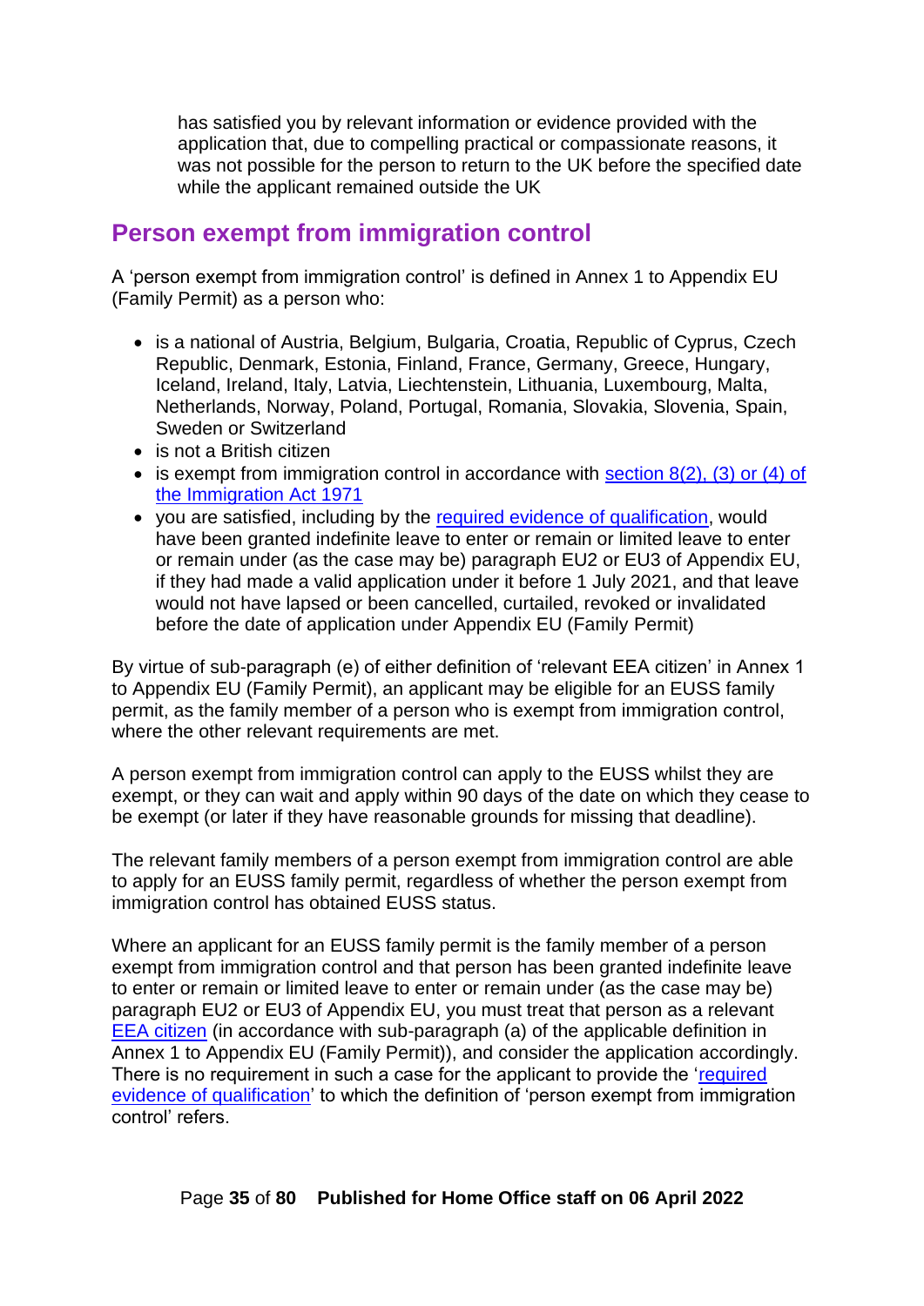has satisfied you by relevant information or evidence provided with the application that, due to compelling practical or compassionate reasons, it was not possible for the person to return to the UK before the specified date while the applicant remained outside the UK

## Person exempt from immigration control

A 'person exempt from immigration control' is defined in Annex 1 to Appendix EU (Family Permit) as a person who:

- is a national of Austria, Belgium, Bulgaria, Croatia, Republic of Cyprus, Czech Republic, Denmark, Estonia, Finland, France, Germany, Greece, Hungary, Iceland, Ireland, Italy, Latvia, Liechtenstein, Lithuania, Luxembourg, Malta, Netherlands, Norway, Poland, Portugal, Romania, Slovakia, Slovenia, Spain, Sweden or Switzerland
- is not a British citizen
- is exempt from immigration control in accordance with section 8(2), (3) or (4) of the Immigration Act 1971
- you are satisfied, including by the required evidence of qualification, would have been granted indefinite leave to enter or remain or limited leave to enter or remain under (as the case may be) paragraph EU2 or EU3 of Appendix EU, if they had made a valid application under it before 1 July 2021, and that leave would not have lapsed or been cancelled, curtailed, revoked or invalidated before the date of application under Appendix EU (Family Permit)

By virtue of sub-paragraph (e) of either definition of 'relevant EEA citizen' in Annex 1 to Appendix EU (Family Permit), an applicant may be eligible for an EUSS family permit, as the family member of a person who is exempt from immigration control, where the other relevant requirements are met.

A person exempt from immigration control can apply to the EUSS whilst they are exempt, or they can wait and apply within 90 days of the date on which they cease to be exempt (or later if they have reasonable grounds for missing that deadline).

The relevant family members of a person exempt from immigration control are able to apply for an EUSS family permit, regardless of whether the person exempt from immigration control has obtained EUSS status.

Where an applicant for an EUSS family permit is the family member of a person exempt from immigration control and that person has been granted indefinite leave to enter or remain or limited leave to enter or remain under (as the case may be) paragraph EU2 or EU3 of Appendix EU, you must treat that person as a relevant EEA citizen (in accordance with sub-paragraph (a) of the applicable definition in Annex 1 to Appendix EU (Family Permit)), and consider the application accordingly. There is no requirement in such a case for the applicant to provide the 'required evidence of qualification' to which the definition of 'person exempt from immigration control' refers.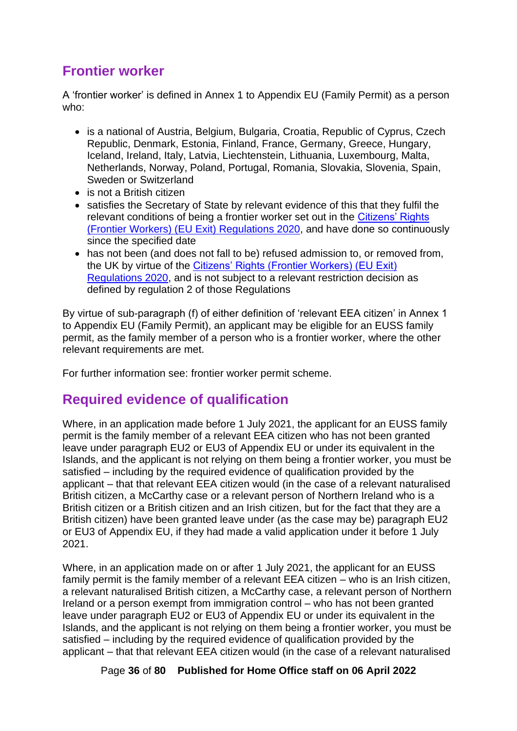## Frontier worker

A 'frontier worker' is defined in Annex 1 to Appendix EU (Family Permit) as a person who:

- is a national of Austria, Belgium, Bulgaria, Croatia, Republic of Cyprus, Czech Republic, Denmark, Estonia, Finland, France, Germany, Greece, Hungary, Iceland, Ireland, Italy, Latvia, Liechtenstein, Lithuania, Luxembourg, Malta, Netherlands, Norway, Poland, Portugal, Romania, Slovakia, Slovenia, Spain, Sweden or Switzerland
- is not a British citizen
- satisfies the Secretary of State by relevant evidence of this that they fulfil the relevant conditions of being a frontier worker set out in the Citizens' Rights (Frontier Workers) (EU Exit) Regulations 2020, and have done so continuously since the specified date
- has not been (and does not fall to be) refused admission to, or removed from, the UK by virtue of the Citizens' Rights (Frontier Workers) (EU Exit) Regulations 2020, and is not subject to a relevant restriction decision as defined by regulation 2 of those Regulations

By virtue of sub-paragraph (f) of either definition of 'relevant EEA citizen' in Annex 1 to Appendix EU (Family Permit), an applicant may be eligible for an EUSS family permit, as the family member of a person who is a frontier worker, where the other relevant requirements are met.

For further information see: frontier worker permit scheme.

## Required evidence of qualification

Where, in an application made before 1 July 2021, the applicant for an EUSS family permit is the family member of a relevant EEA citizen who has not been granted leave under paragraph EU2 or EU3 of Appendix EU or under its equivalent in the Islands, and the applicant is not relying on them being a frontier worker, you must be satisfied – including by the required evidence of qualification provided by the applicant – that that relevant EEA citizen would (in the case of a relevant naturalised British citizen, a McCarthy case or a relevant person of Northern Ireland who is a British citizen or a British citizen and an Irish citizen, but for the fact that they are a British citizen) have been granted leave under (as the case may be) paragraph EU2 or EU3 of Appendix EU, if they had made a valid application under it before 1 July 2021.

Where, in an application made on or after 1 July 2021, the applicant for an EUSS family permit is the family member of a relevant EEA citizen – who is an Irish citizen, a relevant naturalised British citizen, a McCarthy case, a relevant person of Northern Ireland or a person exempt from immigration control – who has not been granted leave under paragraph EU2 or EU3 of Appendix EU or under its equivalent in the Islands, and the applicant is not relying on them being a frontier worker, you must be satisfied – including by the required evidence of qualification provided by the applicant – that that relevant EEA citizen would (in the case of a relevant naturalised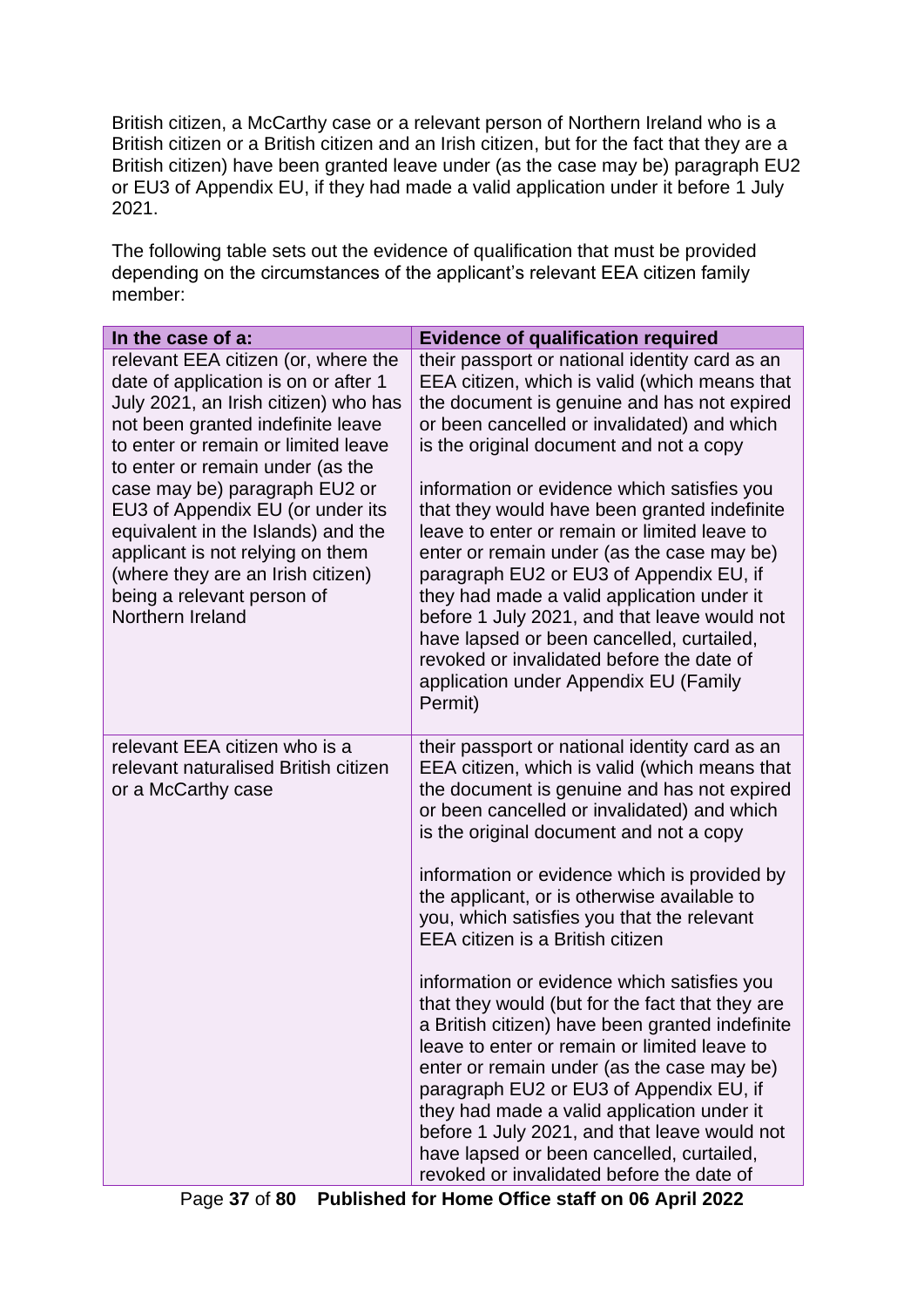British citizen, a McCarthy case or a relevant person of Northern Ireland who is a British citizen or a British citizen and an Irish citizen, but for the fact that they are a British citizen) have been granted leave under (as the case may be) paragraph EU2 or EU3 of Appendix EU, if they had made a valid application under it before 1 July 2021.

The following table sets out the evidence of qualification that must be provided depending on the circumstances of the applicant's relevant EEA citizen family member:

| In the case of a: | Evidence of qualification required |
|---|---|
| relevant EEA citizen (or, where the date of application is on or after 1 July 2021, an Irish citizen) who has not been granted indefinite leave to enter or remain or limited leave to enter or remain under (as the case may be) paragraph EU2 or EU3 of Appendix EU (or under its equivalent in the Islands) and the applicant is not relying on them (where they are an Irish citizen) being a relevant person of Northern Ireland | their passport or national identity card as an EEA citizen, which is valid (which means that the document is genuine and has not expired or been cancelled or invalidated) and which is the original document and not a copy<br><br>information or evidence which satisfies you that they would have been granted indefinite leave to enter or remain or limited leave to enter or remain under (as the case may be) paragraph EU2 or EU3 of Appendix EU, if they had made a valid application under it before 1 July 2021, and that leave would not have lapsed or been cancelled, curtailed, revoked or invalidated before the date of application under Appendix EU (Family Permit) |
| relevant EEA citizen who is a relevant naturalised British citizen or a McCarthy case | their passport or national identity card as an EEA citizen, which is valid (which means that the document is genuine and has not expired or been cancelled or invalidated) and which is the original document and not a copy<br><br>information or evidence which is provided by the applicant, or is otherwise available to you, which satisfies you that the relevant EEA citizen is a British citizen<br><br>information or evidence which satisfies you that they would (but for the fact that they are a British citizen) have been granted indefinite leave to enter or remain or limited leave to enter or remain under (as the case may be) paragraph EU2 or EU3 of Appendix EU, if they had made a valid application under it before 1 July 2021, and that leave would not have lapsed or been cancelled, curtailed, revoked or invalidated before the date of |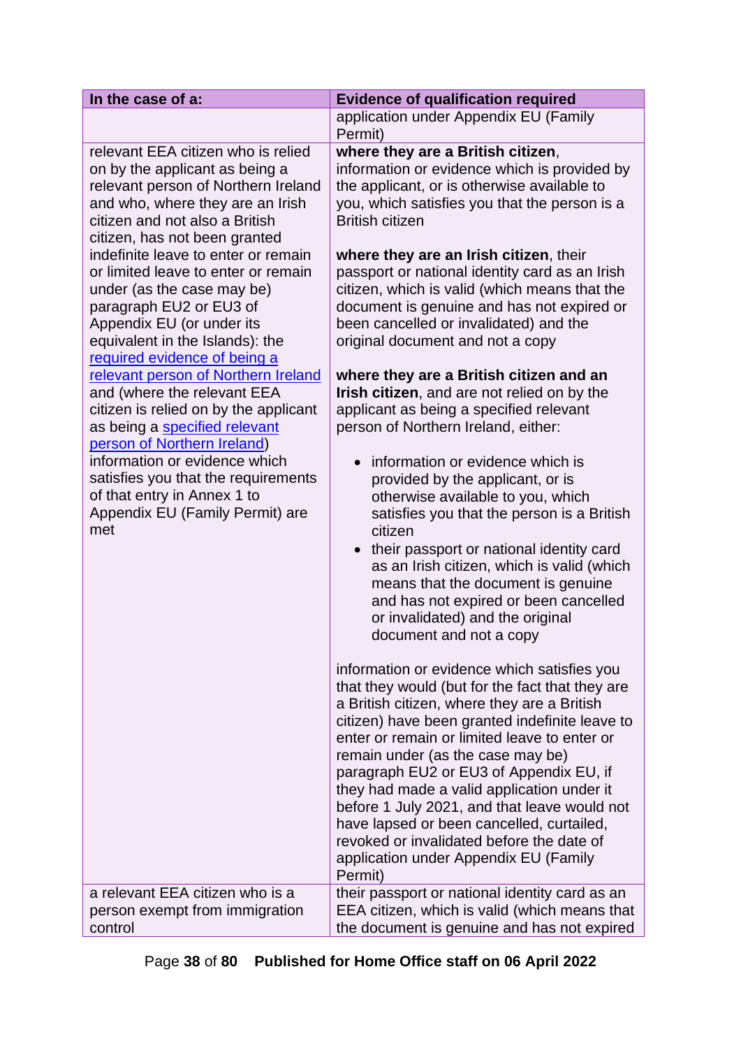| In the case of a: | Evidence of qualification required |
|---|---|
| | application under Appendix EU (Family Permit) |
| relevant EEA citizen who is relied on by the applicant as being a relevant person of Northern Ireland and who, where they are an Irish citizen and not also a British citizen, has not been granted indefinite leave to enter or remain or limited leave to enter or remain under (as the case may be) paragraph EU2 or EU3 of Appendix EU (or under its equivalent in the Islands): the required evidence of being a relevant person of Northern Ireland and (where the relevant EEA citizen is relied on by the applicant as being a specified relevant person of Northern Ireland) information or evidence which satisfies you that the requirements of that entry in Annex 1 to Appendix EU (Family Permit) are met | **where they are a British citizen**, information or evidence which is provided by the applicant, or is otherwise available to you, which satisfies you that the person is a British citizen<br><br>**where they are an Irish citizen**, their passport or national identity card as an Irish citizen, which is valid (which means that the document is genuine and has not expired or been cancelled or invalidated) and the original document and not a copy<br><br>**where they are a British citizen and an Irish citizen**, and are not relied on by the applicant as being a specified relevant person of Northern Ireland, either:<br><br>• information or evidence which is provided by the applicant, or is otherwise available to you, which satisfies you that the person is a British citizen<br>• their passport or national identity card as an Irish citizen, which is valid (which means that the document is genuine and has not expired or been cancelled or invalidated) and the original document and not a copy<br><br>information or evidence which satisfies you that they would (but for the fact that they are a British citizen, where they are a British citizen) have been granted indefinite leave to enter or remain or limited leave to enter or remain under (as the case may be) paragraph EU2 or EU3 of Appendix EU, if they had made a valid application under it before 1 July 2021, and that leave would not have lapsed or been cancelled, curtailed, revoked or invalidated before the date of application under Appendix EU (Family Permit) |
| a relevant EEA citizen who is a person exempt from immigration control | their passport or national identity card as an EEA citizen, which is valid (which means that the document is genuine and has not expired |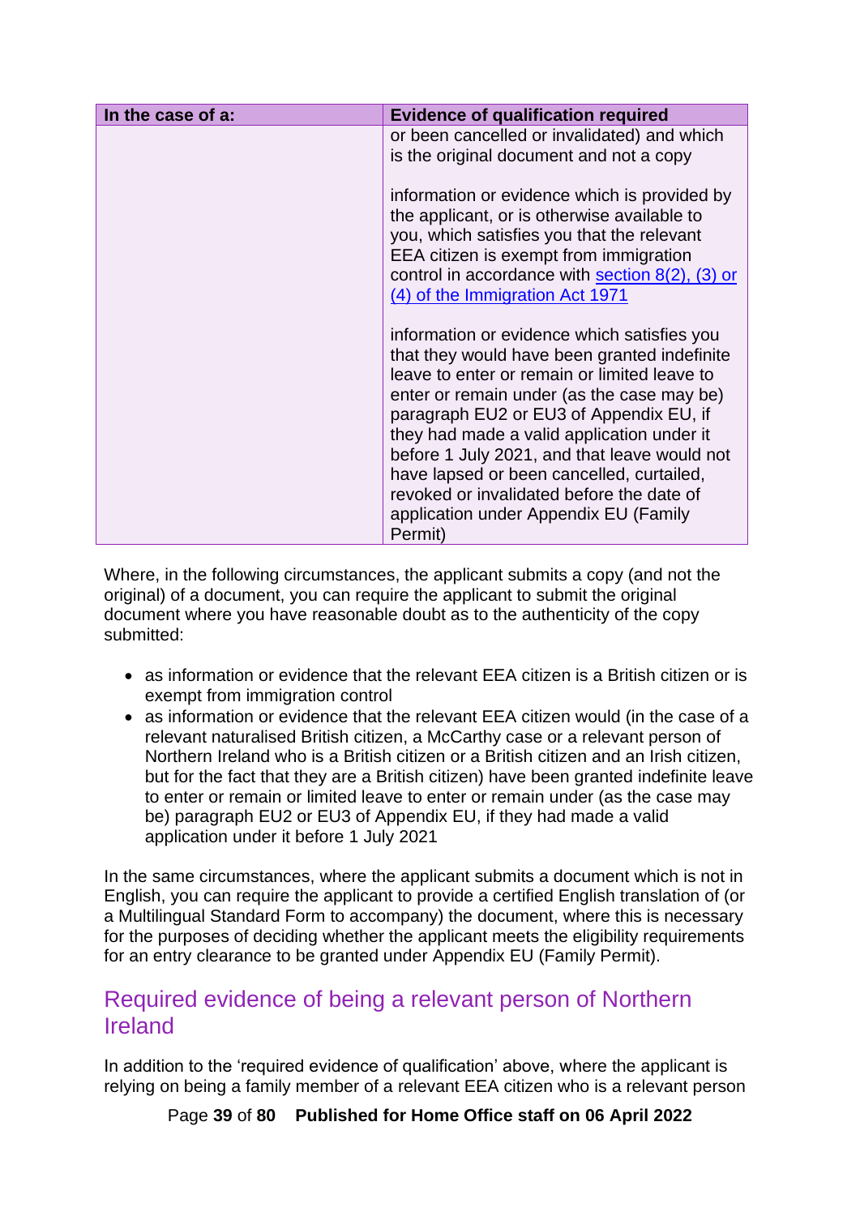| In the case of a: | Evidence of qualification required |
| --- | --- |
| | or been cancelled or invalidated) and which is the original document and not a copy<br><br>information or evidence which is provided by the applicant, or is otherwise available to you, which satisfies you that the relevant EEA citizen is exempt from immigration control in accordance with [section 8(2), (3) or (4) of the Immigration Act 1971](#)<br><br>information or evidence which satisfies you that they would have been granted indefinite leave to enter or remain or limited leave to enter or remain under (as the case may be) paragraph EU2 or EU3 of Appendix EU, if they had made a valid application under it before 1 July 2021, and that leave would not have lapsed or been cancelled, curtailed, revoked or invalidated before the date of application under Appendix EU (Family Permit) |

Where, in the following circumstances, the applicant submits a copy (and not the original) of a document, you can require the applicant to submit the original document where you have reasonable doubt as to the authenticity of the copy submitted:

- as information or evidence that the relevant EEA citizen is a British citizen or is exempt from immigration control
- as information or evidence that the relevant EEA citizen would (in the case of a relevant naturalised British citizen, a McCarthy case or a relevant person of Northern Ireland who is a British citizen or a British citizen and an Irish citizen, but for the fact that they are a British citizen) have been granted indefinite leave to enter or remain or limited leave to enter or remain under (as the case may be) paragraph EU2 or EU3 of Appendix EU, if they had made a valid application under it before 1 July 2021

In the same circumstances, where the applicant submits a document which is not in English, you can require the applicant to provide a certified English translation of (or a Multilingual Standard Form to accompany) the document, where this is necessary for the purposes of deciding whether the applicant meets the eligibility requirements for an entry clearance to be granted under Appendix EU (Family Permit).

## Required evidence of being a relevant person of Northern Ireland

In addition to the 'required evidence of qualification' above, where the applicant is relying on being a family member of a relevant EEA citizen who is a relevant person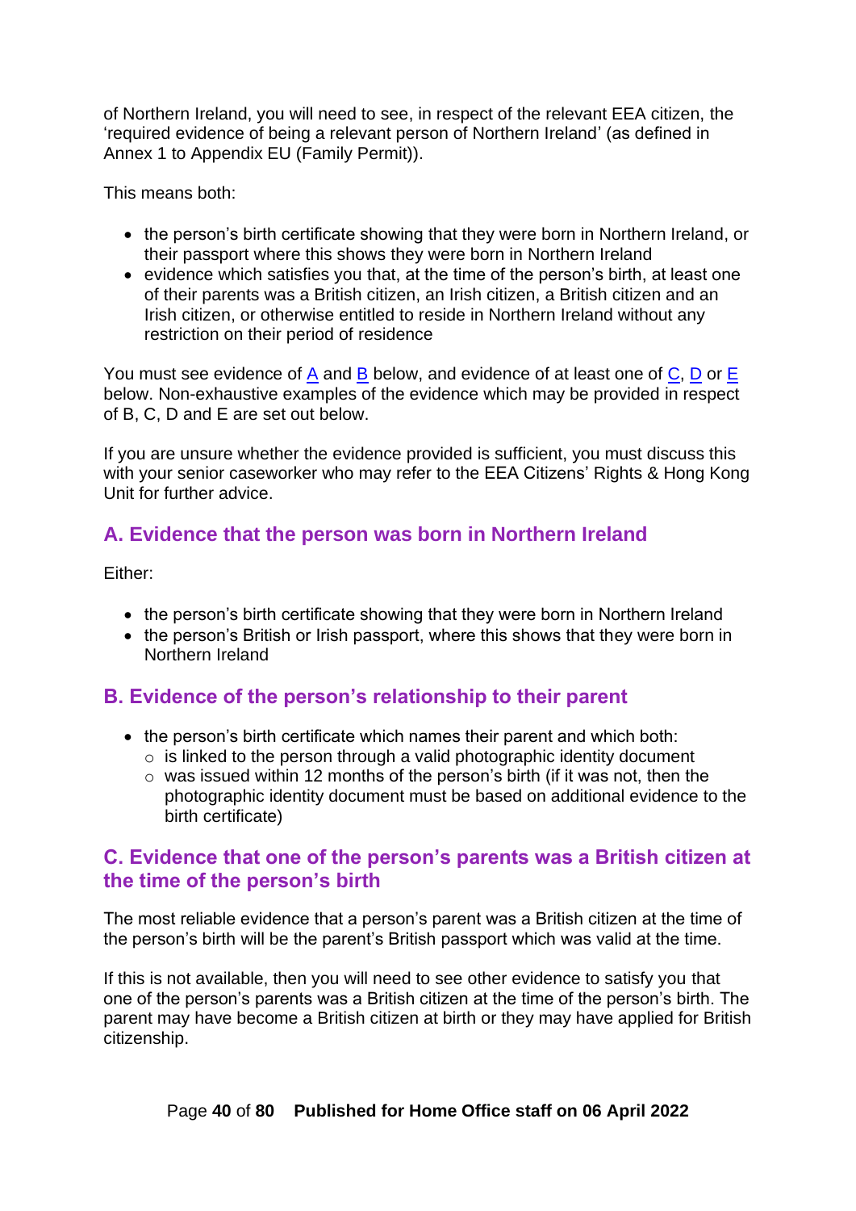of Northern Ireland, you will need to see, in respect of the relevant EEA citizen, the 'required evidence of being a relevant person of Northern Ireland' (as defined in Annex 1 to Appendix EU (Family Permit)).

This means both:

- the person's birth certificate showing that they were born in Northern Ireland, or their passport where this shows they were born in Northern Ireland
- evidence which satisfies you that, at the time of the person's birth, at least one of their parents was a British citizen, an Irish citizen, a British citizen and an Irish citizen, or otherwise entitled to reside in Northern Ireland without any restriction on their period of residence

You must see evidence of A and B below, and evidence of at least one of C, D or E below. Non-exhaustive examples of the evidence which may be provided in respect of B, C, D and E are set out below.

If you are unsure whether the evidence provided is sufficient, you must discuss this with your senior caseworker who may refer to the EEA Citizens' Rights & Hong Kong Unit for further advice.

## A. Evidence that the person was born in Northern Ireland

Either:

- the person's birth certificate showing that they were born in Northern Ireland
- the person's British or Irish passport, where this shows that they were born in Northern Ireland

## B. Evidence of the person's relationship to their parent

- the person's birth certificate which names their parent and which both:
  - is linked to the person through a valid photographic identity document
  - was issued within 12 months of the person's birth (if it was not, then the photographic identity document must be based on additional evidence to the birth certificate)

## C. Evidence that one of the person's parents was a British citizen at the time of the person's birth

The most reliable evidence that a person's parent was a British citizen at the time of the person's birth will be the parent's British passport which was valid at the time.

If this is not available, then you will need to see other evidence to satisfy you that one of the person's parents was a British citizen at the time of the person's birth. The parent may have become a British citizen at birth or they may have applied for British citizenship.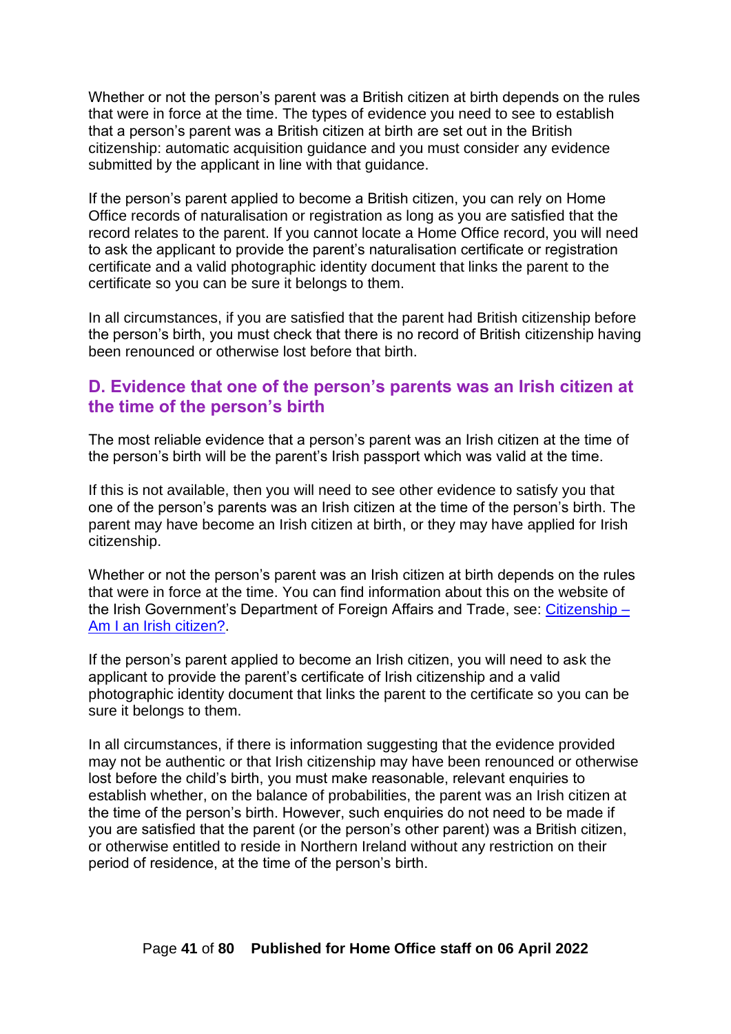Whether or not the person’s parent was a British citizen at birth depends on the rules that were in force at the time. The types of evidence you need to see to establish that a person’s parent was a British citizen at birth are set out in the British citizenship: automatic acquisition guidance and you must consider any evidence submitted by the applicant in line with that guidance.

If the person’s parent applied to become a British citizen, you can rely on Home Office records of naturalisation or registration as long as you are satisfied that the record relates to the parent. If you cannot locate a Home Office record, you will need to ask the applicant to provide the parent’s naturalisation certificate or registration certificate and a valid photographic identity document that links the parent to the certificate so you can be sure it belongs to them.

In all circumstances, if you are satisfied that the parent had British citizenship before the person’s birth, you must check that there is no record of British citizenship having been renounced or otherwise lost before that birth.

## D. Evidence that one of the person’s parents was an Irish citizen at the time of the person’s birth

The most reliable evidence that a person’s parent was an Irish citizen at the time of the person’s birth will be the parent’s Irish passport which was valid at the time.

If this is not available, then you will need to see other evidence to satisfy you that one of the person’s parents was an Irish citizen at the time of the person’s birth. The parent may have become an Irish citizen at birth, or they may have applied for Irish citizenship.

Whether or not the person’s parent was an Irish citizen at birth depends on the rules that were in force at the time. You can find information about this on the website of the Irish Government’s Department of Foreign Affairs and Trade, see: [Citizenship – Am I an Irish citizen?](#).

If the person’s parent applied to become an Irish citizen, you will need to ask the applicant to provide the parent’s certificate of Irish citizenship and a valid photographic identity document that links the parent to the certificate so you can be sure it belongs to them.

In all circumstances, if there is information suggesting that the evidence provided may not be authentic or that Irish citizenship may have been renounced or otherwise lost before the child’s birth, you must make reasonable, relevant enquiries to establish whether, on the balance of probabilities, the parent was an Irish citizen at the time of the person’s birth. However, such enquiries do not need to be made if you are satisfied that the parent (or the person’s other parent) was a British citizen, or otherwise entitled to reside in Northern Ireland without any restriction on their period of residence, at the time of the person’s birth.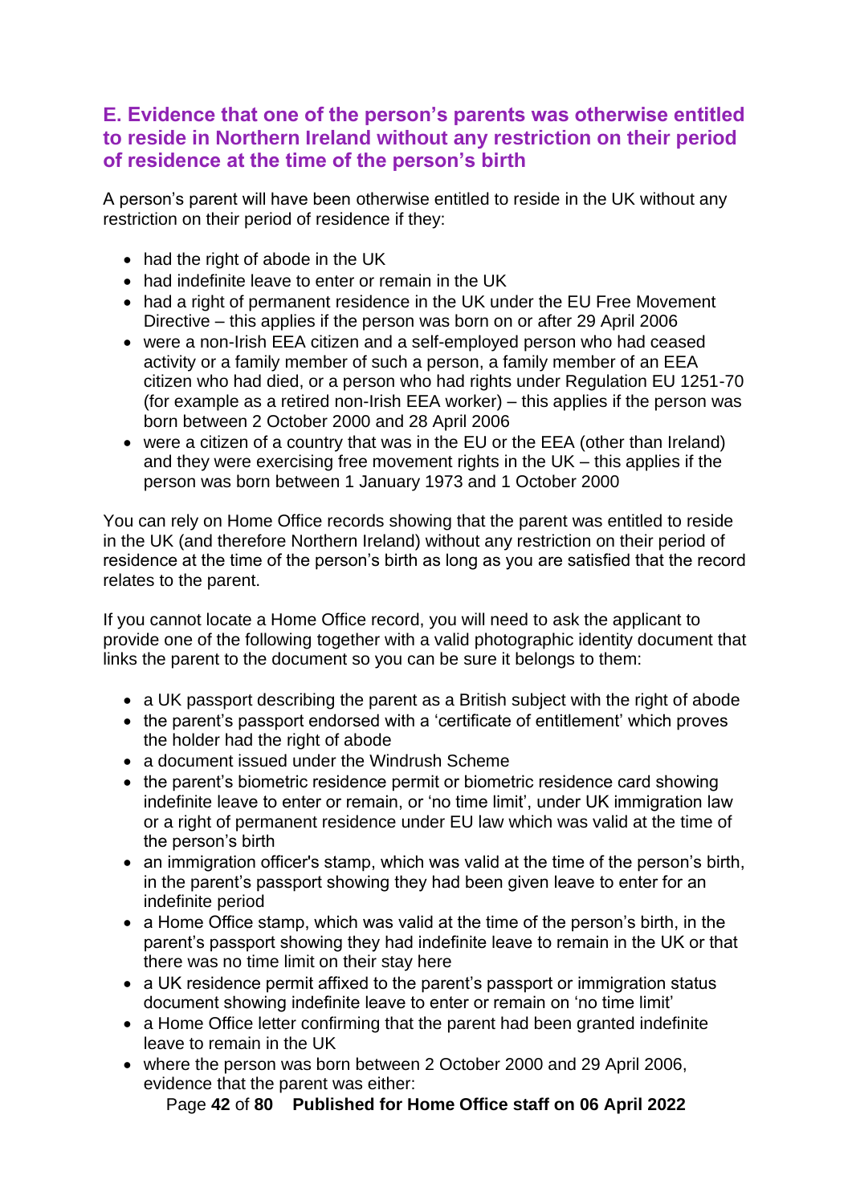## E. Evidence that one of the person's parents was otherwise entitled to reside in Northern Ireland without any restriction on their period of residence at the time of the person's birth

A person's parent will have been otherwise entitled to reside in the UK without any restriction on their period of residence if they:

- had the right of abode in the UK
- had indefinite leave to enter or remain in the UK
- had a right of permanent residence in the UK under the EU Free Movement Directive – this applies if the person was born on or after 29 April 2006
- were a non-Irish EEA citizen and a self-employed person who had ceased activity or a family member of such a person, a family member of an EEA citizen who had died, or a person who had rights under Regulation EU 1251-70 (for example as a retired non-Irish EEA worker) – this applies if the person was born between 2 October 2000 and 28 April 2006
- were a citizen of a country that was in the EU or the EEA (other than Ireland) and they were exercising free movement rights in the UK – this applies if the person was born between 1 January 1973 and 1 October 2000

You can rely on Home Office records showing that the parent was entitled to reside in the UK (and therefore Northern Ireland) without any restriction on their period of residence at the time of the person's birth as long as you are satisfied that the record relates to the parent.

If you cannot locate a Home Office record, you will need to ask the applicant to provide one of the following together with a valid photographic identity document that links the parent to the document so you can be sure it belongs to them:

- a UK passport describing the parent as a British subject with the right of abode
- the parent's passport endorsed with a 'certificate of entitlement' which proves the holder had the right of abode
- a document issued under the Windrush Scheme
- the parent's biometric residence permit or biometric residence card showing indefinite leave to enter or remain, or 'no time limit', under UK immigration law or a right of permanent residence under EU law which was valid at the time of the person's birth
- an immigration officer's stamp, which was valid at the time of the person's birth, in the parent's passport showing they had been given leave to enter for an indefinite period
- a Home Office stamp, which was valid at the time of the person's birth, in the parent's passport showing they had indefinite leave to remain in the UK or that there was no time limit on their stay here
- a UK residence permit affixed to the parent's passport or immigration status document showing indefinite leave to enter or remain on 'no time limit'
- a Home Office letter confirming that the parent had been granted indefinite leave to remain in the UK
- where the person was born between 2 October 2000 and 29 April 2006, evidence that the parent was either: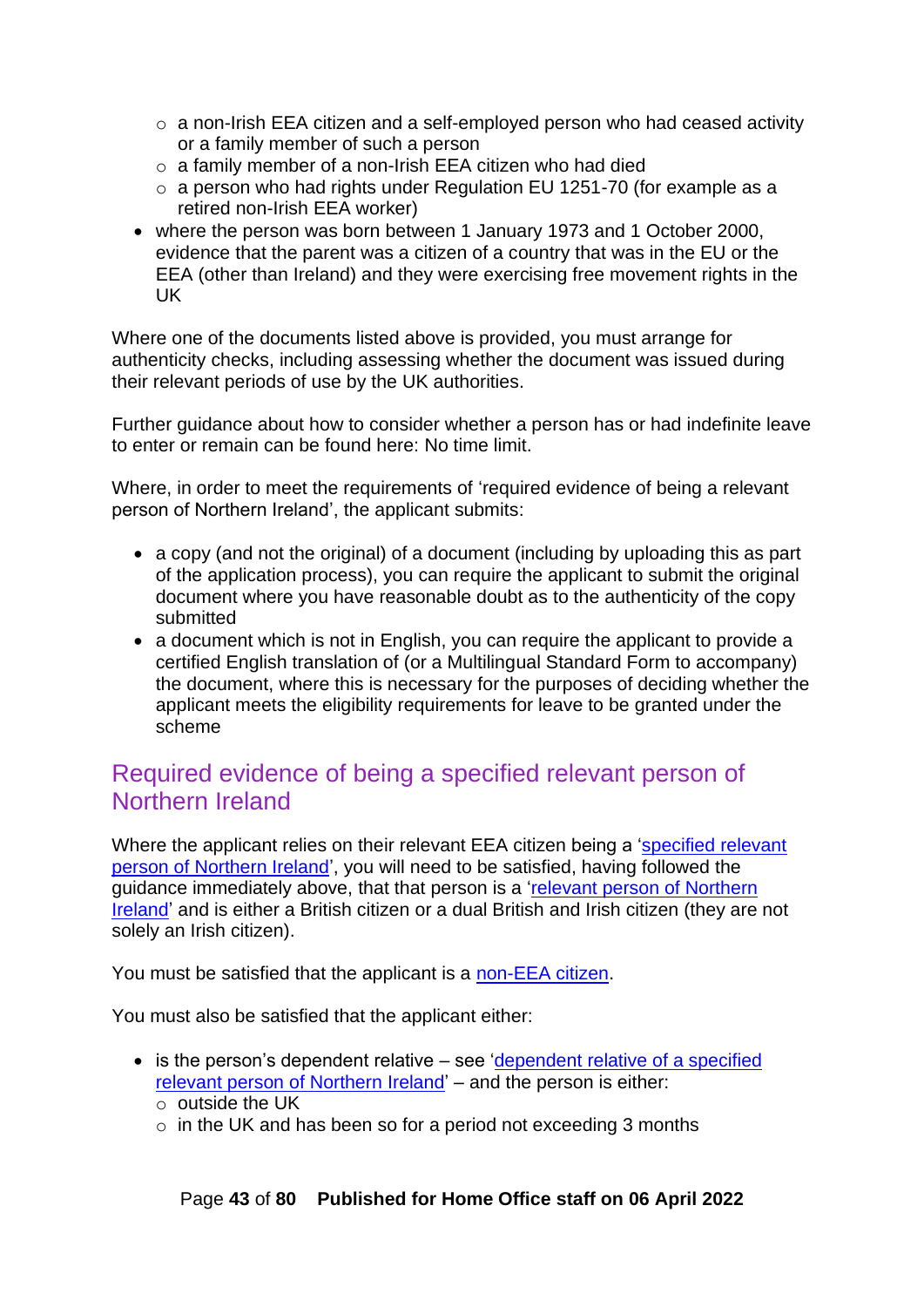- a non-Irish EEA citizen and a self-employed person who had ceased activity or a family member of such a person
  - a family member of a non-Irish EEA citizen who had died
  - a person who had rights under Regulation EU 1251-70 (for example as a retired non-Irish EEA worker)
- where the person was born between 1 January 1973 and 1 October 2000, evidence that the parent was a citizen of a country that was in the EU or the EEA (other than Ireland) and they were exercising free movement rights in the UK

Where one of the documents listed above is provided, you must arrange for authenticity checks, including assessing whether the document was issued during their relevant periods of use by the UK authorities.

Further guidance about how to consider whether a person has or had indefinite leave to enter or remain can be found here: No time limit.

Where, in order to meet the requirements of 'required evidence of being a relevant person of Northern Ireland', the applicant submits:

- a copy (and not the original) of a document (including by uploading this as part of the application process), you can require the applicant to submit the original document where you have reasonable doubt as to the authenticity of the copy submitted
- a document which is not in English, you can require the applicant to provide a certified English translation of (or a Multilingual Standard Form to accompany) the document, where this is necessary for the purposes of deciding whether the applicant meets the eligibility requirements for leave to be granted under the scheme

## Required evidence of being a specified relevant person of Northern Ireland

Where the applicant relies on their relevant EEA citizen being a 'specified relevant person of Northern Ireland', you will need to be satisfied, having followed the guidance immediately above, that that person is a 'relevant person of Northern Ireland' and is either a British citizen or a dual British and Irish citizen (they are not solely an Irish citizen).

You must be satisfied that the applicant is a non-EEA citizen.

You must also be satisfied that the applicant either:

- is the person's dependent relative – see 'dependent relative of a specified relevant person of Northern Ireland' – and the person is either:
  - outside the UK
  - in the UK and has been so for a period not exceeding 3 months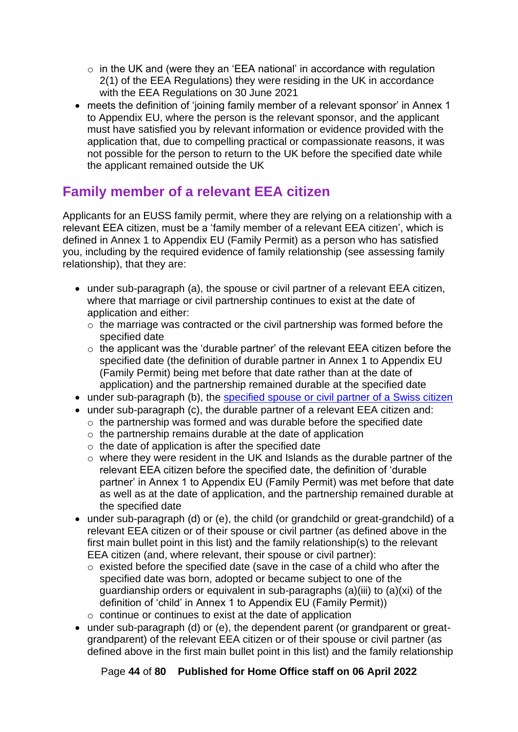- in the UK and (were they an 'EEA national' in accordance with regulation 2(1) of the EEA Regulations) they were residing in the UK in accordance with the EEA Regulations on 30 June 2021
- meets the definition of 'joining family member of a relevant sponsor' in Annex 1 to Appendix EU, where the person is the relevant sponsor, and the applicant must have satisfied you by relevant information or evidence provided with the application that, due to compelling practical or compassionate reasons, it was not possible for the person to return to the UK before the specified date while the applicant remained outside the UK

## Family member of a relevant EEA citizen

Applicants for an EUSS family permit, where they are relying on a relationship with a relevant EEA citizen, must be a 'family member of a relevant EEA citizen', which is defined in Annex 1 to Appendix EU (Family Permit) as a person who has satisfied you, including by the required evidence of family relationship (see assessing family relationship), that they are:

- under sub-paragraph (a), the spouse or civil partner of a relevant EEA citizen, where that marriage or civil partnership continues to exist at the date of application and either:
    - the marriage was contracted or the civil partnership was formed before the specified date
    - the applicant was the 'durable partner' of the relevant EEA citizen before the specified date (the definition of durable partner in Annex 1 to Appendix EU (Family Permit) being met before that date rather than at the date of application) and the partnership remained durable at the specified date
- under sub-paragraph (b), the [specified spouse or civil partner of a Swiss citizen]
- under sub-paragraph (c), the durable partner of a relevant EEA citizen and:
    - the partnership was formed and was durable before the specified date
    - the partnership remains durable at the date of application
    - the date of application is after the specified date
    - where they were resident in the UK and Islands as the durable partner of the relevant EEA citizen before the specified date, the definition of 'durable partner' in Annex 1 to Appendix EU (Family Permit) was met before that date as well as at the date of application, and the partnership remained durable at the specified date
- under sub-paragraph (d) or (e), the child (or grandchild or great-grandchild) of a relevant EEA citizen or of their spouse or civil partner (as defined above in the first main bullet point in this list) and the family relationship(s) to the relevant EEA citizen (and, where relevant, their spouse or civil partner):
    - existed before the specified date (save in the case of a child who after the specified date was born, adopted or became subject to one of the guardianship orders or equivalent in sub-paragraphs (a)(iii) to (a)(xi) of the definition of 'child' in Annex 1 to Appendix EU (Family Permit))
    - continue or continues to exist at the date of application
- under sub-paragraph (d) or (e), the dependent parent (or grandparent or great-grandparent) of the relevant EEA citizen or of their spouse or civil partner (as defined above in the first main bullet point in this list) and the family relationship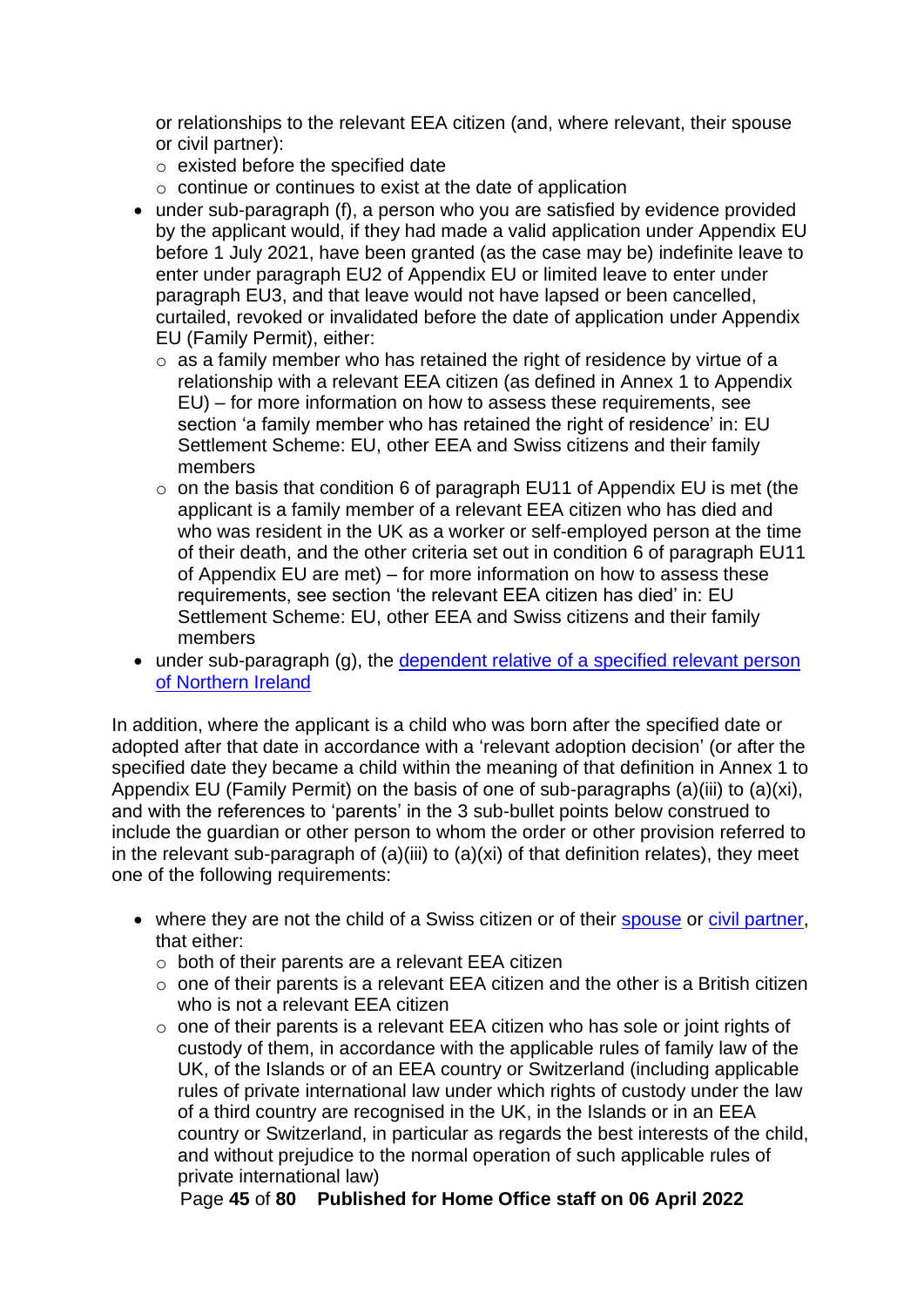or relationships to the relevant EEA citizen (and, where relevant, their spouse or civil partner):
  - existed before the specified date
  - continue or continues to exist at the date of application
- under sub-paragraph (f), a person who you are satisfied by evidence provided by the applicant would, if they had made a valid application under Appendix EU before 1 July 2021, have been granted (as the case may be) indefinite leave to enter under paragraph EU2 of Appendix EU or limited leave to enter under paragraph EU3, and that leave would not have lapsed or been cancelled, curtailed, revoked or invalidated before the date of application under Appendix EU (Family Permit), either:
  - as a family member who has retained the right of residence by virtue of a relationship with a relevant EEA citizen (as defined in Annex 1 to Appendix EU) – for more information on how to assess these requirements, see section 'a family member who has retained the right of residence' in: EU Settlement Scheme: EU, other EEA and Swiss citizens and their family members
  - on the basis that condition 6 of paragraph EU11 of Appendix EU is met (the applicant is a family member of a relevant EEA citizen who has died and who was resident in the UK as a worker or self-employed person at the time of their death, and the other criteria set out in condition 6 of paragraph EU11 of Appendix EU are met) – for more information on how to assess these requirements, see section 'the relevant EEA citizen has died' in: EU Settlement Scheme: EU, other EEA and Swiss citizens and their family members
- under sub-paragraph (g), the dependent relative of a specified relevant person of Northern Ireland

In addition, where the applicant is a child who was born after the specified date or adopted after that date in accordance with a 'relevant adoption decision' (or after the specified date they became a child within the meaning of that definition in Annex 1 to Appendix EU (Family Permit) on the basis of one of sub-paragraphs (a)(iii) to (a)(xi), and with the references to 'parents' in the 3 sub-bullet points below construed to include the guardian or other person to whom the order or other provision referred to in the relevant sub-paragraph of (a)(iii) to (a)(xi) of that definition relates), they meet one of the following requirements:

- where they are not the child of a Swiss citizen or of their spouse or civil partner, that either:
  - both of their parents are a relevant EEA citizen
  - one of their parents is a relevant EEA citizen and the other is a British citizen who is not a relevant EEA citizen
  - one of their parents is a relevant EEA citizen who has sole or joint rights of custody of them, in accordance with the applicable rules of family law of the UK, of the Islands or of an EEA country or Switzerland (including applicable rules of private international law under which rights of custody under the law of a third country are recognised in the UK, in the Islands or in an EEA country or Switzerland, in particular as regards the best interests of the child, and without prejudice to the normal operation of such applicable rules of private international law)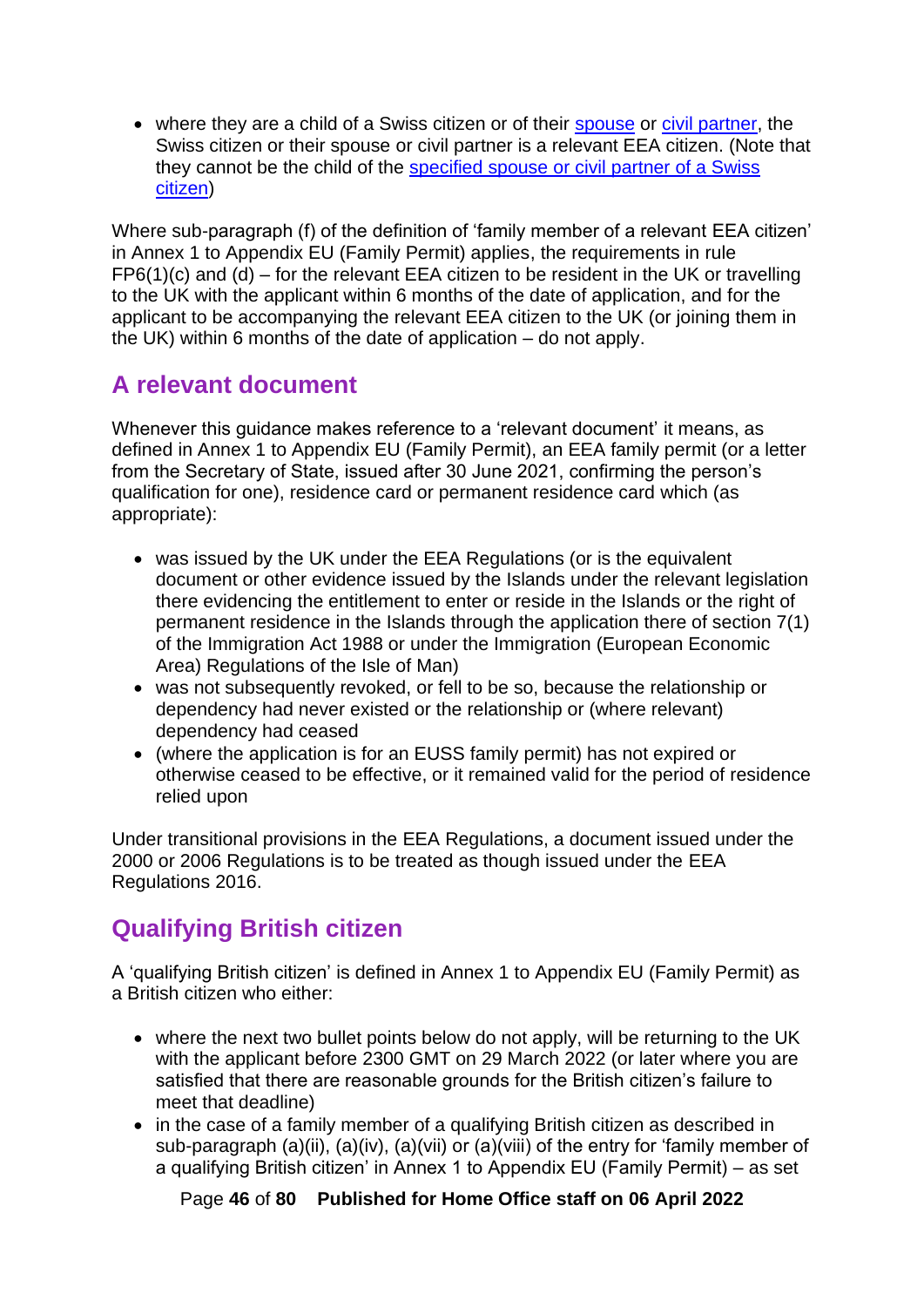- where they are a child of a Swiss citizen or of their spouse or civil partner, the Swiss citizen or their spouse or civil partner is a relevant EEA citizen. (Note that they cannot be the child of the specified spouse or civil partner of a Swiss citizen)

Where sub-paragraph (f) of the definition of 'family member of a relevant EEA citizen' in Annex 1 to Appendix EU (Family Permit) applies, the requirements in rule FP6(1)(c) and (d) – for the relevant EEA citizen to be resident in the UK or travelling to the UK with the applicant within 6 months of the date of application, and for the applicant to be accompanying the relevant EEA citizen to the UK (or joining them in the UK) within 6 months of the date of application – do not apply.

## A relevant document

Whenever this guidance makes reference to a 'relevant document' it means, as defined in Annex 1 to Appendix EU (Family Permit), an EEA family permit (or a letter from the Secretary of State, issued after 30 June 2021, confirming the person's qualification for one), residence card or permanent residence card which (as appropriate):

- was issued by the UK under the EEA Regulations (or is the equivalent document or other evidence issued by the Islands under the relevant legislation there evidencing the entitlement to enter or reside in the Islands or the right of permanent residence in the Islands through the application there of section 7(1) of the Immigration Act 1988 or under the Immigration (European Economic Area) Regulations of the Isle of Man)
- was not subsequently revoked, or fell to be so, because the relationship or dependency had never existed or the relationship or (where relevant) dependency had ceased
- (where the application is for an EUSS family permit) has not expired or otherwise ceased to be effective, or it remained valid for the period of residence relied upon

Under transitional provisions in the EEA Regulations, a document issued under the 2000 or 2006 Regulations is to be treated as though issued under the EEA Regulations 2016.

## Qualifying British citizen

A 'qualifying British citizen' is defined in Annex 1 to Appendix EU (Family Permit) as a British citizen who either:

- where the next two bullet points below do not apply, will be returning to the UK with the applicant before 2300 GMT on 29 March 2022 (or later where you are satisfied that there are reasonable grounds for the British citizen's failure to meet that deadline)
- in the case of a family member of a qualifying British citizen as described in sub-paragraph (a)(ii), (a)(iv), (a)(vii) or (a)(viii) of the entry for 'family member of a qualifying British citizen' in Annex 1 to Appendix EU (Family Permit) – as set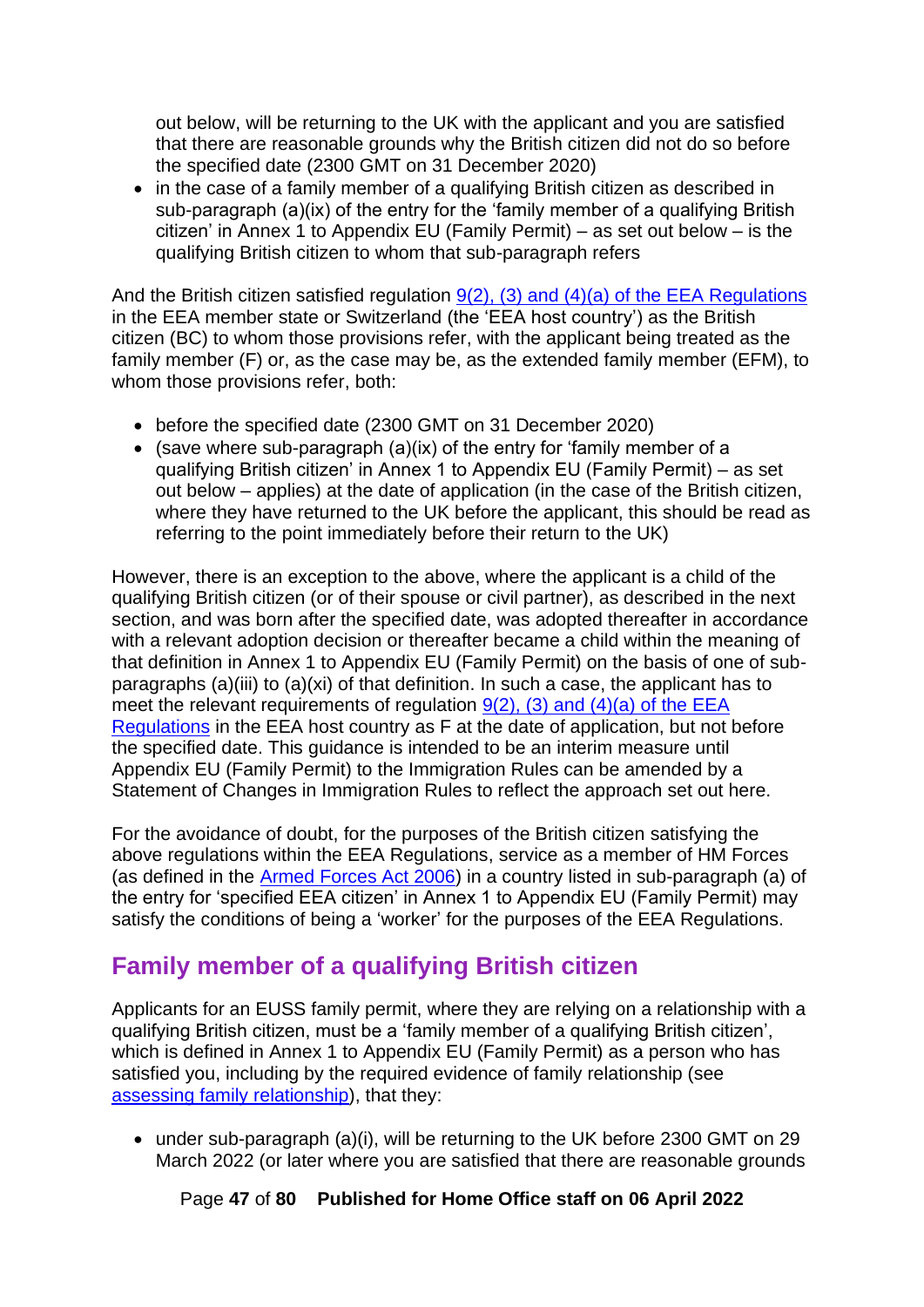out below, will be returning to the UK with the applicant and you are satisfied that there are reasonable grounds why the British citizen did not do so before the specified date (2300 GMT on 31 December 2020)

- in the case of a family member of a qualifying British citizen as described in sub-paragraph (a)(ix) of the entry for the 'family member of a qualifying British citizen' in Annex 1 to Appendix EU (Family Permit) – as set out below – is the qualifying British citizen to whom that sub-paragraph refers

And the British citizen satisfied regulation 9(2), (3) and (4)(a) of the EEA Regulations in the EEA member state or Switzerland (the 'EEA host country') as the British citizen (BC) to whom those provisions refer, with the applicant being treated as the family member (F) or, as the case may be, as the extended family member (EFM), to whom those provisions refer, both:

- before the specified date (2300 GMT on 31 December 2020)
- (save where sub-paragraph (a)(ix) of the entry for 'family member of a qualifying British citizen' in Annex 1 to Appendix EU (Family Permit) – as set out below – applies) at the date of application (in the case of the British citizen, where they have returned to the UK before the applicant, this should be read as referring to the point immediately before their return to the UK)

However, there is an exception to the above, where the applicant is a child of the qualifying British citizen (or of their spouse or civil partner), as described in the next section, and was born after the specified date, was adopted thereafter in accordance with a relevant adoption decision or thereafter became a child within the meaning of that definition in Annex 1 to Appendix EU (Family Permit) on the basis of one of sub-paragraphs (a)(iii) to (a)(xi) of that definition. In such a case, the applicant has to meet the relevant requirements of regulation 9(2), (3) and (4)(a) of the EEA Regulations in the EEA host country as F at the date of application, but not before the specified date. This guidance is intended to be an interim measure until Appendix EU (Family Permit) to the Immigration Rules can be amended by a Statement of Changes in Immigration Rules to reflect the approach set out here.

For the avoidance of doubt, for the purposes of the British citizen satisfying the above regulations within the EEA Regulations, service as a member of HM Forces (as defined in the Armed Forces Act 2006) in a country listed in sub-paragraph (a) of the entry for 'specified EEA citizen' in Annex 1 to Appendix EU (Family Permit) may satisfy the conditions of being a 'worker' for the purposes of the EEA Regulations.

## Family member of a qualifying British citizen

Applicants for an EUSS family permit, where they are relying on a relationship with a qualifying British citizen, must be a 'family member of a qualifying British citizen', which is defined in Annex 1 to Appendix EU (Family Permit) as a person who has satisfied you, including by the required evidence of family relationship (see assessing family relationship), that they:

- under sub-paragraph (a)(i), will be returning to the UK before 2300 GMT on 29 March 2022 (or later where you are satisfied that there are reasonable grounds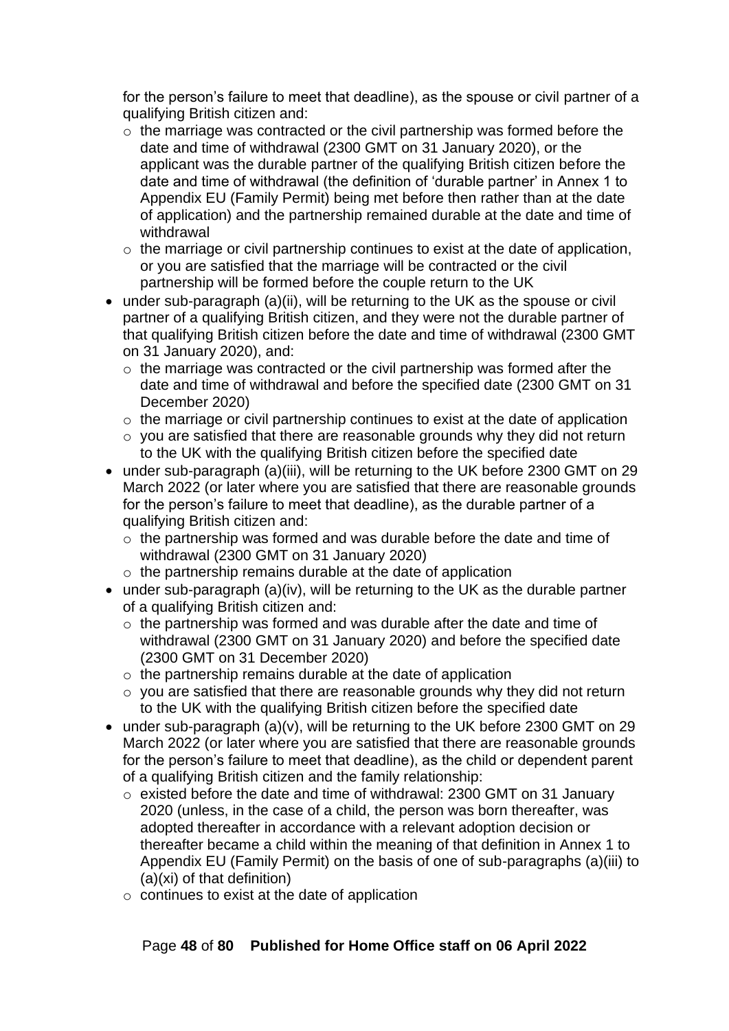for the person's failure to meet that deadline), as the spouse or civil partner of a qualifying British citizen and:
    - the marriage was contracted or the civil partnership was formed before the date and time of withdrawal (2300 GMT on 31 January 2020), or the applicant was the durable partner of the qualifying British citizen before the date and time of withdrawal (the definition of 'durable partner' in Annex 1 to Appendix EU (Family Permit) being met before then rather than at the date of application) and the partnership remained durable at the date and time of withdrawal
    - the marriage or civil partnership continues to exist at the date of application, or you are satisfied that the marriage will be contracted or the civil partnership will be formed before the couple return to the UK
- under sub-paragraph (a)(ii), will be returning to the UK as the spouse or civil partner of a qualifying British citizen, and they were not the durable partner of that qualifying British citizen before the date and time of withdrawal (2300 GMT on 31 January 2020), and:
    - the marriage was contracted or the civil partnership was formed after the date and time of withdrawal and before the specified date (2300 GMT on 31 December 2020)
    - the marriage or civil partnership continues to exist at the date of application
    - you are satisfied that there are reasonable grounds why they did not return to the UK with the qualifying British citizen before the specified date
- under sub-paragraph (a)(iii), will be returning to the UK before 2300 GMT on 29 March 2022 (or later where you are satisfied that there are reasonable grounds for the person's failure to meet that deadline), as the durable partner of a qualifying British citizen and:
    - the partnership was formed and was durable before the date and time of withdrawal (2300 GMT on 31 January 2020)
    - the partnership remains durable at the date of application
- under sub-paragraph (a)(iv), will be returning to the UK as the durable partner of a qualifying British citizen and:
    - the partnership was formed and was durable after the date and time of withdrawal (2300 GMT on 31 January 2020) and before the specified date (2300 GMT on 31 December 2020)
    - the partnership remains durable at the date of application
    - you are satisfied that there are reasonable grounds why they did not return to the UK with the qualifying British citizen before the specified date
- under sub-paragraph (a)(v), will be returning to the UK before 2300 GMT on 29 March 2022 (or later where you are satisfied that there are reasonable grounds for the person's failure to meet that deadline), as the child or dependent parent of a qualifying British citizen and the family relationship:
    - existed before the date and time of withdrawal: 2300 GMT on 31 January 2020 (unless, in the case of a child, the person was born thereafter, was adopted thereafter in accordance with a relevant adoption decision or thereafter became a child within the meaning of that definition in Annex 1 to Appendix EU (Family Permit) on the basis of one of sub-paragraphs (a)(iii) to (a)(xi) of that definition)
    - continues to exist at the date of application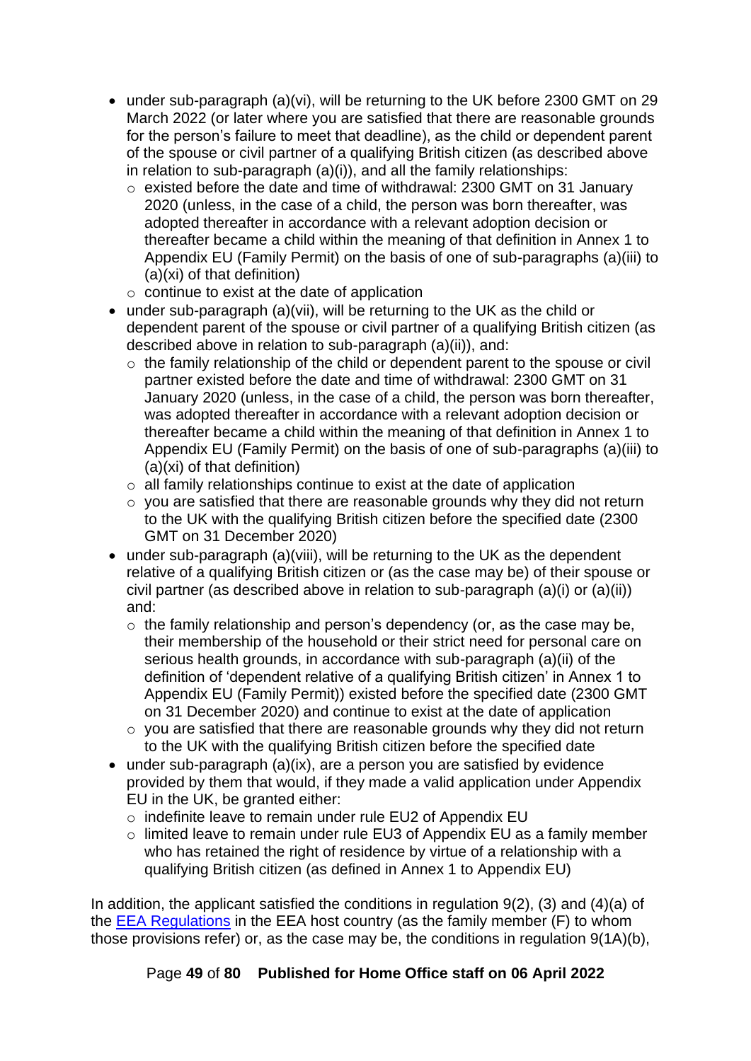- under sub-paragraph (a)(vi), will be returning to the UK before 2300 GMT on 29 March 2022 (or later where you are satisfied that there are reasonable grounds for the person's failure to meet that deadline), as the child or dependent parent of the spouse or civil partner of a qualifying British citizen (as described above in relation to sub-paragraph (a)(i)), and all the family relationships:
  - existed before the date and time of withdrawal: 2300 GMT on 31 January 2020 (unless, in the case of a child, the person was born thereafter, was adopted thereafter in accordance with a relevant adoption decision or thereafter became a child within the meaning of that definition in Annex 1 to Appendix EU (Family Permit) on the basis of one of sub-paragraphs (a)(iii) to (a)(xi) of that definition)
  - continue to exist at the date of application
- under sub-paragraph (a)(vii), will be returning to the UK as the child or dependent parent of the spouse or civil partner of a qualifying British citizen (as described above in relation to sub-paragraph (a)(ii)), and:
  - the family relationship of the child or dependent parent to the spouse or civil partner existed before the date and time of withdrawal: 2300 GMT on 31 January 2020 (unless, in the case of a child, the person was born thereafter, was adopted thereafter in accordance with a relevant adoption decision or thereafter became a child within the meaning of that definition in Annex 1 to Appendix EU (Family Permit) on the basis of one of sub-paragraphs (a)(iii) to (a)(xi) of that definition)
  - all family relationships continue to exist at the date of application
  - you are satisfied that there are reasonable grounds why they did not return to the UK with the qualifying British citizen before the specified date (2300 GMT on 31 December 2020)
- under sub-paragraph (a)(viii), will be returning to the UK as the dependent relative of a qualifying British citizen or (as the case may be) of their spouse or civil partner (as described above in relation to sub-paragraph (a)(i) or (a)(ii)) and:
  - the family relationship and person's dependency (or, as the case may be, their membership of the household or their strict need for personal care on serious health grounds, in accordance with sub-paragraph (a)(ii) of the definition of 'dependent relative of a qualifying British citizen' in Annex 1 to Appendix EU (Family Permit)) existed before the specified date (2300 GMT on 31 December 2020) and continue to exist at the date of application
  - you are satisfied that there are reasonable grounds why they did not return to the UK with the qualifying British citizen before the specified date
- under sub-paragraph (a)(ix), are a person you are satisfied by evidence provided by them that would, if they made a valid application under Appendix EU in the UK, be granted either:
  - indefinite leave to remain under rule EU2 of Appendix EU
  - limited leave to remain under rule EU3 of Appendix EU as a family member who has retained the right of residence by virtue of a relationship with a qualifying British citizen (as defined in Annex 1 to Appendix EU)

In addition, the applicant satisfied the conditions in regulation 9(2), (3) and (4)(a) of the [EEA Regulations](#) in the EEA host country (as the family member (F) to whom those provisions refer) or, as the case may be, the conditions in regulation 9(1A)(b),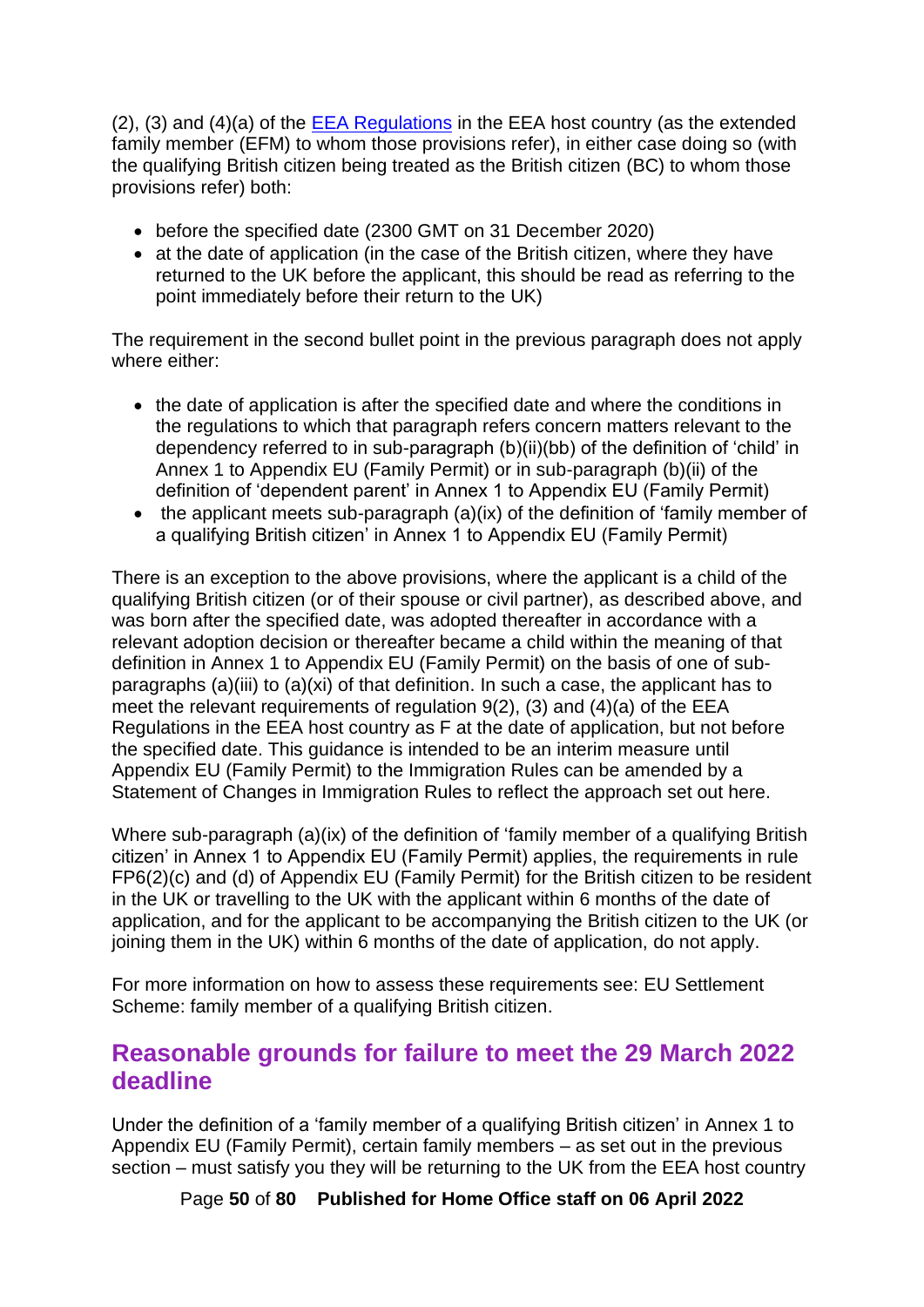(2), (3) and (4)(a) of the [EEA Regulations](#) in the EEA host country (as the extended family member (EFM) to whom those provisions refer), in either case doing so (with the qualifying British citizen being treated as the British citizen (BC) to whom those provisions refer) both:

- before the specified date (2300 GMT on 31 December 2020)
- at the date of application (in the case of the British citizen, where they have returned to the UK before the applicant, this should be read as referring to the point immediately before their return to the UK)

The requirement in the second bullet point in the previous paragraph does not apply where either:

- the date of application is after the specified date and where the conditions in the regulations to which that paragraph refers concern matters relevant to the dependency referred to in sub-paragraph (b)(ii)(bb) of the definition of 'child' in Annex 1 to Appendix EU (Family Permit) or in sub-paragraph (b)(ii) of the definition of 'dependent parent' in Annex 1 to Appendix EU (Family Permit)
- the applicant meets sub-paragraph (a)(ix) of the definition of 'family member of a qualifying British citizen' in Annex 1 to Appendix EU (Family Permit)

There is an exception to the above provisions, where the applicant is a child of the qualifying British citizen (or of their spouse or civil partner), as described above, and was born after the specified date, was adopted thereafter in accordance with a relevant adoption decision or thereafter became a child within the meaning of that definition in Annex 1 to Appendix EU (Family Permit) on the basis of one of sub-paragraphs (a)(iii) to (a)(xi) of that definition. In such a case, the applicant has to meet the relevant requirements of regulation 9(2), (3) and (4)(a) of the EEA Regulations in the EEA host country as F at the date of application, but not before the specified date. This guidance is intended to be an interim measure until Appendix EU (Family Permit) to the Immigration Rules can be amended by a Statement of Changes in Immigration Rules to reflect the approach set out here.

Where sub-paragraph (a)(ix) of the definition of 'family member of a qualifying British citizen' in Annex 1 to Appendix EU (Family Permit) applies, the requirements in rule FP6(2)(c) and (d) of Appendix EU (Family Permit) for the British citizen to be resident in the UK or travelling to the UK with the applicant within 6 months of the date of application, and for the applicant to be accompanying the British citizen to the UK (or joining them in the UK) within 6 months of the date of application, do not apply.

For more information on how to assess these requirements see: EU Settlement Scheme: family member of a qualifying British citizen.

## Reasonable grounds for failure to meet the 29 March 2022 deadline

Under the definition of a 'family member of a qualifying British citizen' in Annex 1 to Appendix EU (Family Permit), certain family members – as set out in the previous section – must satisfy you they will be returning to the UK from the EEA host country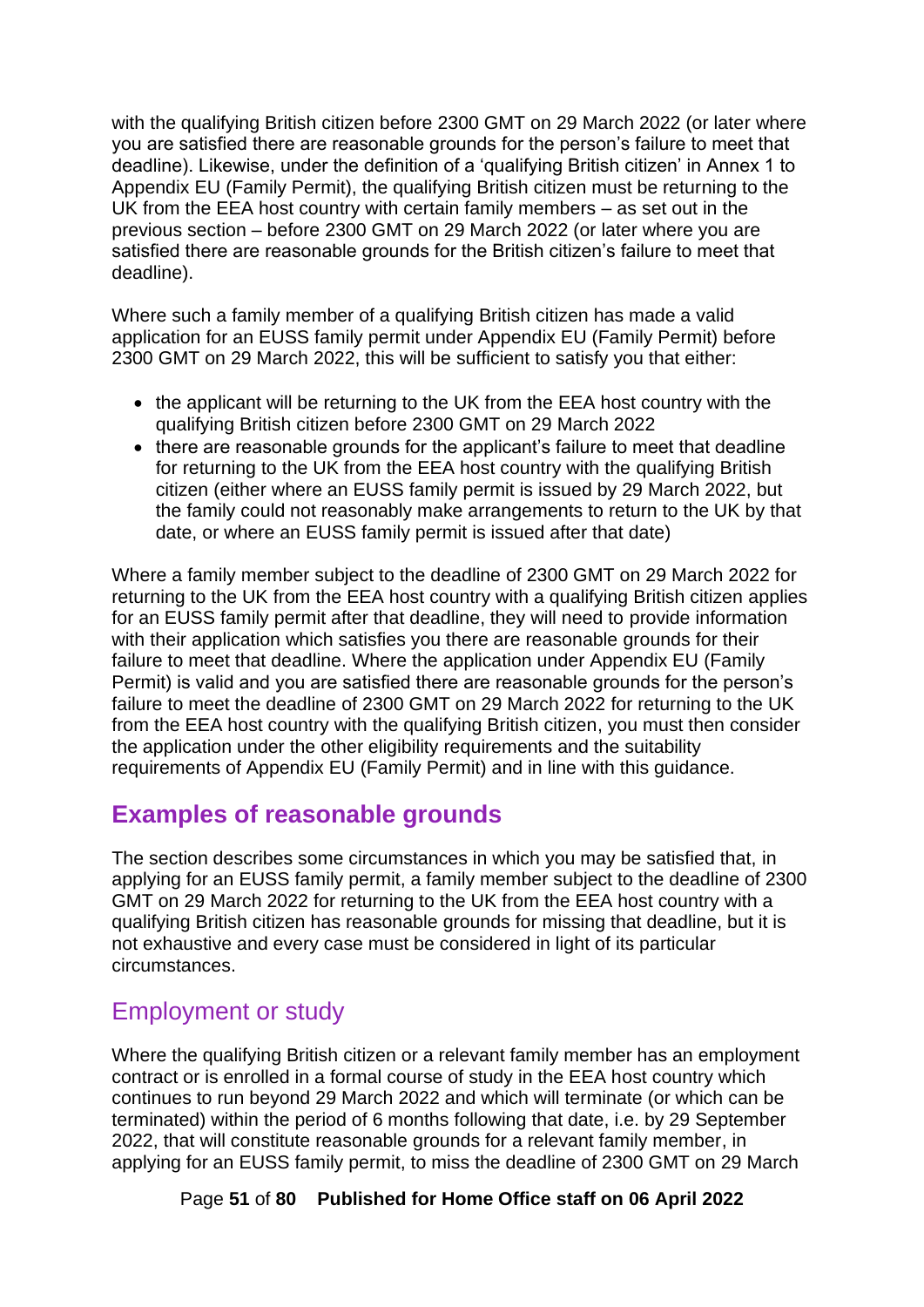with the qualifying British citizen before 2300 GMT on 29 March 2022 (or later where you are satisfied there are reasonable grounds for the person's failure to meet that deadline). Likewise, under the definition of a 'qualifying British citizen' in Annex 1 to Appendix EU (Family Permit), the qualifying British citizen must be returning to the UK from the EEA host country with certain family members – as set out in the previous section – before 2300 GMT on 29 March 2022 (or later where you are satisfied there are reasonable grounds for the British citizen's failure to meet that deadline).

Where such a family member of a qualifying British citizen has made a valid application for an EUSS family permit under Appendix EU (Family Permit) before 2300 GMT on 29 March 2022, this will be sufficient to satisfy you that either:

- the applicant will be returning to the UK from the EEA host country with the qualifying British citizen before 2300 GMT on 29 March 2022
- there are reasonable grounds for the applicant's failure to meet that deadline for returning to the UK from the EEA host country with the qualifying British citizen (either where an EUSS family permit is issued by 29 March 2022, but the family could not reasonably make arrangements to return to the UK by that date, or where an EUSS family permit is issued after that date)

Where a family member subject to the deadline of 2300 GMT on 29 March 2022 for returning to the UK from the EEA host country with a qualifying British citizen applies for an EUSS family permit after that deadline, they will need to provide information with their application which satisfies you there are reasonable grounds for their failure to meet that deadline. Where the application under Appendix EU (Family Permit) is valid and you are satisfied there are reasonable grounds for the person's failure to meet the deadline of 2300 GMT on 29 March 2022 for returning to the UK from the EEA host country with the qualifying British citizen, you must then consider the application under the other eligibility requirements and the suitability requirements of Appendix EU (Family Permit) and in line with this guidance.

## Examples of reasonable grounds

The section describes some circumstances in which you may be satisfied that, in applying for an EUSS family permit, a family member subject to the deadline of 2300 GMT on 29 March 2022 for returning to the UK from the EEA host country with a qualifying British citizen has reasonable grounds for missing that deadline, but it is not exhaustive and every case must be considered in light of its particular circumstances.

### Employment or study

Where the qualifying British citizen or a relevant family member has an employment contract or is enrolled in a formal course of study in the EEA host country which continues to run beyond 29 March 2022 and which will terminate (or which can be terminated) within the period of 6 months following that date, i.e. by 29 September 2022, that will constitute reasonable grounds for a relevant family member, in applying for an EUSS family permit, to miss the deadline of 2300 GMT on 29 March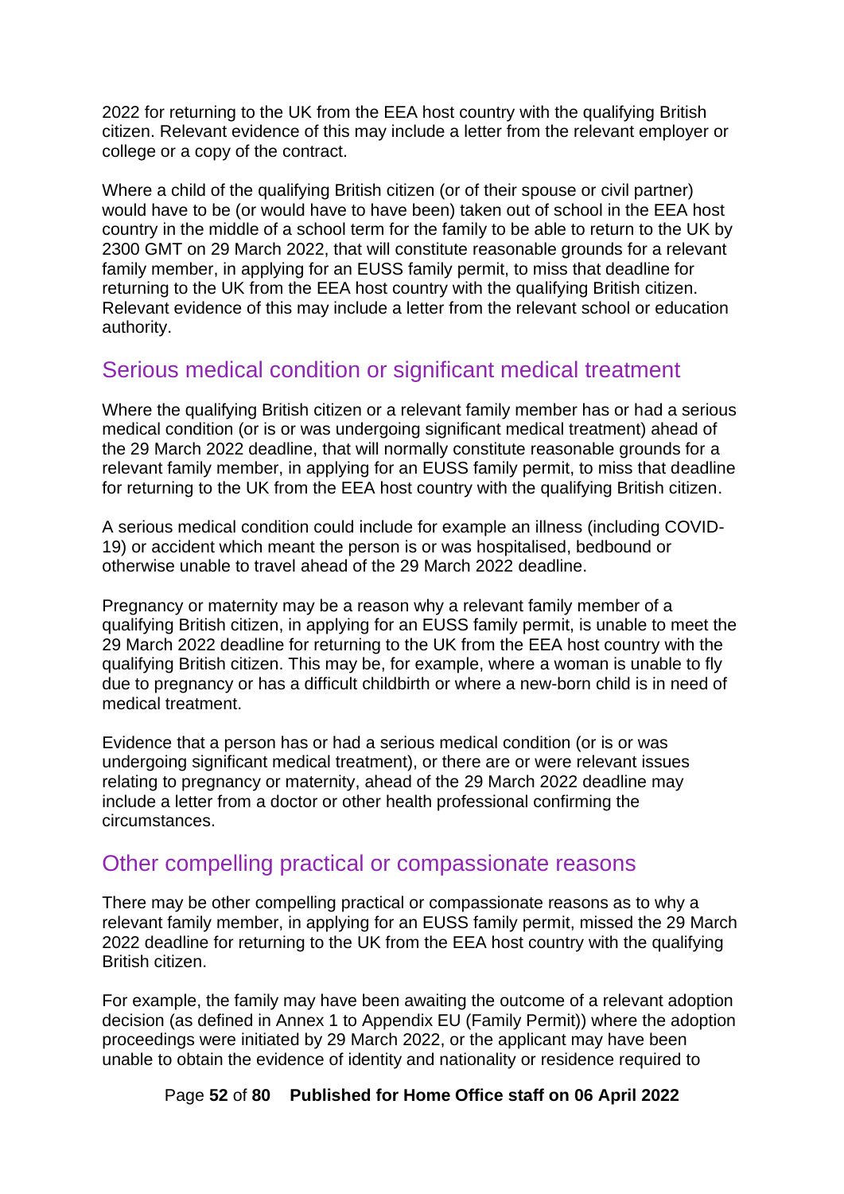2022 for returning to the UK from the EEA host country with the qualifying British citizen. Relevant evidence of this may include a letter from the relevant employer or college or a copy of the contract.

Where a child of the qualifying British citizen (or of their spouse or civil partner) would have to be (or would have to have been) taken out of school in the EEA host country in the middle of a school term for the family to be able to return to the UK by 2300 GMT on 29 March 2022, that will constitute reasonable grounds for a relevant family member, in applying for an EUSS family permit, to miss that deadline for returning to the UK from the EEA host country with the qualifying British citizen. Relevant evidence of this may include a letter from the relevant school or education authority.

## Serious medical condition or significant medical treatment

Where the qualifying British citizen or a relevant family member has or had a serious medical condition (or is or was undergoing significant medical treatment) ahead of the 29 March 2022 deadline, that will normally constitute reasonable grounds for a relevant family member, in applying for an EUSS family permit, to miss that deadline for returning to the UK from the EEA host country with the qualifying British citizen.

A serious medical condition could include for example an illness (including COVID-19) or accident which meant the person is or was hospitalised, bedbound or otherwise unable to travel ahead of the 29 March 2022 deadline.

Pregnancy or maternity may be a reason why a relevant family member of a qualifying British citizen, in applying for an EUSS family permit, is unable to meet the 29 March 2022 deadline for returning to the UK from the EEA host country with the qualifying British citizen. This may be, for example, where a woman is unable to fly due to pregnancy or has a difficult childbirth or where a new-born child is in need of medical treatment.

Evidence that a person has or had a serious medical condition (or is or was undergoing significant medical treatment), or there are or were relevant issues relating to pregnancy or maternity, ahead of the 29 March 2022 deadline may include a letter from a doctor or other health professional confirming the circumstances.

## Other compelling practical or compassionate reasons

There may be other compelling practical or compassionate reasons as to why a relevant family member, in applying for an EUSS family permit, missed the 29 March 2022 deadline for returning to the UK from the EEA host country with the qualifying British citizen.

For example, the family may have been awaiting the outcome of a relevant adoption decision (as defined in Annex 1 to Appendix EU (Family Permit)) where the adoption proceedings were initiated by 29 March 2022, or the applicant may have been unable to obtain the evidence of identity and nationality or residence required to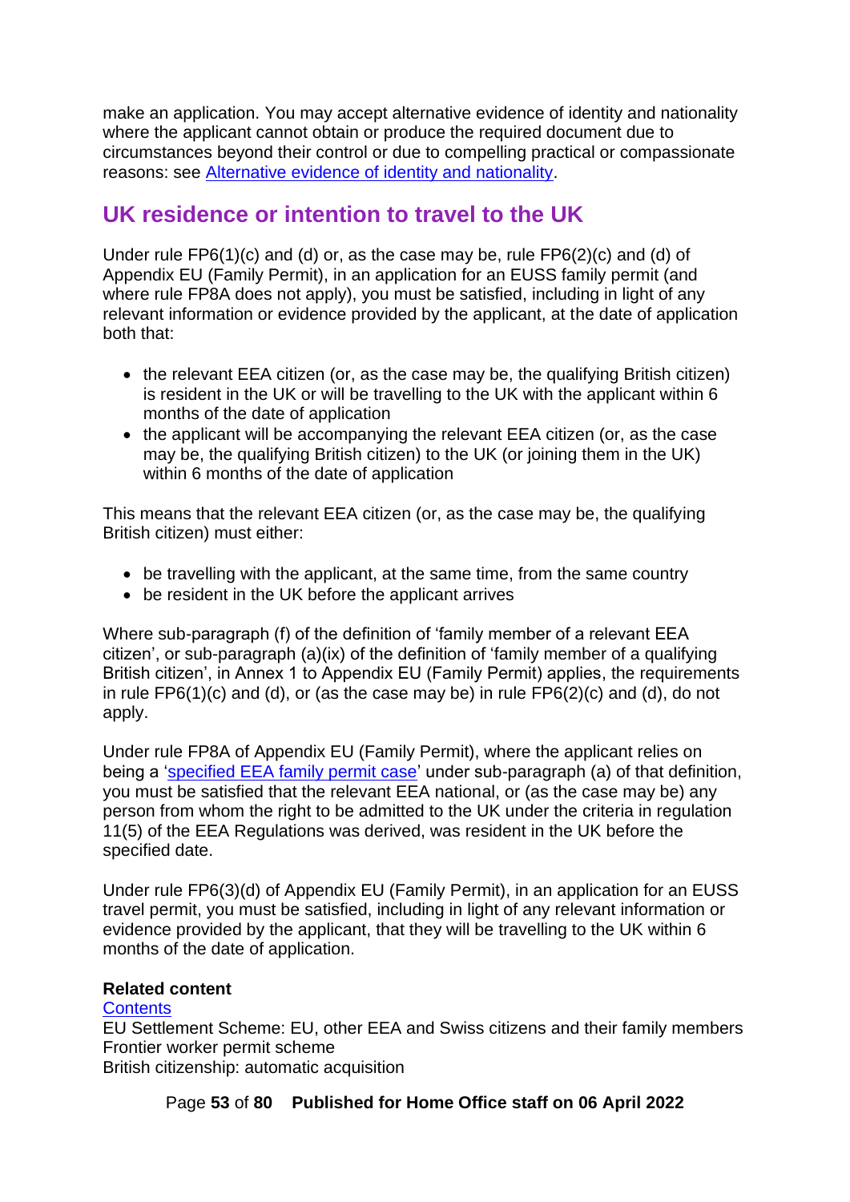make an application. You may accept alternative evidence of identity and nationality where the applicant cannot obtain or produce the required document due to circumstances beyond their control or due to compelling practical or compassionate reasons: see [Alternative evidence of identity and nationality](#).

## UK residence or intention to travel to the UK

Under rule FP6(1)(c) and (d) or, as the case may be, rule FP6(2)(c) and (d) of Appendix EU (Family Permit), in an application for an EUSS family permit (and where rule FP8A does not apply), you must be satisfied, including in light of any relevant information or evidence provided by the applicant, at the date of application both that:

- the relevant EEA citizen (or, as the case may be, the qualifying British citizen) is resident in the UK or will be travelling to the UK with the applicant within 6 months of the date of application
- the applicant will be accompanying the relevant EEA citizen (or, as the case may be, the qualifying British citizen) to the UK (or joining them in the UK) within 6 months of the date of application

This means that the relevant EEA citizen (or, as the case may be, the qualifying British citizen) must either:

- be travelling with the applicant, at the same time, from the same country
- be resident in the UK before the applicant arrives

Where sub-paragraph (f) of the definition of 'family member of a relevant EEA citizen', or sub-paragraph (a)(ix) of the definition of 'family member of a qualifying British citizen', in Annex 1 to Appendix EU (Family Permit) applies, the requirements in rule FP6(1)(c) and (d), or (as the case may be) in rule FP6(2)(c) and (d), do not apply.

Under rule FP8A of Appendix EU (Family Permit), where the applicant relies on being a '[specified EEA family permit case](#)' under sub-paragraph (a) of that definition, you must be satisfied that the relevant EEA national, or (as the case may be) any person from whom the right to be admitted to the UK under the criteria in regulation 11(5) of the EEA Regulations was derived, was resident in the UK before the specified date.

Under rule FP6(3)(d) of Appendix EU (Family Permit), in an application for an EUSS travel permit, you must be satisfied, including in light of any relevant information or evidence provided by the applicant, that they will be travelling to the UK within 6 months of the date of application.

**Related content**
[Contents](#)
EU Settlement Scheme: EU, other EEA and Swiss citizens and their family members
Frontier worker permit scheme
British citizenship: automatic acquisition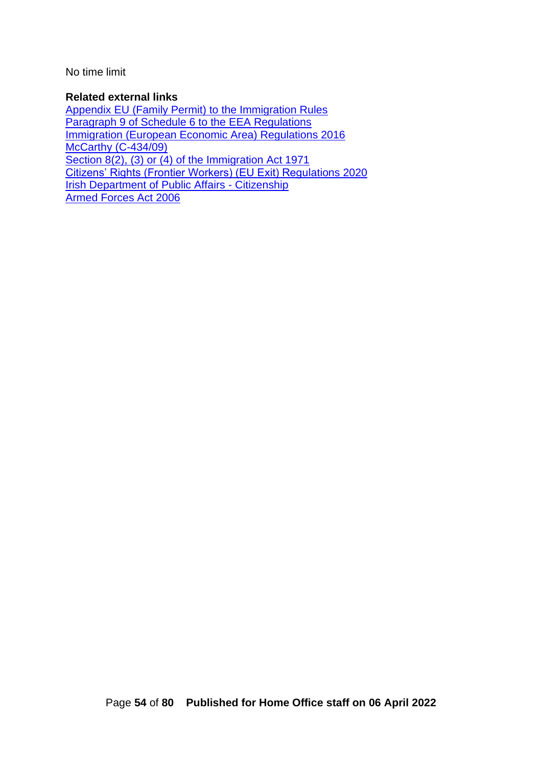No time limit

**Related external links**

[Appendix EU (Family Permit) to the Immigration Rules]
[Paragraph 9 of Schedule 6 to the EEA Regulations]
[Immigration (European Economic Area) Regulations 2016]
[McCarthy (C-434/09)]
[Section 8(2), (3) or (4) of the Immigration Act 1971]
[Citizens' Rights (Frontier Workers) (EU Exit) Regulations 2020]
[Irish Department of Public Affairs - Citizenship]
[Armed Forces Act 2006]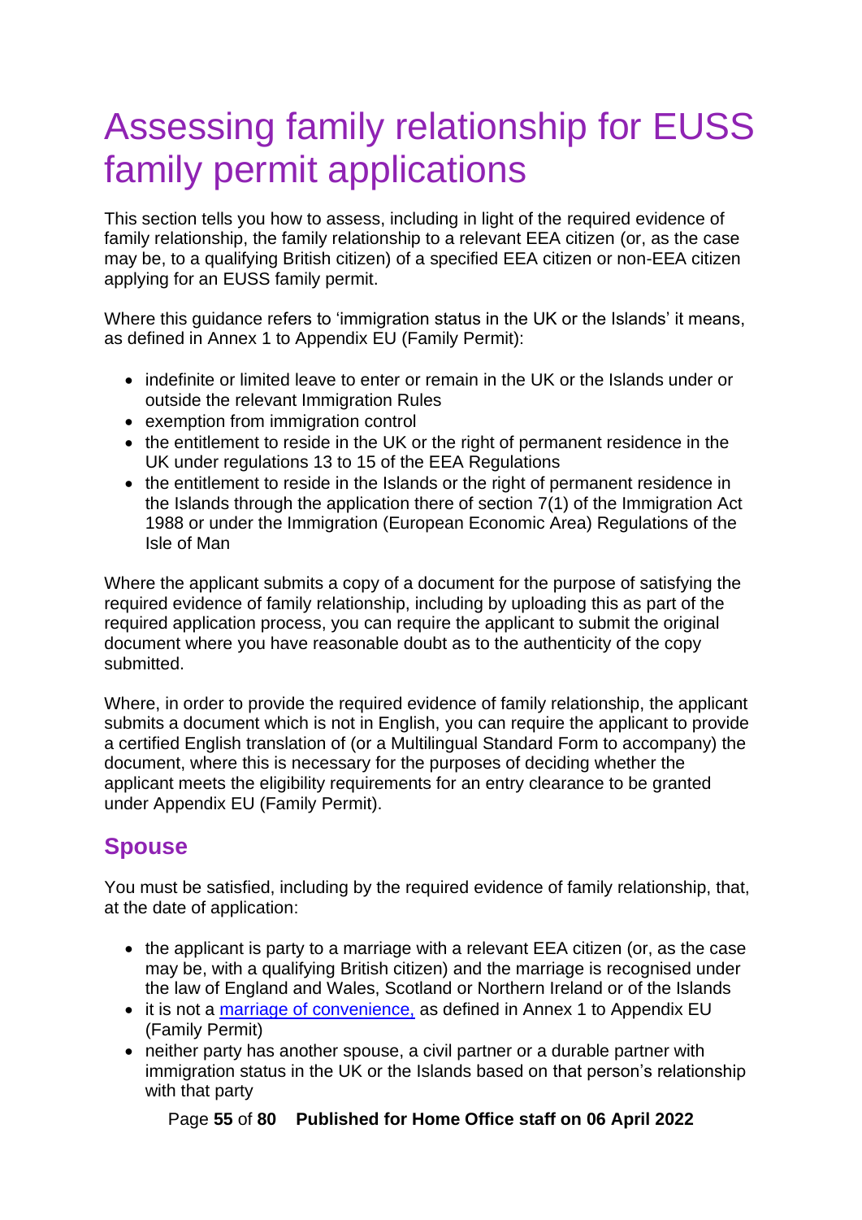# Assessing family relationship for EUSS family permit applications

This section tells you how to assess, including in light of the required evidence of family relationship, the family relationship to a relevant EEA citizen (or, as the case may be, to a qualifying British citizen) of a specified EEA citizen or non-EEA citizen applying for an EUSS family permit.

Where this guidance refers to 'immigration status in the UK or the Islands' it means, as defined in Annex 1 to Appendix EU (Family Permit):

- indefinite or limited leave to enter or remain in the UK or the Islands under or outside the relevant Immigration Rules
- exemption from immigration control
- the entitlement to reside in the UK or the right of permanent residence in the UK under regulations 13 to 15 of the EEA Regulations
- the entitlement to reside in the Islands or the right of permanent residence in the Islands through the application there of section 7(1) of the Immigration Act 1988 or under the Immigration (European Economic Area) Regulations of the Isle of Man

Where the applicant submits a copy of a document for the purpose of satisfying the required evidence of family relationship, including by uploading this as part of the required application process, you can require the applicant to submit the original document where you have reasonable doubt as to the authenticity of the copy submitted.

Where, in order to provide the required evidence of family relationship, the applicant submits a document which is not in English, you can require the applicant to provide a certified English translation of (or a Multilingual Standard Form to accompany) the document, where this is necessary for the purposes of deciding whether the applicant meets the eligibility requirements for an entry clearance to be granted under Appendix EU (Family Permit).

## Spouse

You must be satisfied, including by the required evidence of family relationship, that, at the date of application:

- the applicant is party to a marriage with a relevant EEA citizen (or, as the case may be, with a qualifying British citizen) and the marriage is recognised under the law of England and Wales, Scotland or Northern Ireland or of the Islands
- it is not a marriage of convenience, as defined in Annex 1 to Appendix EU (Family Permit)
- neither party has another spouse, a civil partner or a durable partner with immigration status in the UK or the Islands based on that person's relationship with that party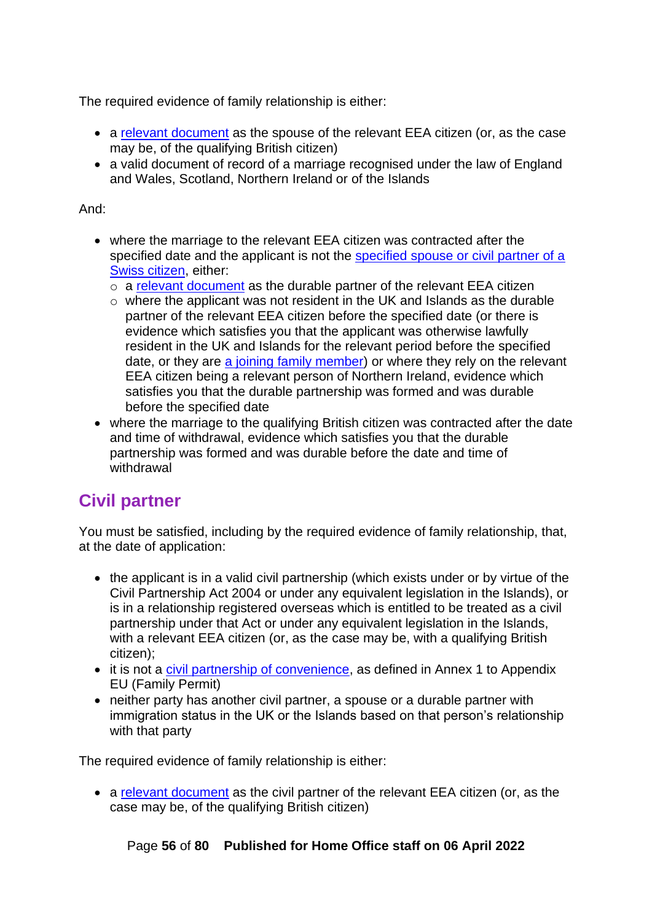The required evidence of family relationship is either:

- a relevant document as the spouse of the relevant EEA citizen (or, as the case may be, of the qualifying British citizen)
- a valid document of record of a marriage recognised under the law of England and Wales, Scotland, Northern Ireland or of the Islands

And:

- where the marriage to the relevant EEA citizen was contracted after the specified date and the applicant is not the specified spouse or civil partner of a Swiss citizen, either:
  - a relevant document as the durable partner of the relevant EEA citizen
  - where the applicant was not resident in the UK and Islands as the durable partner of the relevant EEA citizen before the specified date (or there is evidence which satisfies you that the applicant was otherwise lawfully resident in the UK and Islands for the relevant period before the specified date, or they are a joining family member) or where they rely on the relevant EEA citizen being a relevant person of Northern Ireland, evidence which satisfies you that the durable partnership was formed and was durable before the specified date
- where the marriage to the qualifying British citizen was contracted after the date and time of withdrawal, evidence which satisfies you that the durable partnership was formed and was durable before the date and time of withdrawal

## Civil partner

You must be satisfied, including by the required evidence of family relationship, that, at the date of application:

- the applicant is in a valid civil partnership (which exists under or by virtue of the Civil Partnership Act 2004 or under any equivalent legislation in the Islands), or is in a relationship registered overseas which is entitled to be treated as a civil partnership under that Act or under any equivalent legislation in the Islands, with a relevant EEA citizen (or, as the case may be, with a qualifying British citizen);
- it is not a civil partnership of convenience, as defined in Annex 1 to Appendix EU (Family Permit)
- neither party has another civil partner, a spouse or a durable partner with immigration status in the UK or the Islands based on that person's relationship with that party

The required evidence of family relationship is either:

- a relevant document as the civil partner of the relevant EEA citizen (or, as the case may be, of the qualifying British citizen)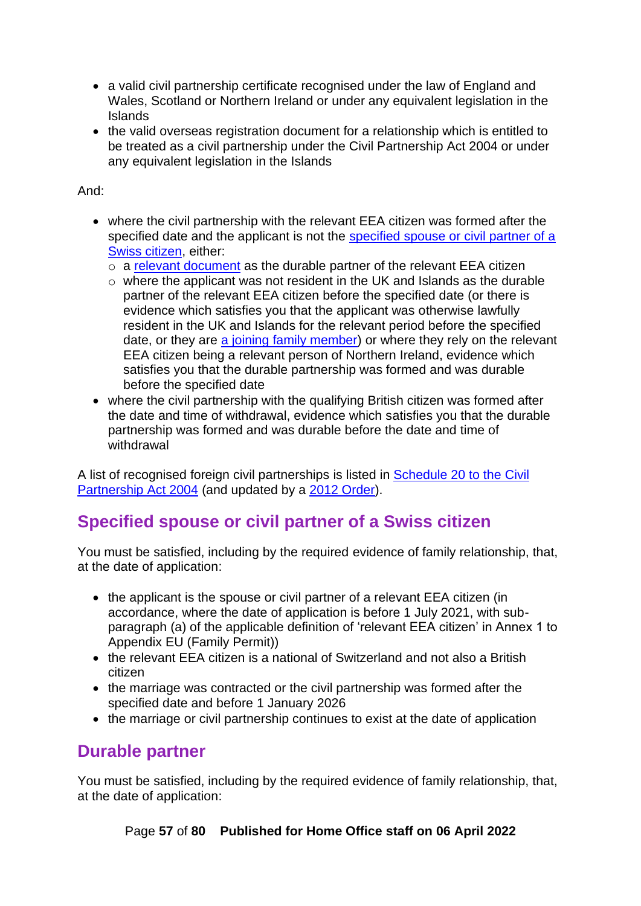- a valid civil partnership certificate recognised under the law of England and Wales, Scotland or Northern Ireland or under any equivalent legislation in the Islands
- the valid overseas registration document for a relationship which is entitled to be treated as a civil partnership under the Civil Partnership Act 2004 or under any equivalent legislation in the Islands

And:

- where the civil partnership with the relevant EEA citizen was formed after the specified date and the applicant is not the specified spouse or civil partner of a Swiss citizen, either:
  - a relevant document as the durable partner of the relevant EEA citizen
  - where the applicant was not resident in the UK and Islands as the durable partner of the relevant EEA citizen before the specified date (or there is evidence which satisfies you that the applicant was otherwise lawfully resident in the UK and Islands for the relevant period before the specified date, or they are a joining family member) or where they rely on the relevant EEA citizen being a relevant person of Northern Ireland, evidence which satisfies you that the durable partnership was formed and was durable before the specified date
- where the civil partnership with the qualifying British citizen was formed after the date and time of withdrawal, evidence which satisfies you that the durable partnership was formed and was durable before the date and time of withdrawal

A list of recognised foreign civil partnerships is listed in Schedule 20 to the Civil Partnership Act 2004 (and updated by a 2012 Order).

## Specified spouse or civil partner of a Swiss citizen

You must be satisfied, including by the required evidence of family relationship, that, at the date of application:

- the applicant is the spouse or civil partner of a relevant EEA citizen (in accordance, where the date of application is before 1 July 2021, with sub-paragraph (a) of the applicable definition of 'relevant EEA citizen' in Annex 1 to Appendix EU (Family Permit))
- the relevant EEA citizen is a national of Switzerland and not also a British citizen
- the marriage was contracted or the civil partnership was formed after the specified date and before 1 January 2026
- the marriage or civil partnership continues to exist at the date of application

## Durable partner

You must be satisfied, including by the required evidence of family relationship, that, at the date of application: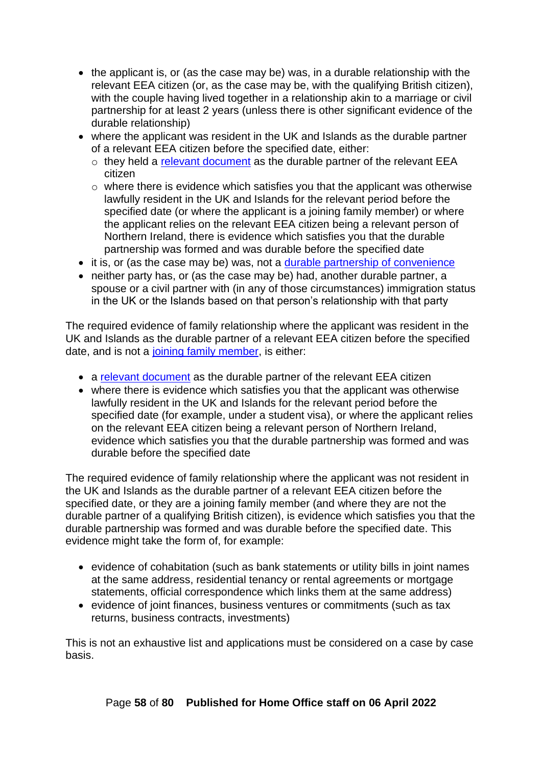- the applicant is, or (as the case may be) was, in a durable relationship with the relevant EEA citizen (or, as the case may be, with the qualifying British citizen), with the couple having lived together in a relationship akin to a marriage or civil partnership for at least 2 years (unless there is other significant evidence of the durable relationship)
- where the applicant was resident in the UK and Islands as the durable partner of a relevant EEA citizen before the specified date, either:
  - they held a relevant document as the durable partner of the relevant EEA citizen
  - where there is evidence which satisfies you that the applicant was otherwise lawfully resident in the UK and Islands for the relevant period before the specified date (or where the applicant is a joining family member) or where the applicant relies on the relevant EEA citizen being a relevant person of Northern Ireland, there is evidence which satisfies you that the durable partnership was formed and was durable before the specified date
- it is, or (as the case may be) was, not a durable partnership of convenience
- neither party has, or (as the case may be) had, another durable partner, a spouse or a civil partner with (in any of those circumstances) immigration status in the UK or the Islands based on that person's relationship with that party

The required evidence of family relationship where the applicant was resident in the UK and Islands as the durable partner of a relevant EEA citizen before the specified date, and is not a joining family member, is either:

- a relevant document as the durable partner of the relevant EEA citizen
- where there is evidence which satisfies you that the applicant was otherwise lawfully resident in the UK and Islands for the relevant period before the specified date (for example, under a student visa), or where the applicant relies on the relevant EEA citizen being a relevant person of Northern Ireland, evidence which satisfies you that the durable partnership was formed and was durable before the specified date

The required evidence of family relationship where the applicant was not resident in the UK and Islands as the durable partner of a relevant EEA citizen before the specified date, or they are a joining family member (and where they are not the durable partner of a qualifying British citizen), is evidence which satisfies you that the durable partnership was formed and was durable before the specified date. This evidence might take the form of, for example:

- evidence of cohabitation (such as bank statements or utility bills in joint names at the same address, residential tenancy or rental agreements or mortgage statements, official correspondence which links them at the same address)
- evidence of joint finances, business ventures or commitments (such as tax returns, business contracts, investments)

This is not an exhaustive list and applications must be considered on a case by case basis.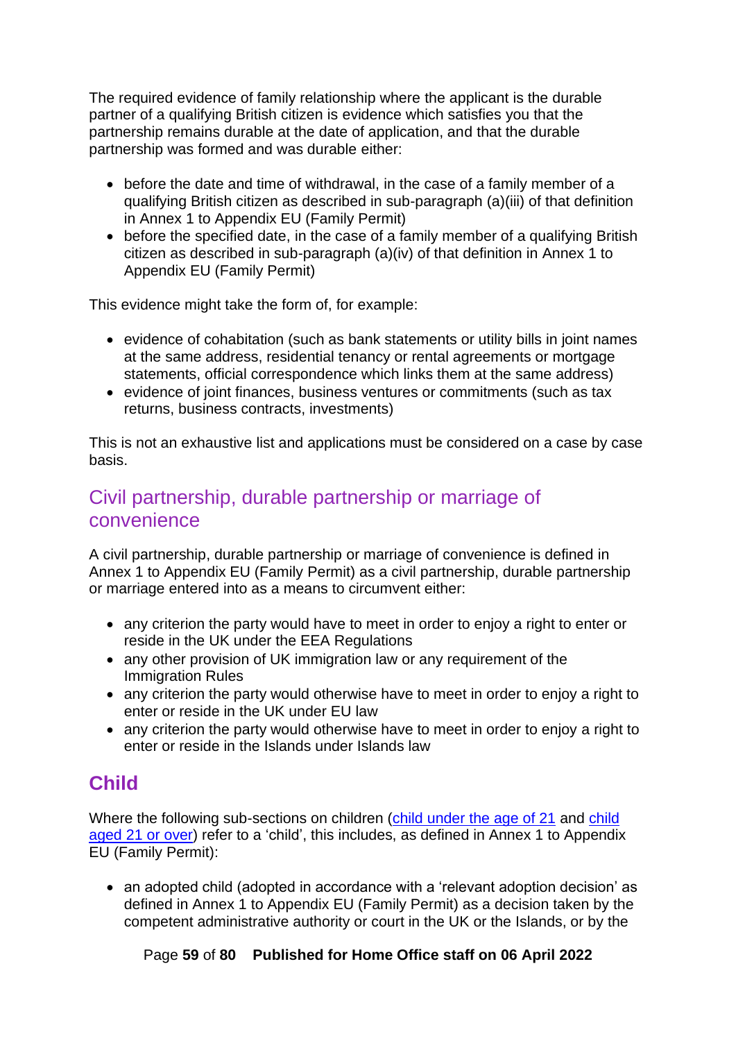The required evidence of family relationship where the applicant is the durable partner of a qualifying British citizen is evidence which satisfies you that the partnership remains durable at the date of application, and that the durable partnership was formed and was durable either:

- before the date and time of withdrawal, in the case of a family member of a qualifying British citizen as described in sub-paragraph (a)(iii) of that definition in Annex 1 to Appendix EU (Family Permit)
- before the specified date, in the case of a family member of a qualifying British citizen as described in sub-paragraph (a)(iv) of that definition in Annex 1 to Appendix EU (Family Permit)

This evidence might take the form of, for example:

- evidence of cohabitation (such as bank statements or utility bills in joint names at the same address, residential tenancy or rental agreements or mortgage statements, official correspondence which links them at the same address)
- evidence of joint finances, business ventures or commitments (such as tax returns, business contracts, investments)

This is not an exhaustive list and applications must be considered on a case by case basis.

## Civil partnership, durable partnership or marriage of convenience

A civil partnership, durable partnership or marriage of convenience is defined in Annex 1 to Appendix EU (Family Permit) as a civil partnership, durable partnership or marriage entered into as a means to circumvent either:

- any criterion the party would have to meet in order to enjoy a right to enter or reside in the UK under the EEA Regulations
- any other provision of UK immigration law or any requirement of the Immigration Rules
- any criterion the party would otherwise have to meet in order to enjoy a right to enter or reside in the UK under EU law
- any criterion the party would otherwise have to meet in order to enjoy a right to enter or reside in the Islands under Islands law

## Child

Where the following sub-sections on children (child under the age of 21 and child aged 21 or over) refer to a 'child', this includes, as defined in Annex 1 to Appendix EU (Family Permit):

- an adopted child (adopted in accordance with a 'relevant adoption decision' as defined in Annex 1 to Appendix EU (Family Permit) as a decision taken by the competent administrative authority or court in the UK or the Islands, or by the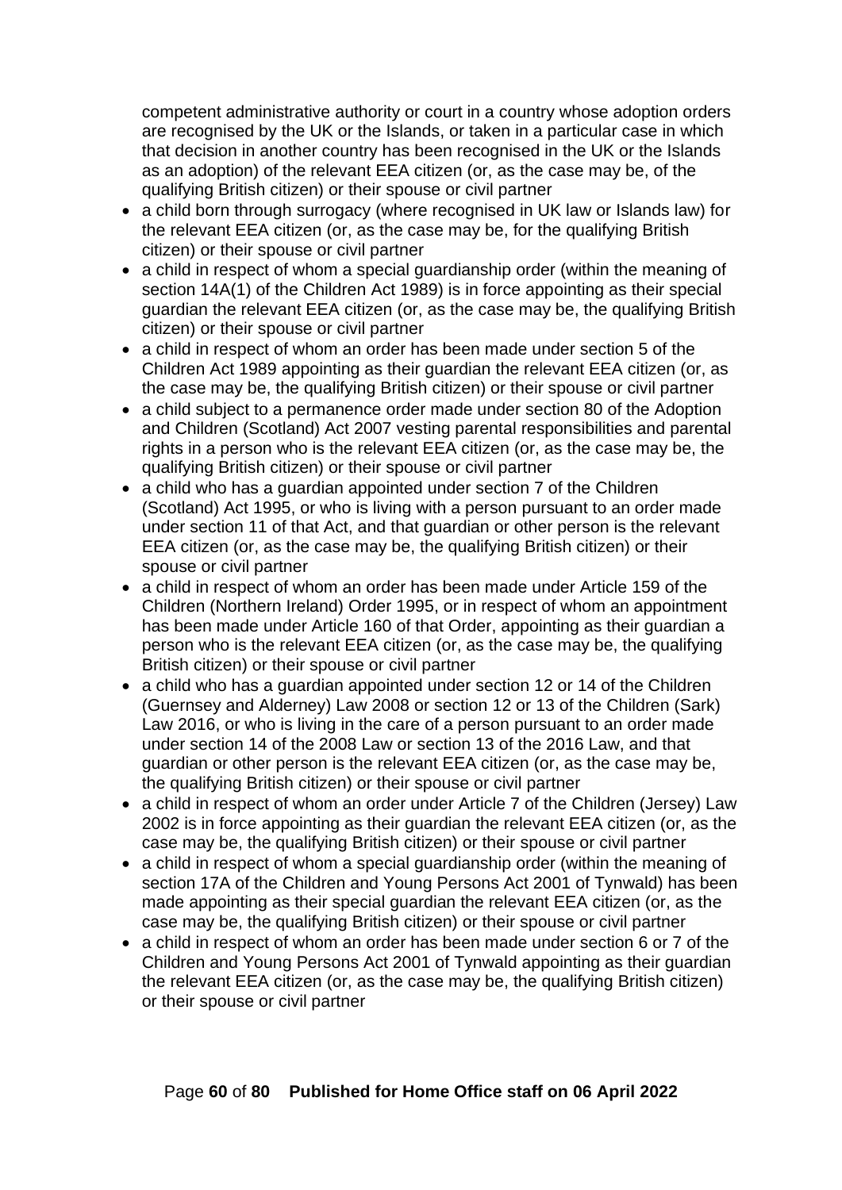competent administrative authority or court in a country whose adoption orders are recognised by the UK or the Islands, or taken in a particular case in which that decision in another country has been recognised in the UK or the Islands as an adoption) of the relevant EEA citizen (or, as the case may be, of the qualifying British citizen) or their spouse or civil partner

- a child born through surrogacy (where recognised in UK law or Islands law) for the relevant EEA citizen (or, as the case may be, for the qualifying British citizen) or their spouse or civil partner
- a child in respect of whom a special guardianship order (within the meaning of section 14A(1) of the Children Act 1989) is in force appointing as their special guardian the relevant EEA citizen (or, as the case may be, the qualifying British citizen) or their spouse or civil partner
- a child in respect of whom an order has been made under section 5 of the Children Act 1989 appointing as their guardian the relevant EEA citizen (or, as the case may be, the qualifying British citizen) or their spouse or civil partner
- a child subject to a permanence order made under section 80 of the Adoption and Children (Scotland) Act 2007 vesting parental responsibilities and parental rights in a person who is the relevant EEA citizen (or, as the case may be, the qualifying British citizen) or their spouse or civil partner
- a child who has a guardian appointed under section 7 of the Children (Scotland) Act 1995, or who is living with a person pursuant to an order made under section 11 of that Act, and that guardian or other person is the relevant EEA citizen (or, as the case may be, the qualifying British citizen) or their spouse or civil partner
- a child in respect of whom an order has been made under Article 159 of the Children (Northern Ireland) Order 1995, or in respect of whom an appointment has been made under Article 160 of that Order, appointing as their guardian a person who is the relevant EEA citizen (or, as the case may be, the qualifying British citizen) or their spouse or civil partner
- a child who has a guardian appointed under section 12 or 14 of the Children (Guernsey and Alderney) Law 2008 or section 12 or 13 of the Children (Sark) Law 2016, or who is living in the care of a person pursuant to an order made under section 14 of the 2008 Law or section 13 of the 2016 Law, and that guardian or other person is the relevant EEA citizen (or, as the case may be, the qualifying British citizen) or their spouse or civil partner
- a child in respect of whom an order under Article 7 of the Children (Jersey) Law 2002 is in force appointing as their guardian the relevant EEA citizen (or, as the case may be, the qualifying British citizen) or their spouse or civil partner
- a child in respect of whom a special guardianship order (within the meaning of section 17A of the Children and Young Persons Act 2001 of Tynwald) has been made appointing as their special guardian the relevant EEA citizen (or, as the case may be, the qualifying British citizen) or their spouse or civil partner
- a child in respect of whom an order has been made under section 6 or 7 of the Children and Young Persons Act 2001 of Tynwald appointing as their guardian the relevant EEA citizen (or, as the case may be, the qualifying British citizen) or their spouse or civil partner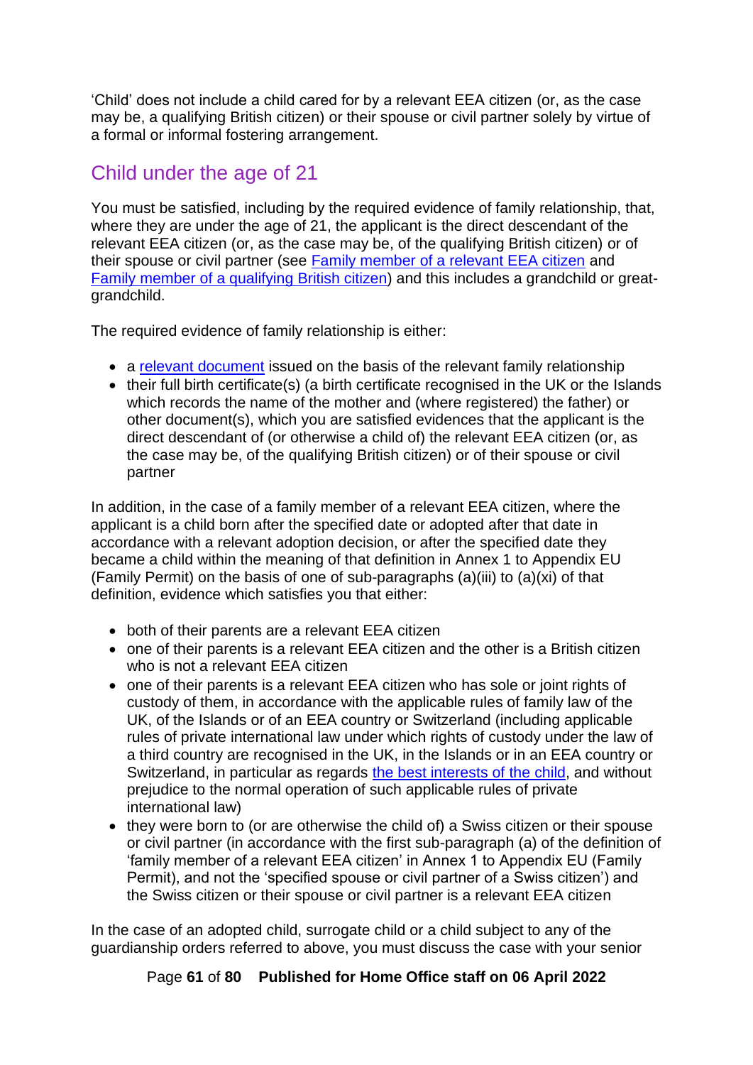'Child' does not include a child cared for by a relevant EEA citizen (or, as the case may be, a qualifying British citizen) or their spouse or civil partner solely by virtue of a formal or informal fostering arrangement.

## Child under the age of 21

You must be satisfied, including by the required evidence of family relationship, that, where they are under the age of 21, the applicant is the direct descendant of the relevant EEA citizen (or, as the case may be, of the qualifying British citizen) or of their spouse or civil partner (see Family member of a relevant EEA citizen and Family member of a qualifying British citizen) and this includes a grandchild or great-grandchild.

The required evidence of family relationship is either:

- a relevant document issued on the basis of the relevant family relationship
- their full birth certificate(s) (a birth certificate recognised in the UK or the Islands which records the name of the mother and (where registered) the father) or other document(s), which you are satisfied evidences that the applicant is the direct descendant of (or otherwise a child of) the relevant EEA citizen (or, as the case may be, of the qualifying British citizen) or of their spouse or civil partner

In addition, in the case of a family member of a relevant EEA citizen, where the applicant is a child born after the specified date or adopted after that date in accordance with a relevant adoption decision, or after the specified date they became a child within the meaning of that definition in Annex 1 to Appendix EU (Family Permit) on the basis of one of sub-paragraphs (a)(iii) to (a)(xi) of that definition, evidence which satisfies you that either:

- both of their parents are a relevant EEA citizen
- one of their parents is a relevant EEA citizen and the other is a British citizen who is not a relevant EEA citizen
- one of their parents is a relevant EEA citizen who has sole or joint rights of custody of them, in accordance with the applicable rules of family law of the UK, of the Islands or of an EEA country or Switzerland (including applicable rules of private international law under which rights of custody under the law of a third country are recognised in the UK, in the Islands or in an EEA country or Switzerland, in particular as regards the best interests of the child, and without prejudice to the normal operation of such applicable rules of private international law)
- they were born to (or are otherwise the child of) a Swiss citizen or their spouse or civil partner (in accordance with the first sub-paragraph (a) of the definition of 'family member of a relevant EEA citizen' in Annex 1 to Appendix EU (Family Permit), and not the 'specified spouse or civil partner of a Swiss citizen') and the Swiss citizen or their spouse or civil partner is a relevant EEA citizen

In the case of an adopted child, surrogate child or a child subject to any of the guardianship orders referred to above, you must discuss the case with your senior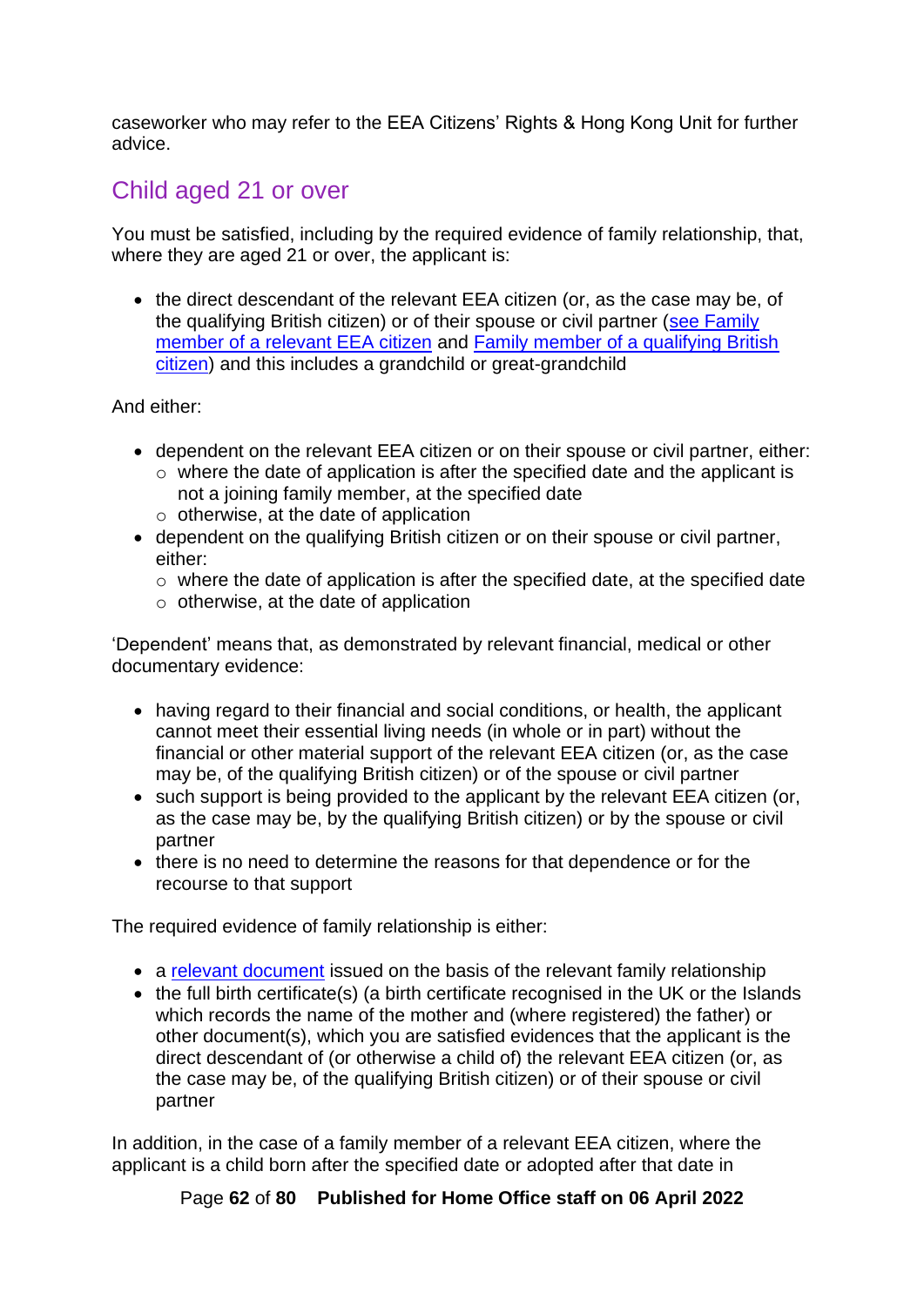caseworker who may refer to the EEA Citizens' Rights & Hong Kong Unit for further advice.

## Child aged 21 or over

You must be satisfied, including by the required evidence of family relationship, that, where they are aged 21 or over, the applicant is:

- the direct descendant of the relevant EEA citizen (or, as the case may be, of the qualifying British citizen) or of their spouse or civil partner (see Family member of a relevant EEA citizen and Family member of a qualifying British citizen) and this includes a grandchild or great-grandchild

And either:

- dependent on the relevant EEA citizen or on their spouse or civil partner, either:
    - where the date of application is after the specified date and the applicant is not a joining family member, at the specified date
    - otherwise, at the date of application
- dependent on the qualifying British citizen or on their spouse or civil partner, either:
    - where the date of application is after the specified date, at the specified date
    - otherwise, at the date of application

'Dependent' means that, as demonstrated by relevant financial, medical or other documentary evidence:

- having regard to their financial and social conditions, or health, the applicant cannot meet their essential living needs (in whole or in part) without the financial or other material support of the relevant EEA citizen (or, as the case may be, of the qualifying British citizen) or of the spouse or civil partner
- such support is being provided to the applicant by the relevant EEA citizen (or, as the case may be, by the qualifying British citizen) or by the spouse or civil partner
- there is no need to determine the reasons for that dependence or for the recourse to that support

The required evidence of family relationship is either:

- a relevant document issued on the basis of the relevant family relationship
- the full birth certificate(s) (a birth certificate recognised in the UK or the Islands which records the name of the mother and (where registered) the father) or other document(s), which you are satisfied evidences that the applicant is the direct descendant of (or otherwise a child of) the relevant EEA citizen (or, as the case may be, of the qualifying British citizen) or of their spouse or civil partner

In addition, in the case of a family member of a relevant EEA citizen, where the applicant is a child born after the specified date or adopted after that date in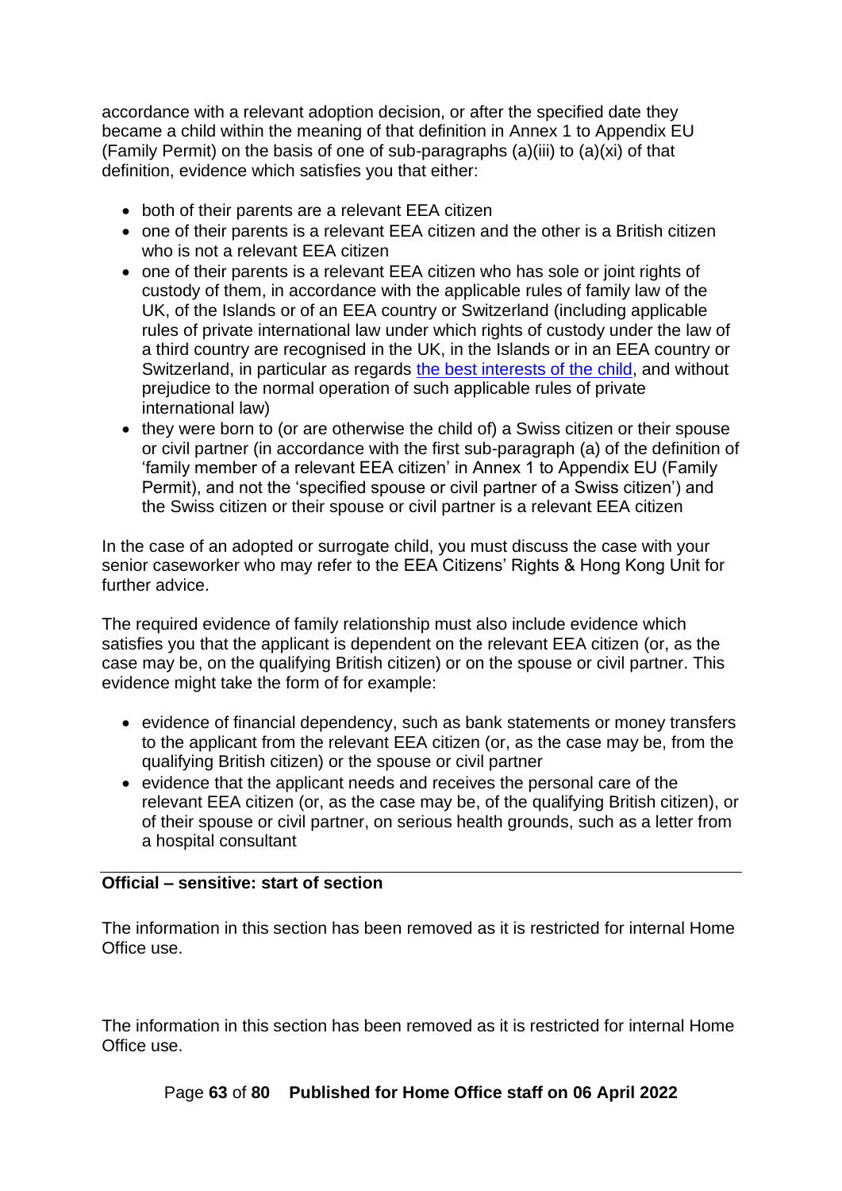accordance with a relevant adoption decision, or after the specified date they became a child within the meaning of that definition in Annex 1 to Appendix EU (Family Permit) on the basis of one of sub-paragraphs (a)(iii) to (a)(xi) of that definition, evidence which satisfies you that either:

- both of their parents are a relevant EEA citizen
- one of their parents is a relevant EEA citizen and the other is a British citizen who is not a relevant EEA citizen
- one of their parents is a relevant EEA citizen who has sole or joint rights of custody of them, in accordance with the applicable rules of family law of the UK, of the Islands or of an EEA country or Switzerland (including applicable rules of private international law under which rights of custody under the law of a third country are recognised in the UK, in the Islands or in an EEA country or Switzerland, in particular as regards the best interests of the child, and without prejudice to the normal operation of such applicable rules of private international law)
- they were born to (or are otherwise the child of) a Swiss citizen or their spouse or civil partner (in accordance with the first sub-paragraph (a) of the definition of 'family member of a relevant EEA citizen' in Annex 1 to Appendix EU (Family Permit), and not the 'specified spouse or civil partner of a Swiss citizen') and the Swiss citizen or their spouse or civil partner is a relevant EEA citizen

In the case of an adopted or surrogate child, you must discuss the case with your senior caseworker who may refer to the EEA Citizens' Rights & Hong Kong Unit for further advice.

The required evidence of family relationship must also include evidence which satisfies you that the applicant is dependent on the relevant EEA citizen (or, as the case may be, on the qualifying British citizen) or on the spouse or civil partner. This evidence might take the form of for example:

- evidence of financial dependency, such as bank statements or money transfers to the applicant from the relevant EEA citizen (or, as the case may be, from the qualifying British citizen) or the spouse or civil partner
- evidence that the applicant needs and receives the personal care of the relevant EEA citizen (or, as the case may be, of the qualifying British citizen), or of their spouse or civil partner, on serious health grounds, such as a letter from a hospital consultant

**Official – sensitive: start of section**

The information in this section has been removed as it is restricted for internal Home Office use.

The information in this section has been removed as it is restricted for internal Home Office use.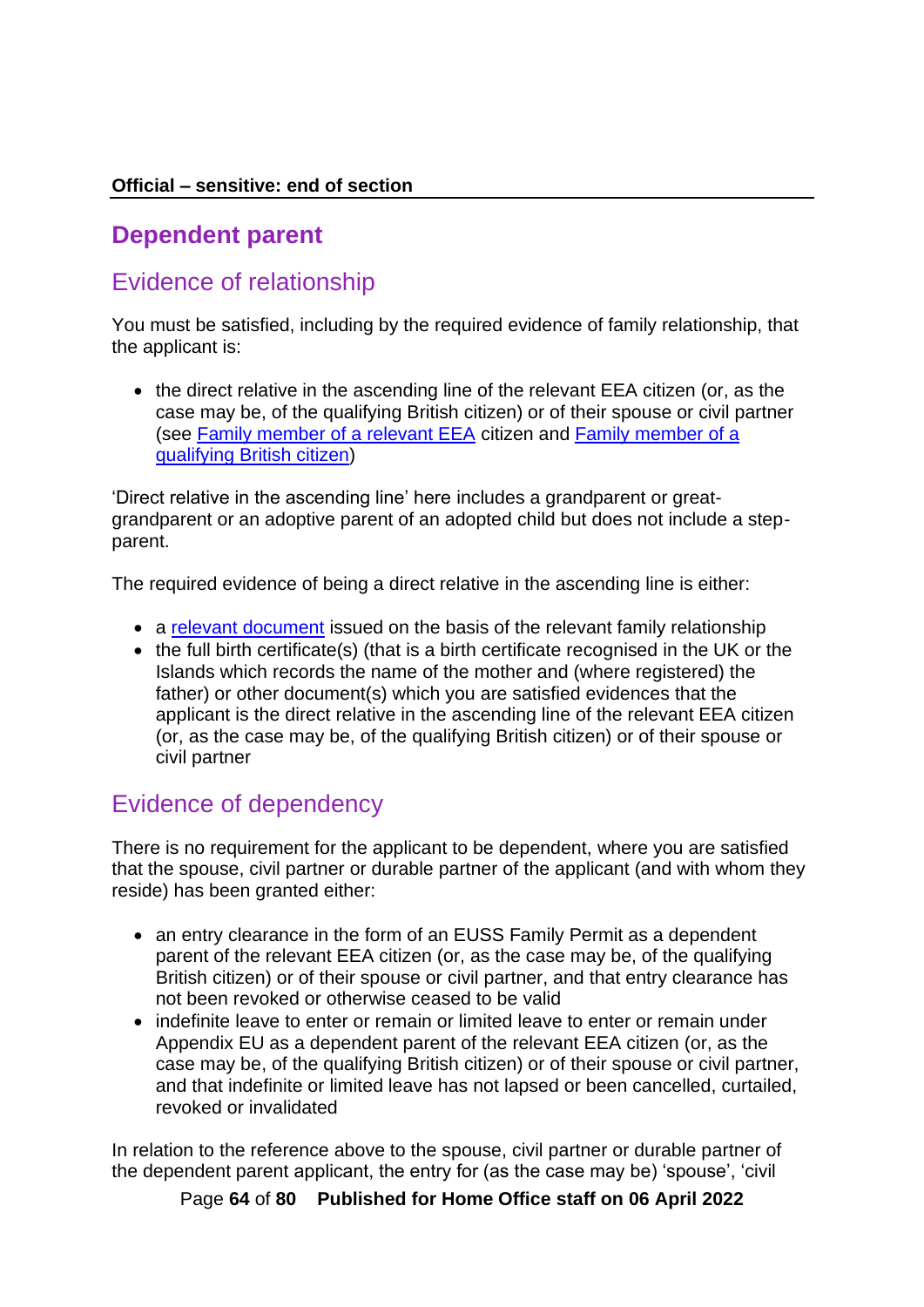**Official – sensitive: end of section**

## Dependent parent

### Evidence of relationship

You must be satisfied, including by the required evidence of family relationship, that the applicant is:

- the direct relative in the ascending line of the relevant EEA citizen (or, as the case may be, of the qualifying British citizen) or of their spouse or civil partner (see Family member of a relevant EEA citizen and Family member of a qualifying British citizen)

'Direct relative in the ascending line' here includes a grandparent or great-grandparent or an adoptive parent of an adopted child but does not include a step-parent.

The required evidence of being a direct relative in the ascending line is either:

- a relevant document issued on the basis of the relevant family relationship
- the full birth certificate(s) (that is a birth certificate recognised in the UK or the Islands which records the name of the mother and (where registered) the father) or other document(s) which you are satisfied evidences that the applicant is the direct relative in the ascending line of the relevant EEA citizen (or, as the case may be, of the qualifying British citizen) or of their spouse or civil partner

### Evidence of dependency

There is no requirement for the applicant to be dependent, where you are satisfied that the spouse, civil partner or durable partner of the applicant (and with whom they reside) has been granted either:

- an entry clearance in the form of an EUSS Family Permit as a dependent parent of the relevant EEA citizen (or, as the case may be, of the qualifying British citizen) or of their spouse or civil partner, and that entry clearance has not been revoked or otherwise ceased to be valid
- indefinite leave to enter or remain or limited leave to enter or remain under Appendix EU as a dependent parent of the relevant EEA citizen (or, as the case may be, of the qualifying British citizen) or of their spouse or civil partner, and that indefinite or limited leave has not lapsed or been cancelled, curtailed, revoked or invalidated

In relation to the reference above to the spouse, civil partner or durable partner of the dependent parent applicant, the entry for (as the case may be) 'spouse', 'civil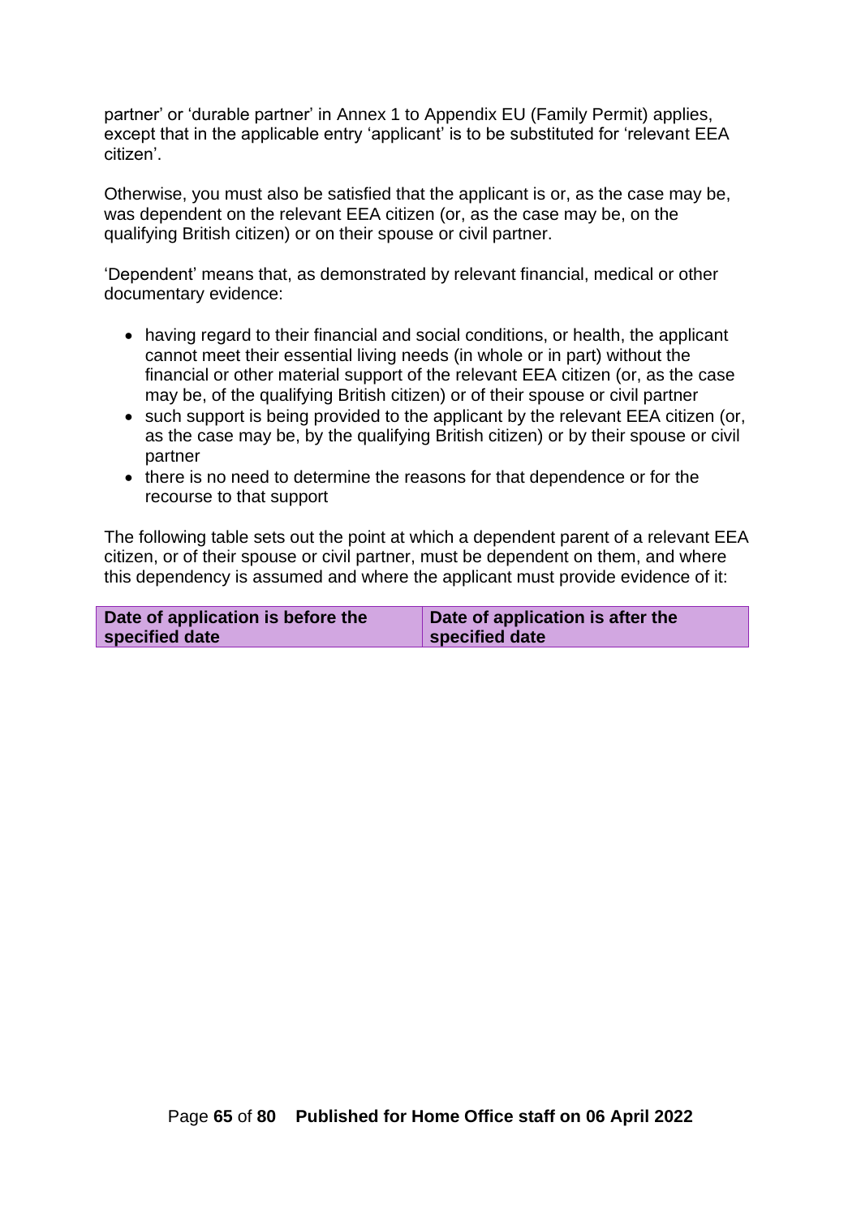partner' or 'durable partner' in Annex 1 to Appendix EU (Family Permit) applies, except that in the applicable entry 'applicant' is to be substituted for 'relevant EEA citizen'.

Otherwise, you must also be satisfied that the applicant is or, as the case may be, was dependent on the relevant EEA citizen (or, as the case may be, on the qualifying British citizen) or on their spouse or civil partner.

'Dependent' means that, as demonstrated by relevant financial, medical or other documentary evidence:

- having regard to their financial and social conditions, or health, the applicant cannot meet their essential living needs (in whole or in part) without the financial or other material support of the relevant EEA citizen (or, as the case may be, of the qualifying British citizen) or of their spouse or civil partner
- such support is being provided to the applicant by the relevant EEA citizen (or, as the case may be, by the qualifying British citizen) or by their spouse or civil partner
- there is no need to determine the reasons for that dependence or for the recourse to that support

The following table sets out the point at which a dependent parent of a relevant EEA citizen, or of their spouse or civil partner, must be dependent on them, and where this dependency is assumed and where the applicant must provide evidence of it:

| Date of application is before the specified date | Date of application is after the specified date |
| --- | --- |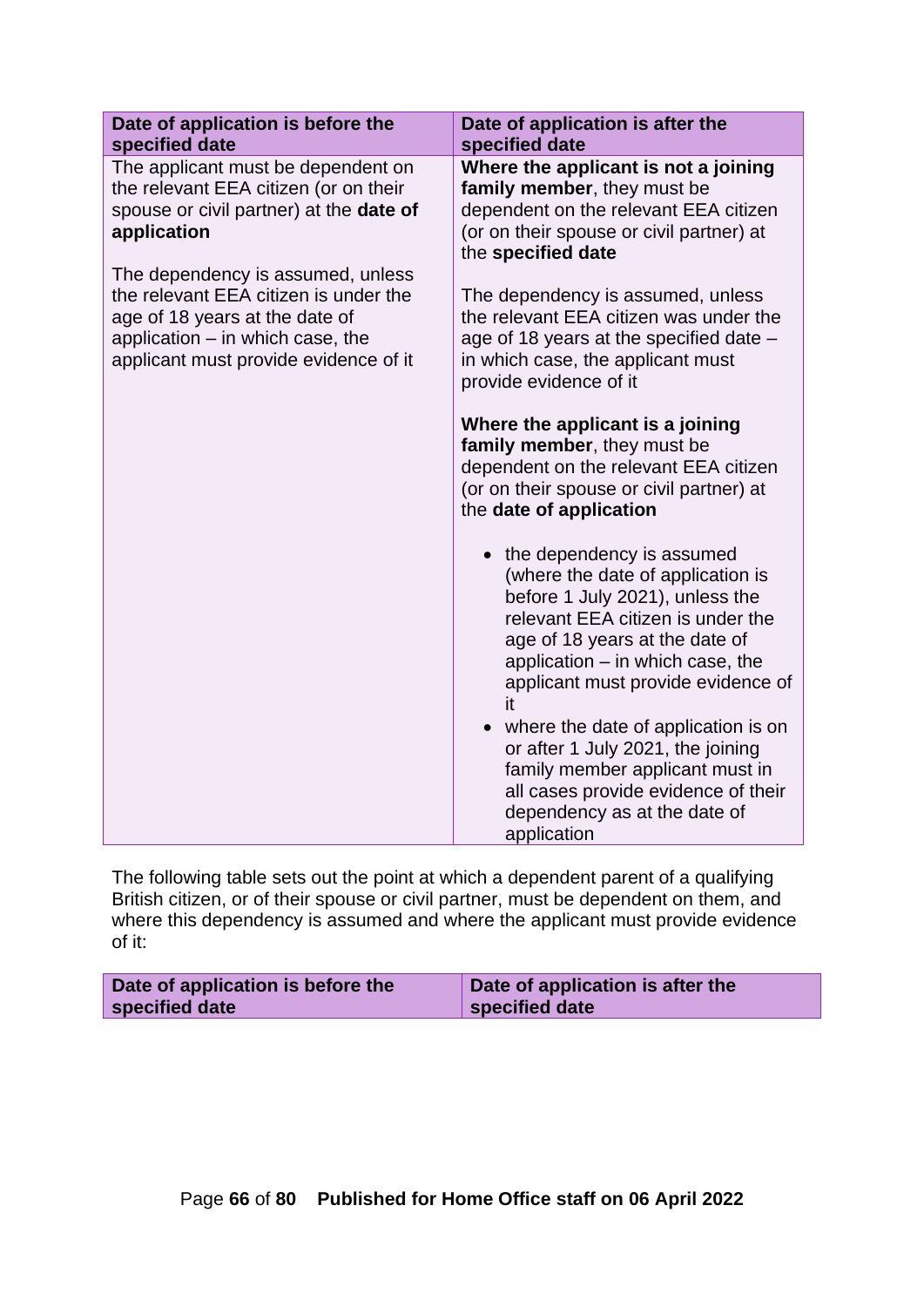| Date of application is before the specified date | Date of application is after the specified date |
|---|---|
| The applicant must be dependent on the relevant EEA citizen (or on their spouse or civil partner) at the **date of application**<br><br>The dependency is assumed, unless the relevant EEA citizen is under the age of 18 years at the date of application – in which case, the applicant must provide evidence of it | **Where the applicant is not a joining family member**, they must be dependent on the relevant EEA citizen (or on their spouse or civil partner) at the **specified date**<br><br>The dependency is assumed, unless the relevant EEA citizen was under the age of 18 years at the specified date – in which case, the applicant must provide evidence of it<br><br>**Where the applicant is a joining family member**, they must be dependent on the relevant EEA citizen (or on their spouse or civil partner) at the **date of application**<br><br>• the dependency is assumed (where the date of application is before 1 July 2021), unless the relevant EEA citizen is under the age of 18 years at the date of application – in which case, the applicant must provide evidence of it<br>• where the date of application is on or after 1 July 2021, the joining family member applicant must in all cases provide evidence of their dependency as at the date of application |

The following table sets out the point at which a dependent parent of a qualifying British citizen, or of their spouse or civil partner, must be dependent on them, and where this dependency is assumed and where the applicant must provide evidence of it:

| Date of application is before the specified date | Date of application is after the specified date |
|---|---|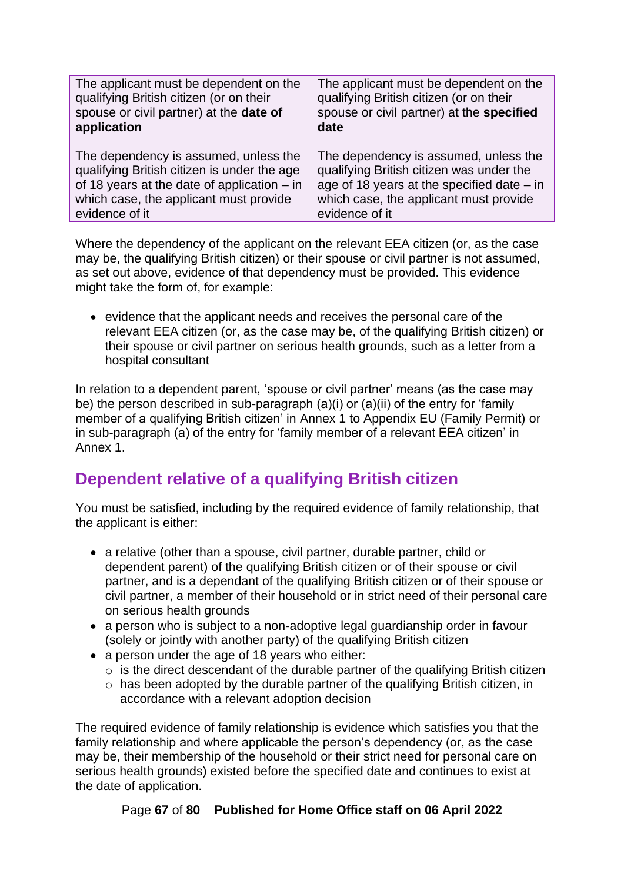| The applicant must be dependent on the qualifying British citizen (or on their spouse or civil partner) at the **date of application**<br><br>The dependency is assumed, unless the qualifying British citizen is under the age of 18 years at the date of application – in which case, the applicant must provide evidence of it | The applicant must be dependent on the qualifying British citizen (or on their spouse or civil partner) at the **specified date**<br><br>The dependency is assumed, unless the qualifying British citizen was under the age of 18 years at the specified date – in which case, the applicant must provide evidence of it |
|---|---|

Where the dependency of the applicant on the relevant EEA citizen (or, as the case may be, the qualifying British citizen) or their spouse or civil partner is not assumed, as set out above, evidence of that dependency must be provided. This evidence might take the form of, for example:

- evidence that the applicant needs and receives the personal care of the relevant EEA citizen (or, as the case may be, of the qualifying British citizen) or their spouse or civil partner on serious health grounds, such as a letter from a hospital consultant

In relation to a dependent parent, 'spouse or civil partner' means (as the case may be) the person described in sub-paragraph (a)(i) or (a)(ii) of the entry for 'family member of a qualifying British citizen' in Annex 1 to Appendix EU (Family Permit) or in sub-paragraph (a) of the entry for 'family member of a relevant EEA citizen' in Annex 1.

## Dependent relative of a qualifying British citizen

You must be satisfied, including by the required evidence of family relationship, that the applicant is either:

- a relative (other than a spouse, civil partner, durable partner, child or dependent parent) of the qualifying British citizen or of their spouse or civil partner, and is a dependant of the qualifying British citizen or of their spouse or civil partner, a member of their household or in strict need of their personal care on serious health grounds
- a person who is subject to a non-adoptive legal guardianship order in favour (solely or jointly with another party) of the qualifying British citizen
- a person under the age of 18 years who either:
  - is the direct descendant of the durable partner of the qualifying British citizen
  - has been adopted by the durable partner of the qualifying British citizen, in accordance with a relevant adoption decision

The required evidence of family relationship is evidence which satisfies you that the family relationship and where applicable the person's dependency (or, as the case may be, their membership of the household or their strict need for personal care on serious health grounds) existed before the specified date and continues to exist at the date of application.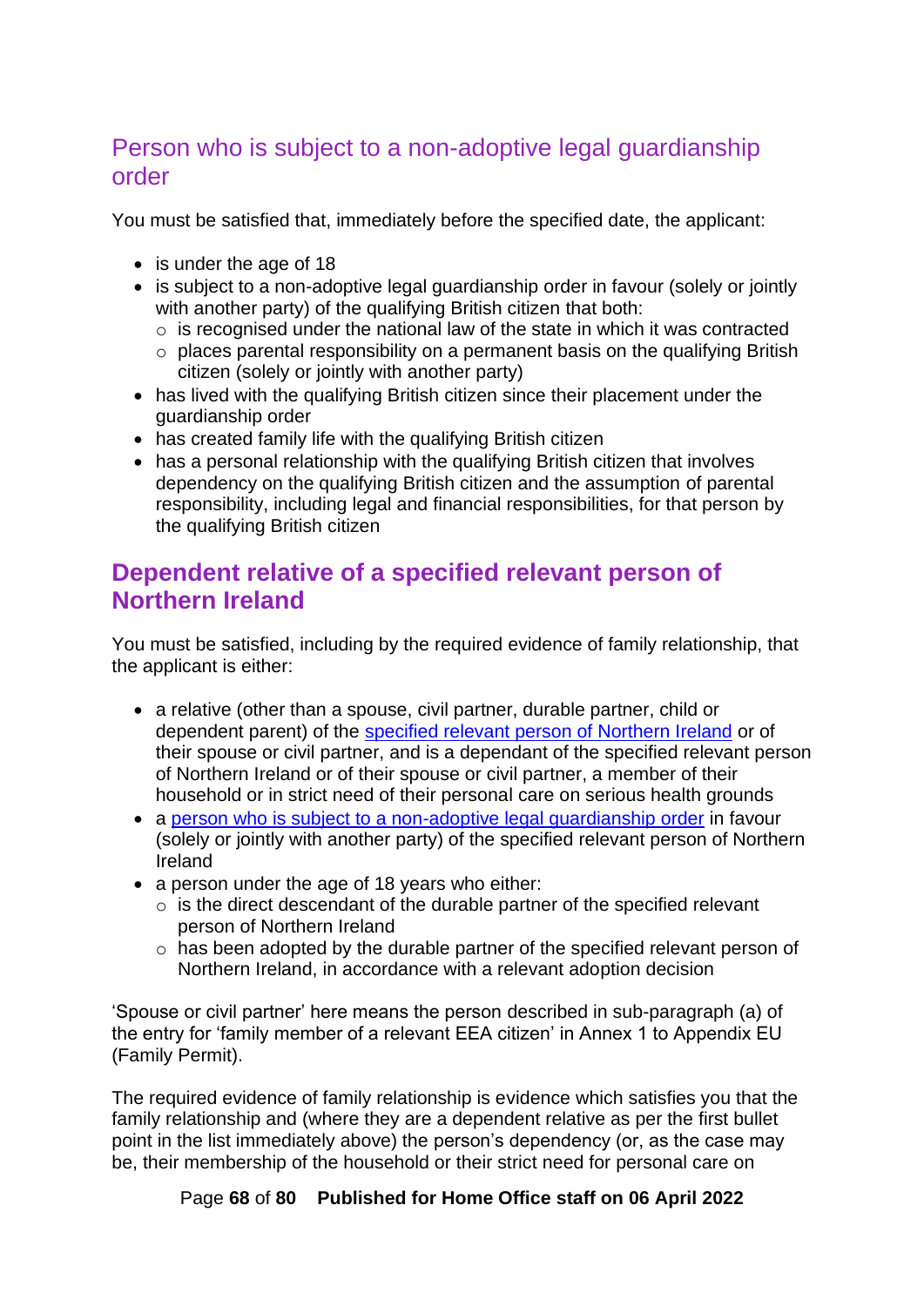### Person who is subject to a non-adoptive legal guardianship order

You must be satisfied that, immediately before the specified date, the applicant:

- is under the age of 18
- is subject to a non-adoptive legal guardianship order in favour (solely or jointly with another party) of the qualifying British citizen that both:
  - is recognised under the national law of the state in which it was contracted
  - places parental responsibility on a permanent basis on the qualifying British citizen (solely or jointly with another party)
- has lived with the qualifying British citizen since their placement under the guardianship order
- has created family life with the qualifying British citizen
- has a personal relationship with the qualifying British citizen that involves dependency on the qualifying British citizen and the assumption of parental responsibility, including legal and financial responsibilities, for that person by the qualifying British citizen

## Dependent relative of a specified relevant person of Northern Ireland

You must be satisfied, including by the required evidence of family relationship, that the applicant is either:

- a relative (other than a spouse, civil partner, durable partner, child or dependent parent) of the specified relevant person of Northern Ireland or of their spouse or civil partner, and is a dependant of the specified relevant person of Northern Ireland or of their spouse or civil partner, a member of their household or in strict need of their personal care on serious health grounds
- a person who is subject to a non-adoptive legal guardianship order in favour (solely or jointly with another party) of the specified relevant person of Northern Ireland
- a person under the age of 18 years who either:
  - is the direct descendant of the durable partner of the specified relevant person of Northern Ireland
  - has been adopted by the durable partner of the specified relevant person of Northern Ireland, in accordance with a relevant adoption decision

'Spouse or civil partner' here means the person described in sub-paragraph (a) of the entry for 'family member of a relevant EEA citizen' in Annex 1 to Appendix EU (Family Permit).

The required evidence of family relationship is evidence which satisfies you that the family relationship and (where they are a dependent relative as per the first bullet point in the list immediately above) the person's dependency (or, as the case may be, their membership of the household or their strict need for personal care on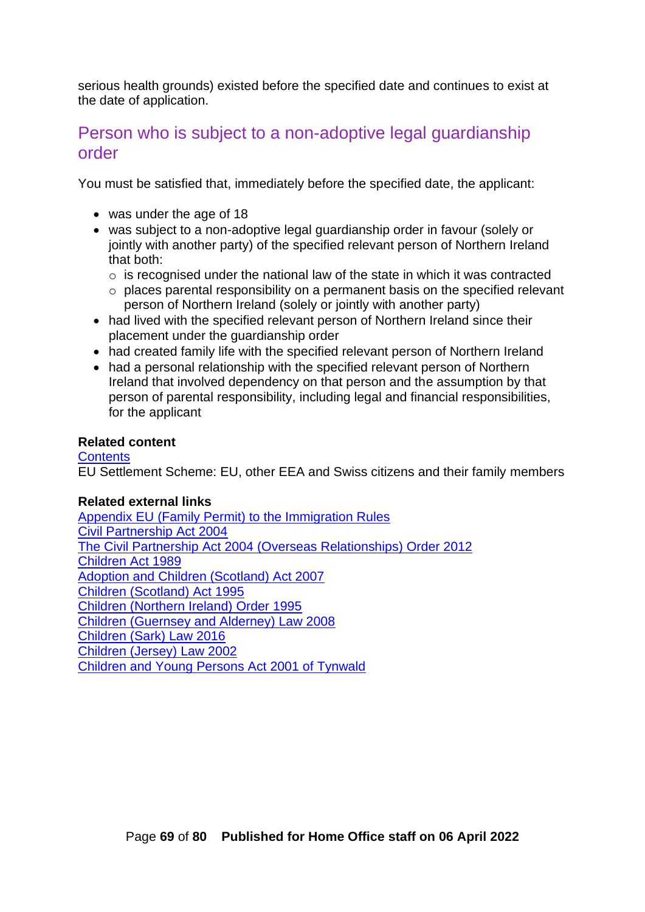serious health grounds) existed before the specified date and continues to exist at the date of application.

## Person who is subject to a non-adoptive legal guardianship order

You must be satisfied that, immediately before the specified date, the applicant:

- was under the age of 18
- was subject to a non-adoptive legal guardianship order in favour (solely or jointly with another party) of the specified relevant person of Northern Ireland that both:
  - is recognised under the national law of the state in which it was contracted
  - places parental responsibility on a permanent basis on the specified relevant person of Northern Ireland (solely or jointly with another party)
- had lived with the specified relevant person of Northern Ireland since their placement under the guardianship order
- had created family life with the specified relevant person of Northern Ireland
- had a personal relationship with the specified relevant person of Northern Ireland that involved dependency on that person and the assumption by that person of parental responsibility, including legal and financial responsibilities, for the applicant

**Related content**
Contents
EU Settlement Scheme: EU, other EEA and Swiss citizens and their family members

**Related external links**
Appendix EU (Family Permit) to the Immigration Rules
Civil Partnership Act 2004
The Civil Partnership Act 2004 (Overseas Relationships) Order 2012
Children Act 1989
Adoption and Children (Scotland) Act 2007
Children (Scotland) Act 1995
Children (Northern Ireland) Order 1995
Children (Guernsey and Alderney) Law 2008
Children (Sark) Law 2016
Children (Jersey) Law 2002
Children and Young Persons Act 2001 of Tynwald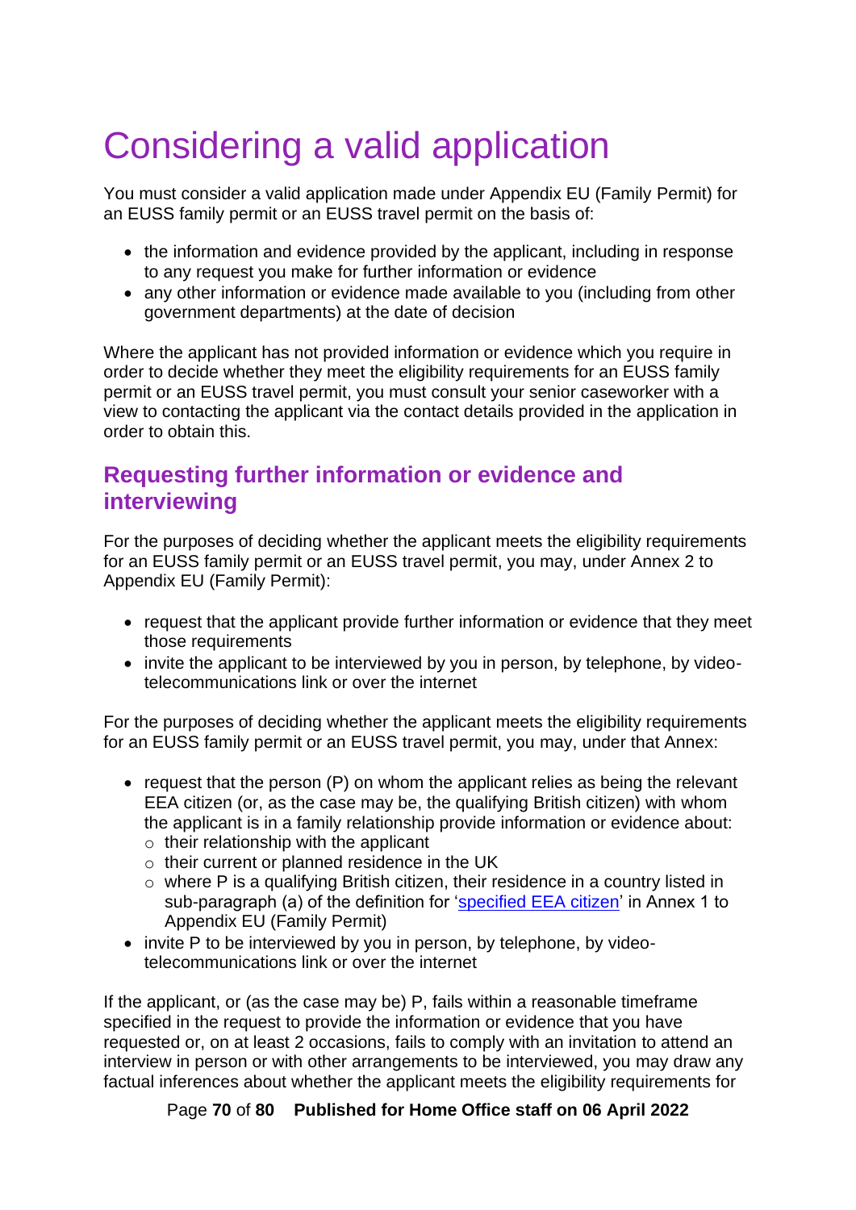# Considering a valid application

You must consider a valid application made under Appendix EU (Family Permit) for an EUSS family permit or an EUSS travel permit on the basis of:

- the information and evidence provided by the applicant, including in response to any request you make for further information or evidence
- any other information or evidence made available to you (including from other government departments) at the date of decision

Where the applicant has not provided information or evidence which you require in order to decide whether they meet the eligibility requirements for an EUSS family permit or an EUSS travel permit, you must consult your senior caseworker with a view to contacting the applicant via the contact details provided in the application in order to obtain this.

## Requesting further information or evidence and interviewing

For the purposes of deciding whether the applicant meets the eligibility requirements for an EUSS family permit or an EUSS travel permit, you may, under Annex 2 to Appendix EU (Family Permit):

- request that the applicant provide further information or evidence that they meet those requirements
- invite the applicant to be interviewed by you in person, by telephone, by video-telecommunications link or over the internet

For the purposes of deciding whether the applicant meets the eligibility requirements for an EUSS family permit or an EUSS travel permit, you may, under that Annex:

- request that the person (P) on whom the applicant relies as being the relevant EEA citizen (or, as the case may be, the qualifying British citizen) with whom the applicant is in a family relationship provide information or evidence about:
    - their relationship with the applicant
    - their current or planned residence in the UK
    - where P is a qualifying British citizen, their residence in a country listed in sub-paragraph (a) of the definition for 'specified EEA citizen' in Annex 1 to Appendix EU (Family Permit)
- invite P to be interviewed by you in person, by telephone, by video-telecommunications link or over the internet

If the applicant, or (as the case may be) P, fails within a reasonable timeframe specified in the request to provide the information or evidence that you have requested or, on at least 2 occasions, fails to comply with an invitation to attend an interview in person or with other arrangements to be interviewed, you may draw any factual inferences about whether the applicant meets the eligibility requirements for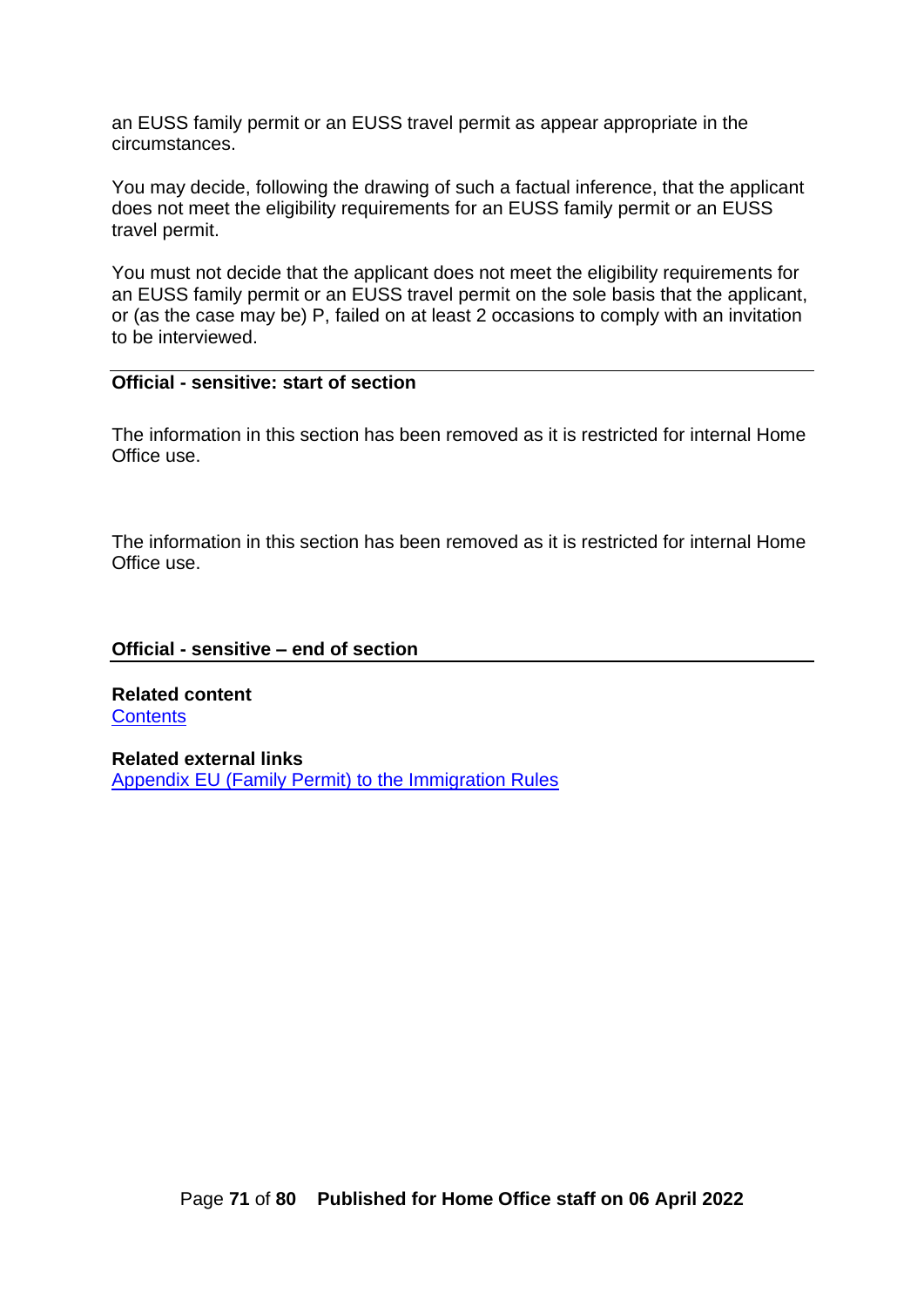an EUSS family permit or an EUSS travel permit as appear appropriate in the circumstances.

You may decide, following the drawing of such a factual inference, that the applicant does not meet the eligibility requirements for an EUSS family permit or an EUSS travel permit.

You must not decide that the applicant does not meet the eligibility requirements for an EUSS family permit or an EUSS travel permit on the sole basis that the applicant, or (as the case may be) P, failed on at least 2 occasions to comply with an invitation to be interviewed.

---

**Official - sensitive: start of section**

The information in this section has been removed as it is restricted for internal Home Office use.

The information in this section has been removed as it is restricted for internal Home Office use.

**Official - sensitive – end of section**

---

**Related content**
[Contents]

**Related external links**
[Appendix EU (Family Permit) to the Immigration Rules]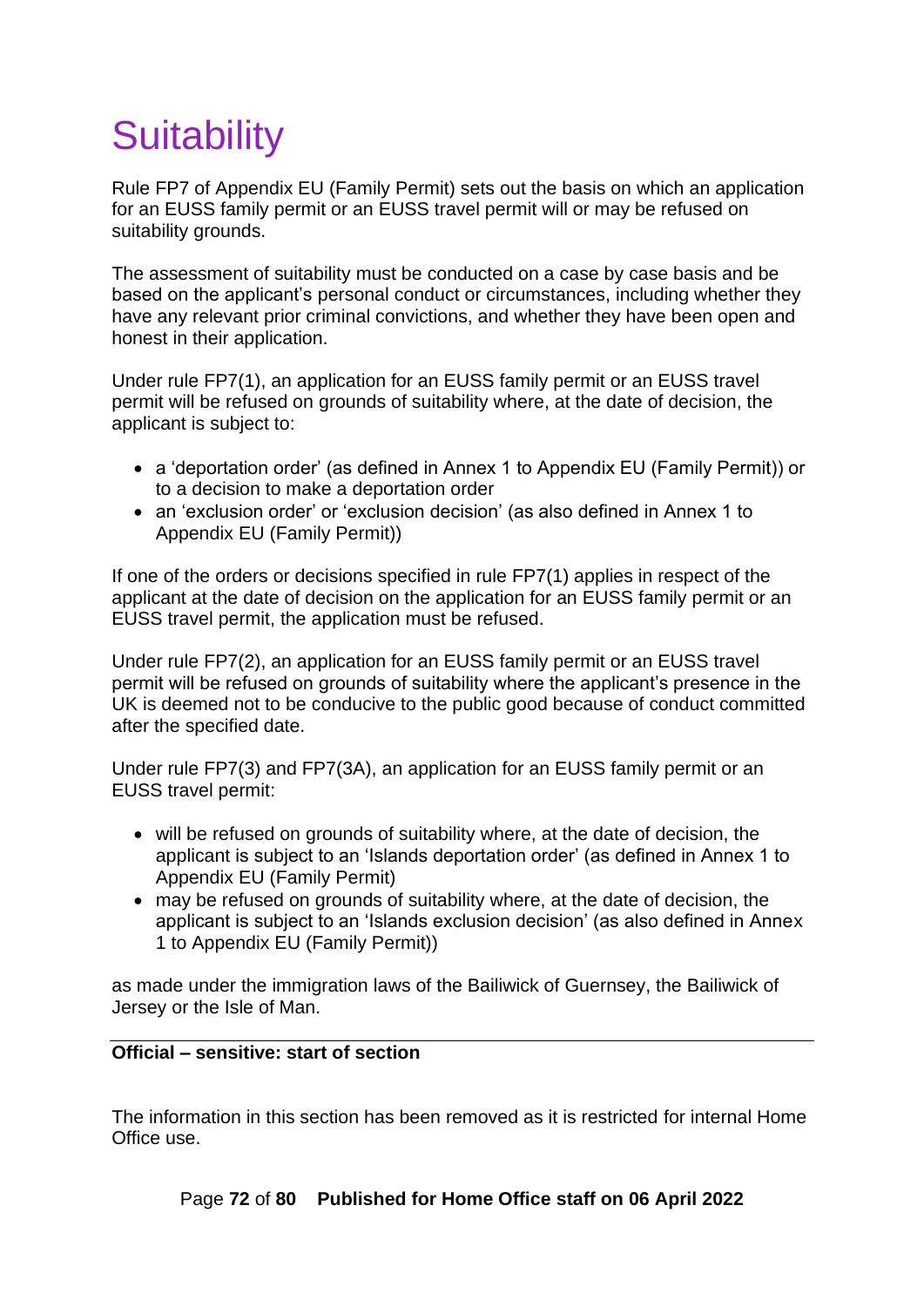# Suitability

Rule FP7 of Appendix EU (Family Permit) sets out the basis on which an application for an EUSS family permit or an EUSS travel permit will or may be refused on suitability grounds.

The assessment of suitability must be conducted on a case by case basis and be based on the applicant's personal conduct or circumstances, including whether they have any relevant prior criminal convictions, and whether they have been open and honest in their application.

Under rule FP7(1), an application for an EUSS family permit or an EUSS travel permit will be refused on grounds of suitability where, at the date of decision, the applicant is subject to:

- a 'deportation order' (as defined in Annex 1 to Appendix EU (Family Permit)) or to a decision to make a deportation order
- an 'exclusion order' or 'exclusion decision' (as also defined in Annex 1 to Appendix EU (Family Permit))

If one of the orders or decisions specified in rule FP7(1) applies in respect of the applicant at the date of decision on the application for an EUSS family permit or an EUSS travel permit, the application must be refused.

Under rule FP7(2), an application for an EUSS family permit or an EUSS travel permit will be refused on grounds of suitability where the applicant's presence in the UK is deemed not to be conducive to the public good because of conduct committed after the specified date.

Under rule FP7(3) and FP7(3A), an application for an EUSS family permit or an EUSS travel permit:

- will be refused on grounds of suitability where, at the date of decision, the applicant is subject to an 'Islands deportation order' (as defined in Annex 1 to Appendix EU (Family Permit)
- may be refused on grounds of suitability where, at the date of decision, the applicant is subject to an 'Islands exclusion decision' (as also defined in Annex 1 to Appendix EU (Family Permit))

as made under the immigration laws of the Bailiwick of Guernsey, the Bailiwick of Jersey or the Isle of Man.

**Official – sensitive: start of section**

The information in this section has been removed as it is restricted for internal Home Office use.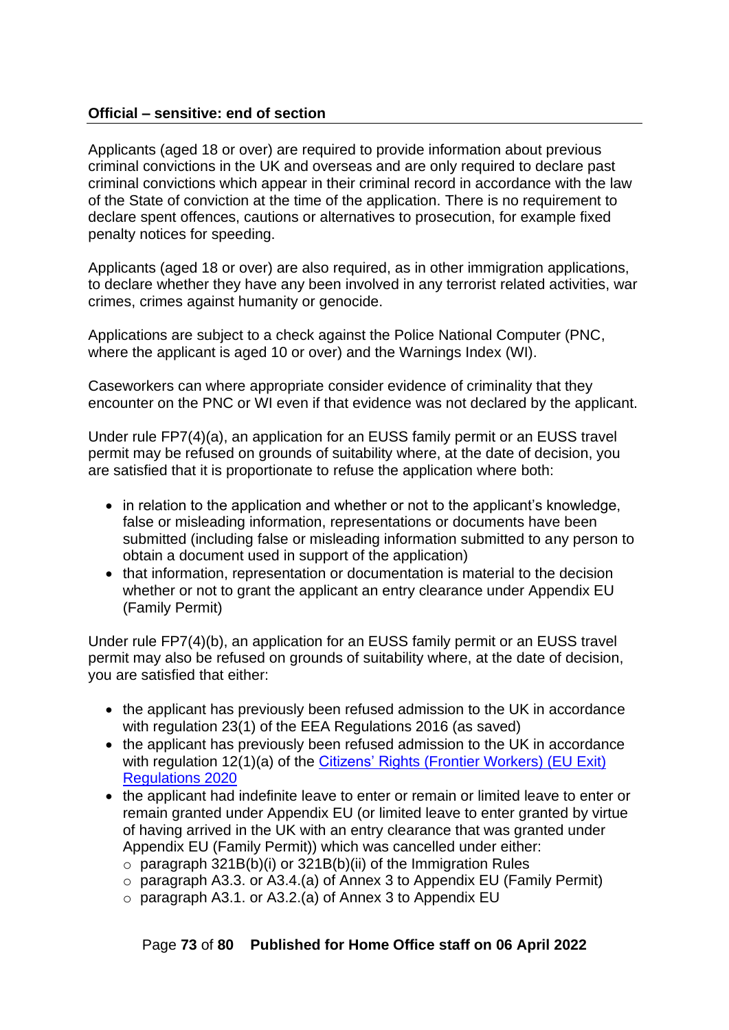**Official – sensitive: end of section**

Applicants (aged 18 or over) are required to provide information about previous criminal convictions in the UK and overseas and are only required to declare past criminal convictions which appear in their criminal record in accordance with the law of the State of conviction at the time of the application. There is no requirement to declare spent offences, cautions or alternatives to prosecution, for example fixed penalty notices for speeding.

Applicants (aged 18 or over) are also required, as in other immigration applications, to declare whether they have any been involved in any terrorist related activities, war crimes, crimes against humanity or genocide.

Applications are subject to a check against the Police National Computer (PNC, where the applicant is aged 10 or over) and the Warnings Index (WI).

Caseworkers can where appropriate consider evidence of criminality that they encounter on the PNC or WI even if that evidence was not declared by the applicant.

Under rule FP7(4)(a), an application for an EUSS family permit or an EUSS travel permit may be refused on grounds of suitability where, at the date of decision, you are satisfied that it is proportionate to refuse the application where both:

- in relation to the application and whether or not to the applicant's knowledge, false or misleading information, representations or documents have been submitted (including false or misleading information submitted to any person to obtain a document used in support of the application)
- that information, representation or documentation is material to the decision whether or not to grant the applicant an entry clearance under Appendix EU (Family Permit)

Under rule FP7(4)(b), an application for an EUSS family permit or an EUSS travel permit may also be refused on grounds of suitability where, at the date of decision, you are satisfied that either:

- the applicant has previously been refused admission to the UK in accordance with regulation 23(1) of the EEA Regulations 2016 (as saved)
- the applicant has previously been refused admission to the UK in accordance with regulation 12(1)(a) of the Citizens' Rights (Frontier Workers) (EU Exit) Regulations 2020
- the applicant had indefinite leave to enter or remain or limited leave to enter or remain granted under Appendix EU (or limited leave to enter granted by virtue of having arrived in the UK with an entry clearance that was granted under Appendix EU (Family Permit)) which was cancelled under either:
  - paragraph 321B(b)(i) or 321B(b)(ii) of the Immigration Rules
  - paragraph A3.3. or A3.4.(a) of Annex 3 to Appendix EU (Family Permit)
  - paragraph A3.1. or A3.2.(a) of Annex 3 to Appendix EU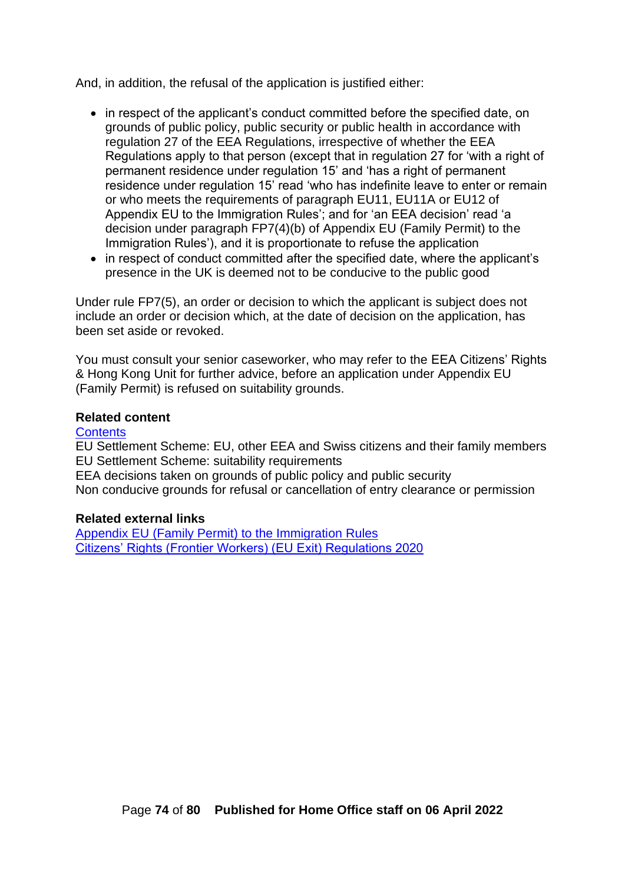And, in addition, the refusal of the application is justified either:

- in respect of the applicant's conduct committed before the specified date, on grounds of public policy, public security or public health in accordance with regulation 27 of the EEA Regulations, irrespective of whether the EEA Regulations apply to that person (except that in regulation 27 for 'with a right of permanent residence under regulation 15' and 'has a right of permanent residence under regulation 15' read 'who has indefinite leave to enter or remain or who meets the requirements of paragraph EU11, EU11A or EU12 of Appendix EU to the Immigration Rules'; and for 'an EEA decision' read 'a decision under paragraph FP7(4)(b) of Appendix EU (Family Permit) to the Immigration Rules'), and it is proportionate to refuse the application
- in respect of conduct committed after the specified date, where the applicant's presence in the UK is deemed not to be conducive to the public good

Under rule FP7(5), an order or decision to which the applicant is subject does not include an order or decision which, at the date of decision on the application, has been set aside or revoked.

You must consult your senior caseworker, who may refer to the EEA Citizens' Rights & Hong Kong Unit for further advice, before an application under Appendix EU (Family Permit) is refused on suitability grounds.

**Related content**
Contents
EU Settlement Scheme: EU, other EEA and Swiss citizens and their family members
EU Settlement Scheme: suitability requirements
EEA decisions taken on grounds of public policy and public security
Non conducive grounds for refusal or cancellation of entry clearance or permission

**Related external links**
Appendix EU (Family Permit) to the Immigration Rules
Citizens' Rights (Frontier Workers) (EU Exit) Regulations 2020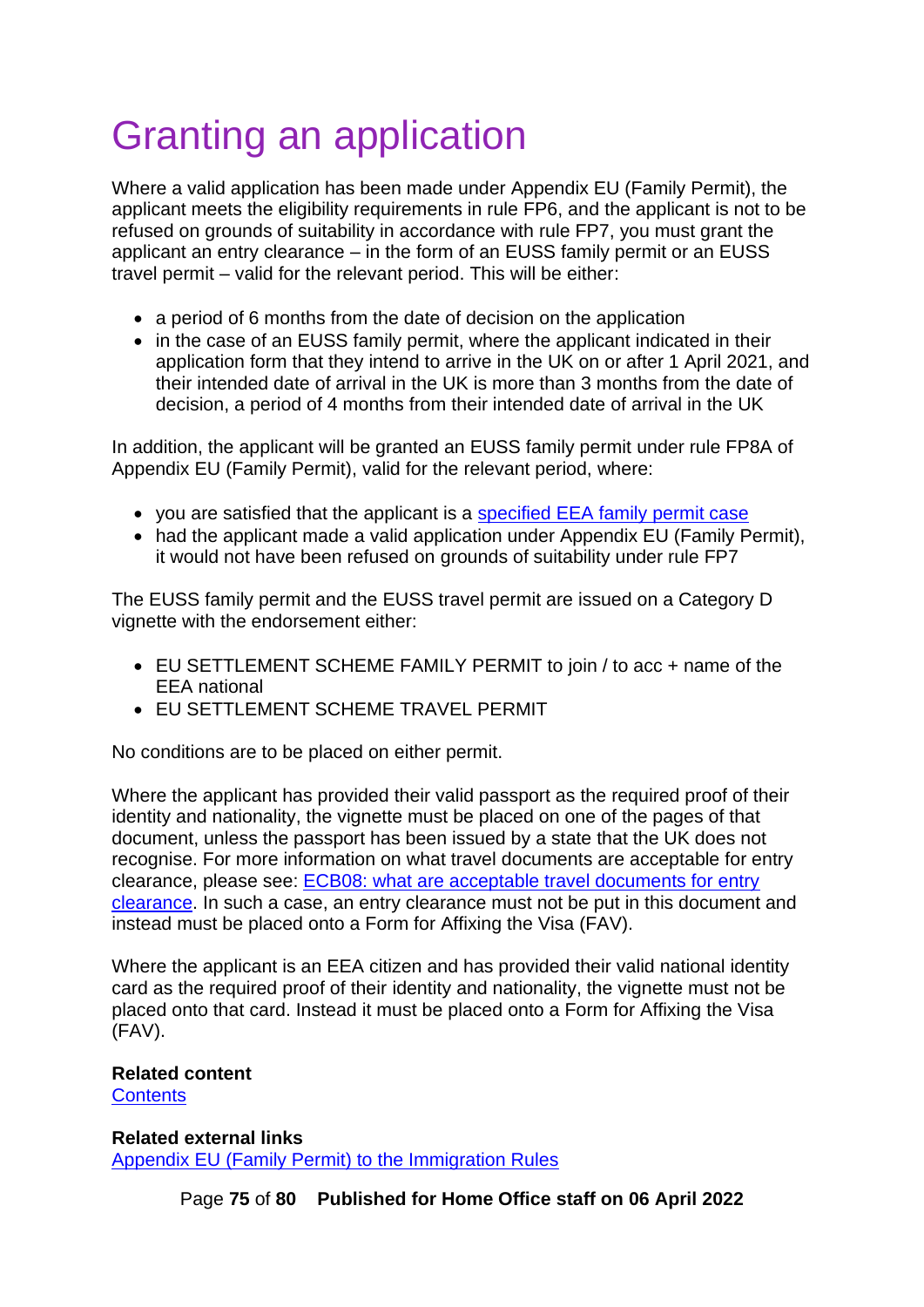# Granting an application

Where a valid application has been made under Appendix EU (Family Permit), the applicant meets the eligibility requirements in rule FP6, and the applicant is not to be refused on grounds of suitability in accordance with rule FP7, you must grant the applicant an entry clearance – in the form of an EUSS family permit or an EUSS travel permit – valid for the relevant period. This will be either:

- a period of 6 months from the date of decision on the application
- in the case of an EUSS family permit, where the applicant indicated in their application form that they intend to arrive in the UK on or after 1 April 2021, and their intended date of arrival in the UK is more than 3 months from the date of decision, a period of 4 months from their intended date of arrival in the UK

In addition, the applicant will be granted an EUSS family permit under rule FP8A of Appendix EU (Family Permit), valid for the relevant period, where:

- you are satisfied that the applicant is a [specified EEA family permit case]
- had the applicant made a valid application under Appendix EU (Family Permit), it would not have been refused on grounds of suitability under rule FP7

The EUSS family permit and the EUSS travel permit are issued on a Category D vignette with the endorsement either:

- EU SETTLEMENT SCHEME FAMILY PERMIT to join / to acc + name of the EEA national
- EU SETTLEMENT SCHEME TRAVEL PERMIT

No conditions are to be placed on either permit.

Where the applicant has provided their valid passport as the required proof of their identity and nationality, the vignette must be placed on one of the pages of that document, unless the passport has been issued by a state that the UK does not recognise. For more information on what travel documents are acceptable for entry clearance, please see: [ECB08: what are acceptable travel documents for entry clearance]. In such a case, an entry clearance must not be put in this document and instead must be placed onto a Form for Affixing the Visa (FAV).

Where the applicant is an EEA citizen and has provided their valid national identity card as the required proof of their identity and nationality, the vignette must not be placed onto that card. Instead it must be placed onto a Form for Affixing the Visa (FAV).

**Related content**
[Contents]

**Related external links**
[Appendix EU (Family Permit) to the Immigration Rules]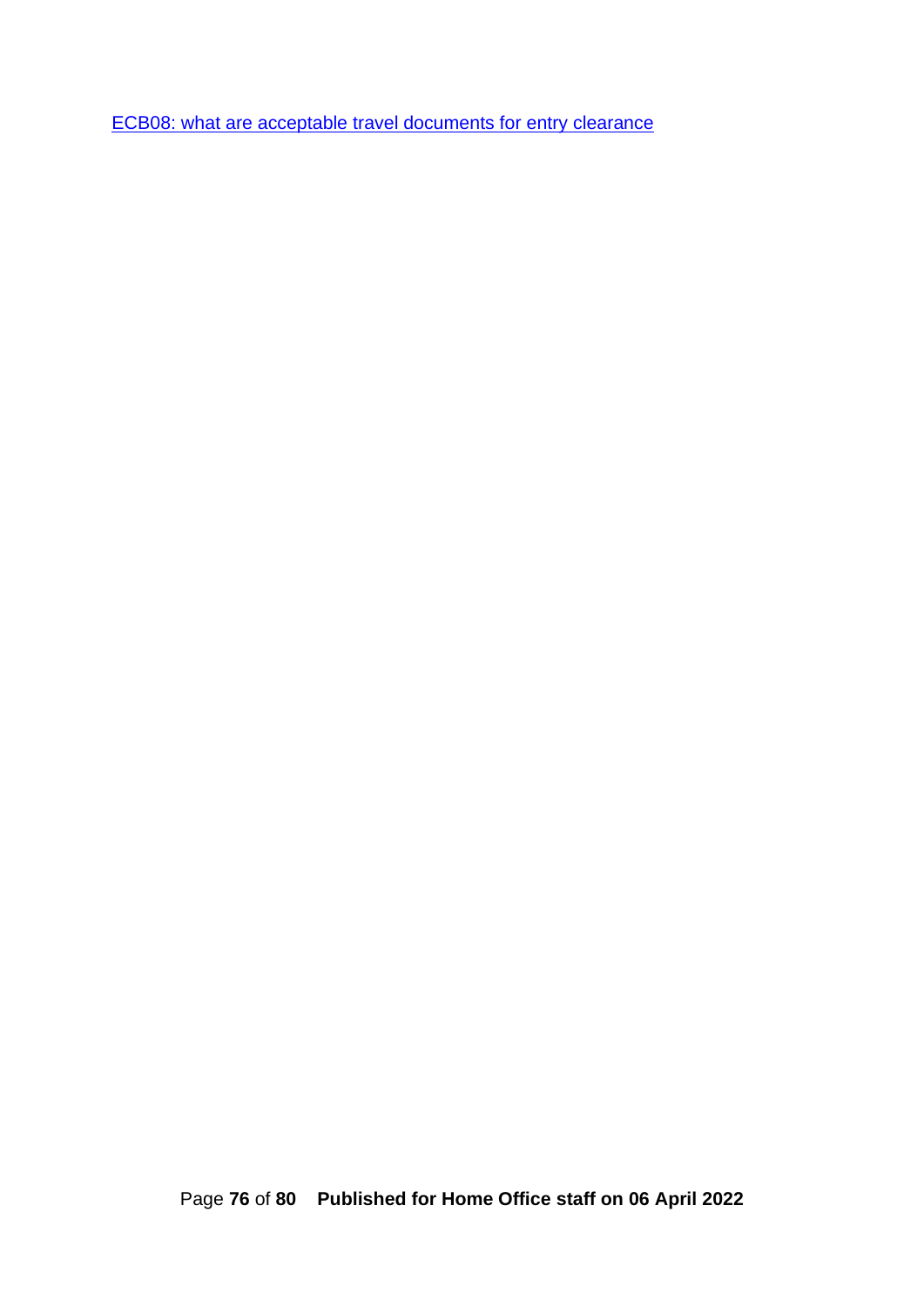[ECB08: what are acceptable travel documents for entry clearance]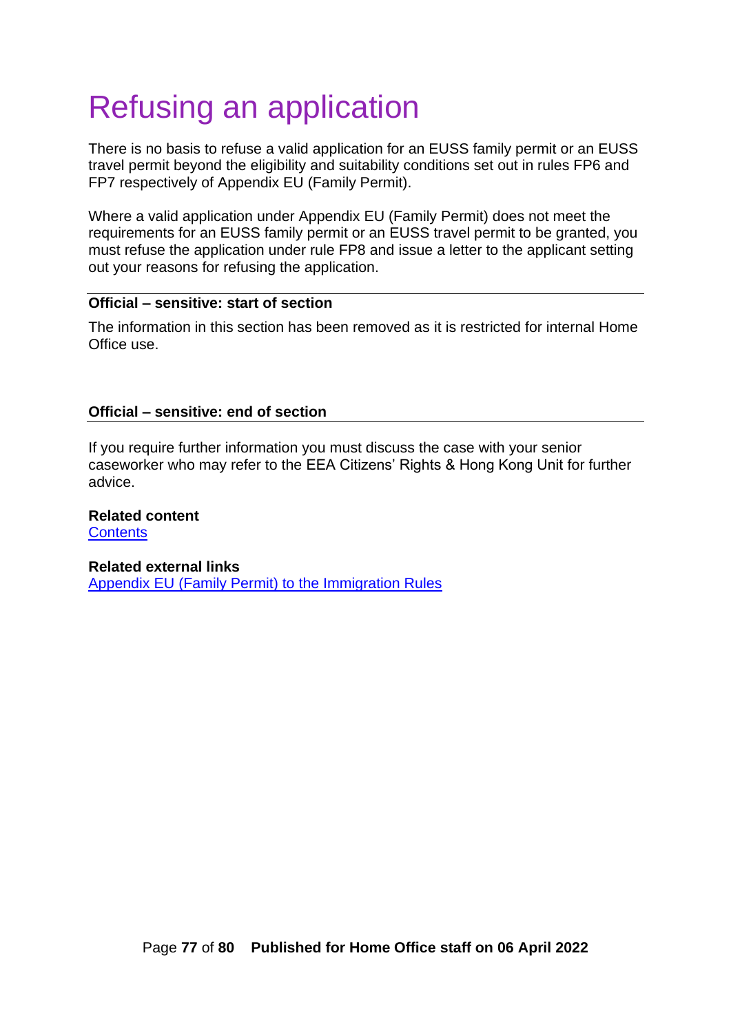# Refusing an application

There is no basis to refuse a valid application for an EUSS family permit or an EUSS travel permit beyond the eligibility and suitability conditions set out in rules FP6 and FP7 respectively of Appendix EU (Family Permit).

Where a valid application under Appendix EU (Family Permit) does not meet the requirements for an EUSS family permit or an EUSS travel permit to be granted, you must refuse the application under rule FP8 and issue a letter to the applicant setting out your reasons for refusing the application.

---

**Official – sensitive: start of section**

The information in this section has been removed as it is restricted for internal Home Office use.

**Official – sensitive: end of section**

---

If you require further information you must discuss the case with your senior caseworker who may refer to the EEA Citizens' Rights & Hong Kong Unit for further advice.

**Related content**
Contents

**Related external links**
Appendix EU (Family Permit) to the Immigration Rules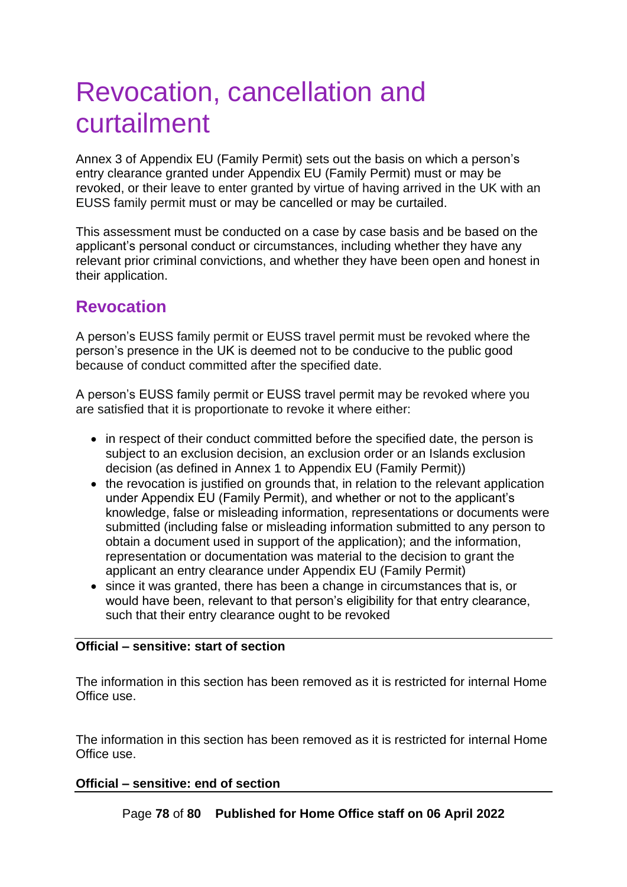# Revocation, cancellation and curtailment

Annex 3 of Appendix EU (Family Permit) sets out the basis on which a person's entry clearance granted under Appendix EU (Family Permit) must or may be revoked, or their leave to enter granted by virtue of having arrived in the UK with an EUSS family permit must or may be cancelled or may be curtailed.

This assessment must be conducted on a case by case basis and be based on the applicant's personal conduct or circumstances, including whether they have any relevant prior criminal convictions, and whether they have been open and honest in their application.

## Revocation

A person's EUSS family permit or EUSS travel permit must be revoked where the person's presence in the UK is deemed not to be conducive to the public good because of conduct committed after the specified date.

A person's EUSS family permit or EUSS travel permit may be revoked where you are satisfied that it is proportionate to revoke it where either:

- in respect of their conduct committed before the specified date, the person is subject to an exclusion decision, an exclusion order or an Islands exclusion decision (as defined in Annex 1 to Appendix EU (Family Permit))
- the revocation is justified on grounds that, in relation to the relevant application under Appendix EU (Family Permit), and whether or not to the applicant's knowledge, false or misleading information, representations or documents were submitted (including false or misleading information submitted to any person to obtain a document used in support of the application); and the information, representation or documentation was material to the decision to grant the applicant an entry clearance under Appendix EU (Family Permit)
- since it was granted, there has been a change in circumstances that is, or would have been, relevant to that person's eligibility for that entry clearance, such that their entry clearance ought to be revoked

**Official – sensitive: start of section**

The information in this section has been removed as it is restricted for internal Home Office use.

The information in this section has been removed as it is restricted for internal Home Office use.

**Official – sensitive: end of section**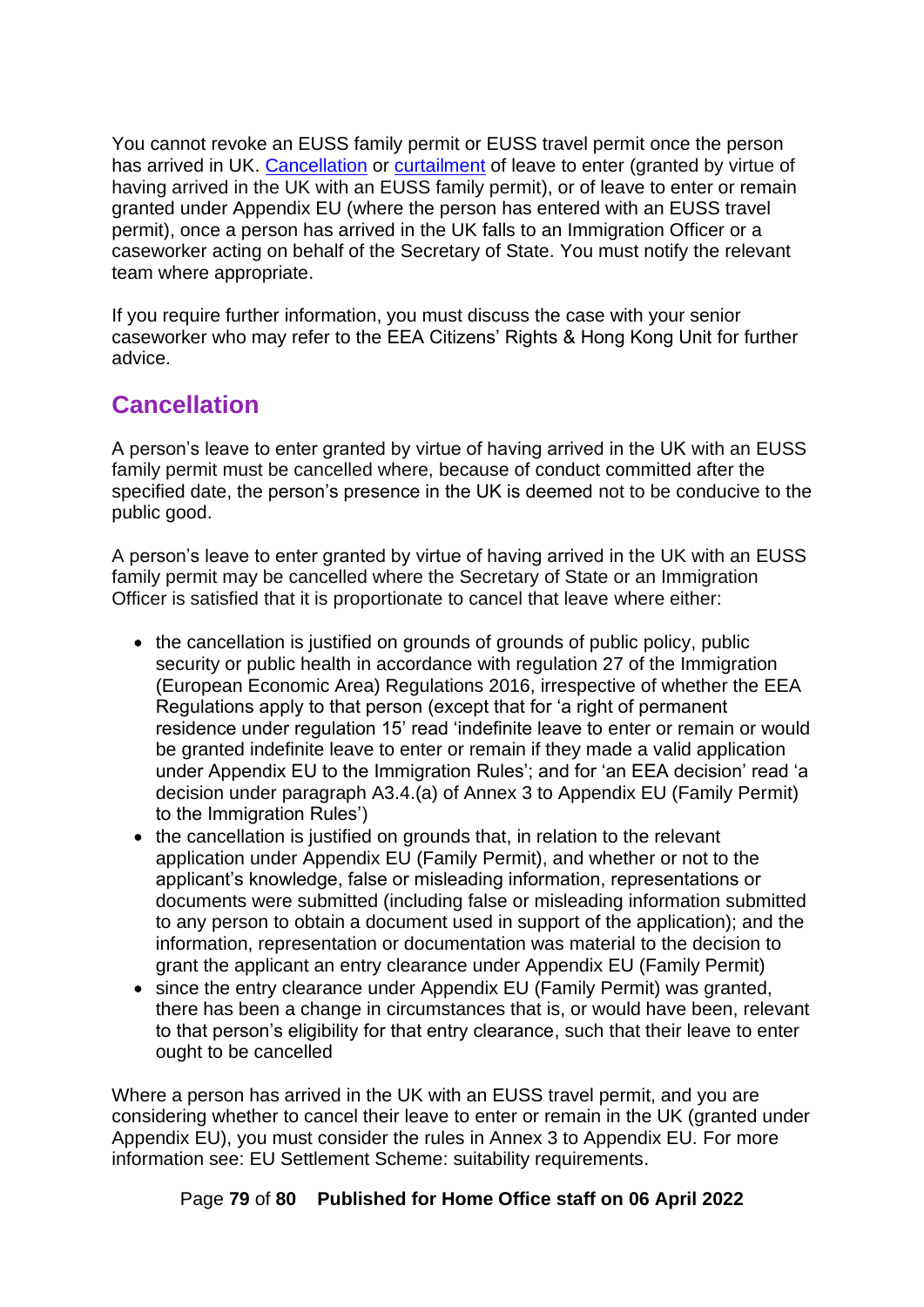You cannot revoke an EUSS family permit or EUSS travel permit once the person has arrived in UK. [Cancellation] or [curtailment] of leave to enter (granted by virtue of having arrived in the UK with an EUSS family permit), or of leave to enter or remain granted under Appendix EU (where the person has entered with an EUSS travel permit), once a person has arrived in the UK falls to an Immigration Officer or a caseworker acting on behalf of the Secretary of State. You must notify the relevant team where appropriate.

If you require further information, you must discuss the case with your senior caseworker who may refer to the EEA Citizens' Rights & Hong Kong Unit for further advice.

## Cancellation

A person's leave to enter granted by virtue of having arrived in the UK with an EUSS family permit must be cancelled where, because of conduct committed after the specified date, the person's presence in the UK is deemed not to be conducive to the public good.

A person's leave to enter granted by virtue of having arrived in the UK with an EUSS family permit may be cancelled where the Secretary of State or an Immigration Officer is satisfied that it is proportionate to cancel that leave where either:

- the cancellation is justified on grounds of grounds of public policy, public security or public health in accordance with regulation 27 of the Immigration (European Economic Area) Regulations 2016, irrespective of whether the EEA Regulations apply to that person (except that for 'a right of permanent residence under regulation 15' read 'indefinite leave to enter or remain or would be granted indefinite leave to enter or remain if they made a valid application under Appendix EU to the Immigration Rules'; and for 'an EEA decision' read 'a decision under paragraph A3.4.(a) of Annex 3 to Appendix EU (Family Permit) to the Immigration Rules')
- the cancellation is justified on grounds that, in relation to the relevant application under Appendix EU (Family Permit), and whether or not to the applicant's knowledge, false or misleading information, representations or documents were submitted (including false or misleading information submitted to any person to obtain a document used in support of the application); and the information, representation or documentation was material to the decision to grant the applicant an entry clearance under Appendix EU (Family Permit)
- since the entry clearance under Appendix EU (Family Permit) was granted, there has been a change in circumstances that is, or would have been, relevant to that person's eligibility for that entry clearance, such that their leave to enter ought to be cancelled

Where a person has arrived in the UK with an EUSS travel permit, and you are considering whether to cancel their leave to enter or remain in the UK (granted under Appendix EU), you must consider the rules in Annex 3 to Appendix EU. For more information see: EU Settlement Scheme: suitability requirements.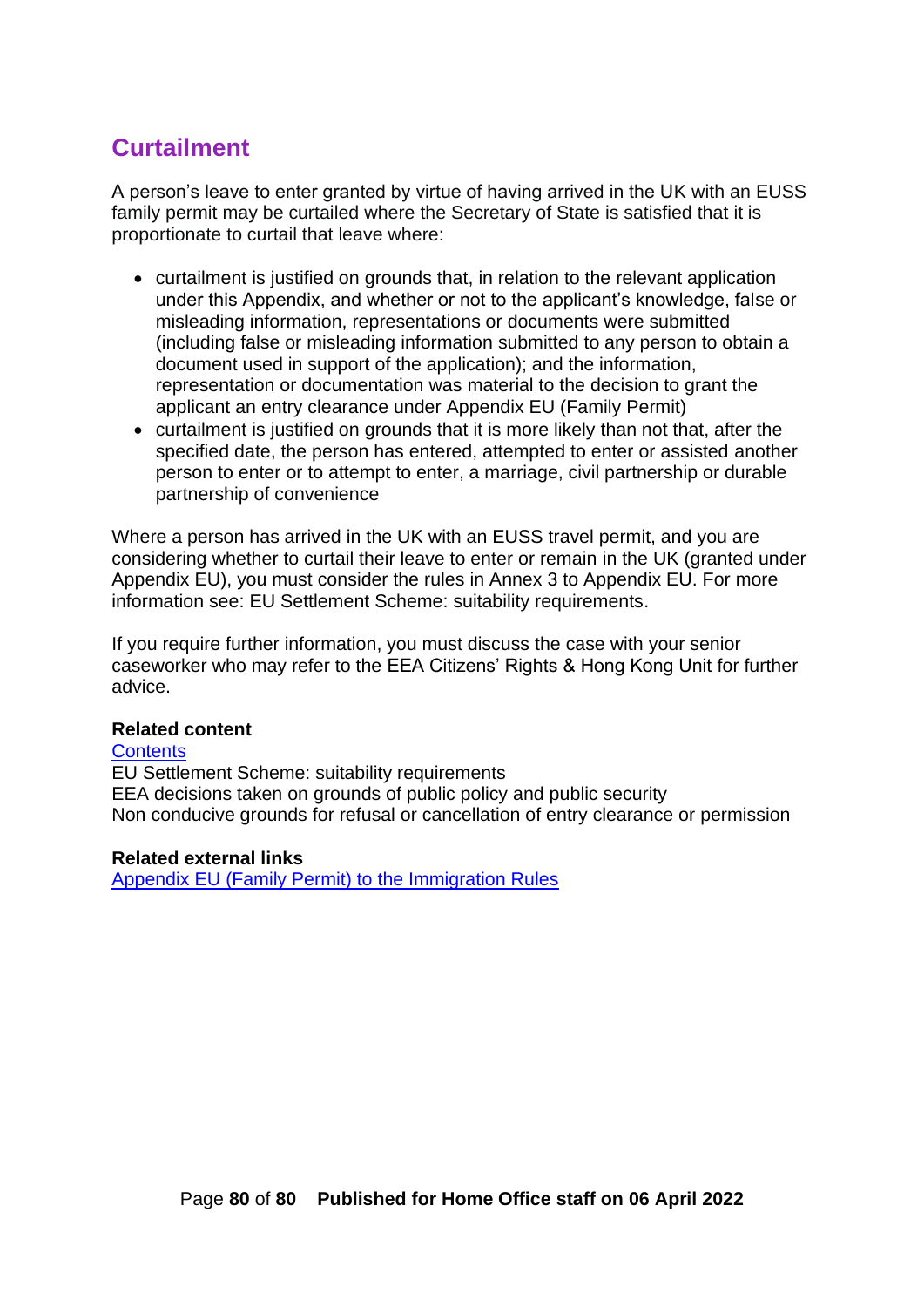## Curtailment

A person's leave to enter granted by virtue of having arrived in the UK with an EUSS family permit may be curtailed where the Secretary of State is satisfied that it is proportionate to curtail that leave where:

- curtailment is justified on grounds that, in relation to the relevant application under this Appendix, and whether or not to the applicant's knowledge, false or misleading information, representations or documents were submitted (including false or misleading information submitted to any person to obtain a document used in support of the application); and the information, representation or documentation was material to the decision to grant the applicant an entry clearance under Appendix EU (Family Permit)
- curtailment is justified on grounds that it is more likely than not that, after the specified date, the person has entered, attempted to enter or assisted another person to enter or to attempt to enter, a marriage, civil partnership or durable partnership of convenience

Where a person has arrived in the UK with an EUSS travel permit, and you are considering whether to curtail their leave to enter or remain in the UK (granted under Appendix EU), you must consider the rules in Annex 3 to Appendix EU. For more information see: EU Settlement Scheme: suitability requirements.

If you require further information, you must discuss the case with your senior caseworker who may refer to the EEA Citizens' Rights & Hong Kong Unit for further advice.

**Related content**
Contents
EU Settlement Scheme: suitability requirements
EEA decisions taken on grounds of public policy and public security
Non conducive grounds for refusal or cancellation of entry clearance or permission

**Related external links**
Appendix EU (Family Permit) to the Immigration Rules